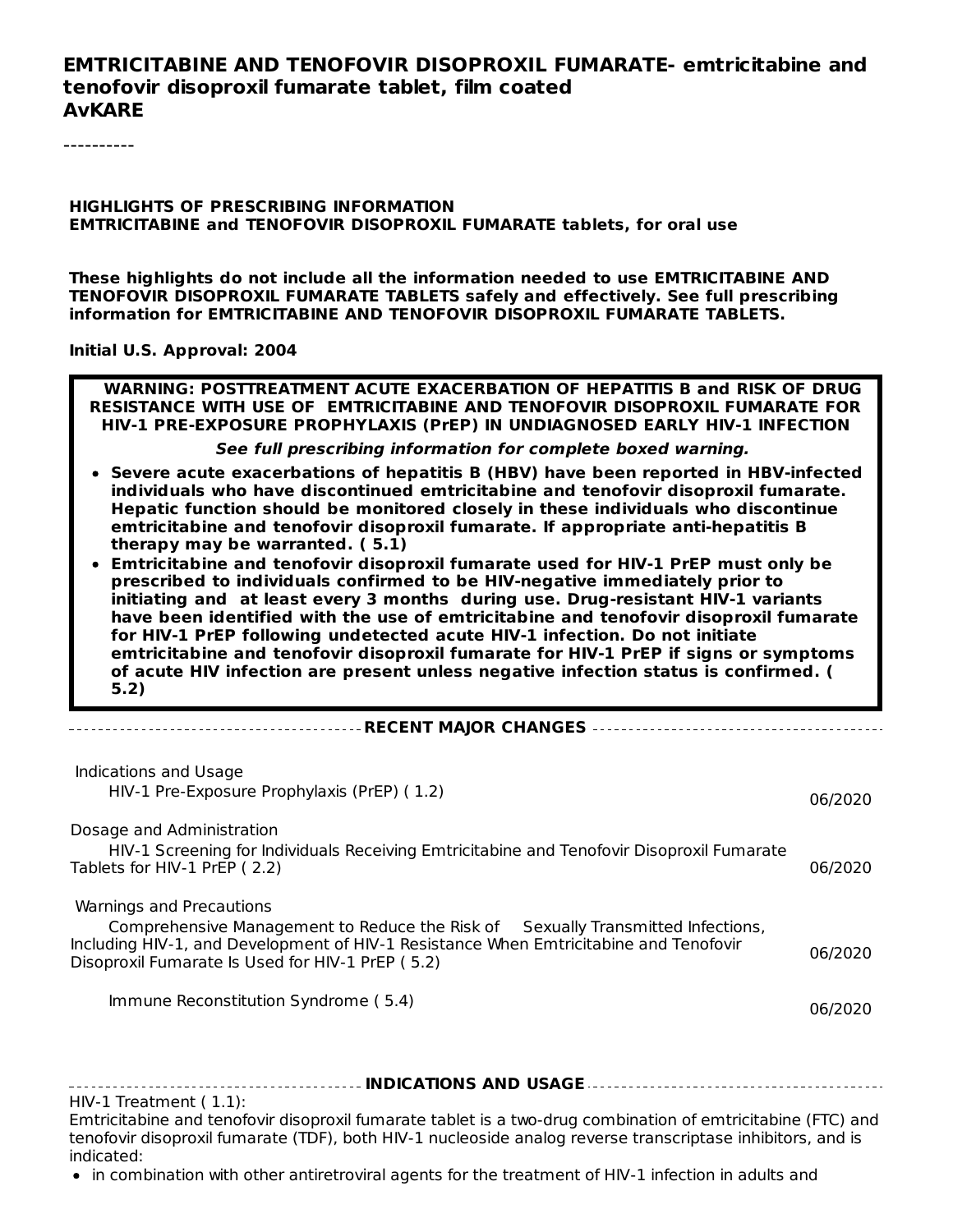# EMTRICITABINE AND TENOFOVIR DISOPROXIL FUMARATE- emtricitabine and tenofovir disoproxil fumarate tablet, film coated
**AvKARE**

----------

**HIGHLIGHTS OF PRESCRIBING INFORMATION**
**EMTRICITABINE and TENOFOVIR DISOPROXIL FUMARATE tablets, for oral use**

**These highlights do not include all the information needed to use EMTRICITABINE AND TENOFOVIR DISOPROXIL FUMARATE TABLETS safely and effectively. See full prescribing information for EMTRICITABINE AND TENOFOVIR DISOPROXIL FUMARATE TABLETS.**

**Initial U.S. Approval: 2004**

**WARNING: POSTTREATMENT ACUTE EXACERBATION OF HEPATITIS B and RISK OF DRUG RESISTANCE WITH USE OF EMTRICITABINE AND TENOFOVIR DISOPROXIL FUMARATE FOR HIV-1 PRE-EXPOSURE PROPHYLAXIS (PrEP) IN UNDIAGNOSED EARLY HIV-1 INFECTION**

***See full prescribing information for complete boxed warning.***

- **Severe acute exacerbations of hepatitis B (HBV) have been reported in HBV-infected individuals who have discontinued emtricitabine and tenofovir disoproxil fumarate. Hepatic function should be monitored closely in these individuals who discontinue emtricitabine and tenofovir disoproxil fumarate. If appropriate anti-hepatitis B therapy may be warranted. ( 5.1)**
- **Emtricitabine and tenofovir disoproxil fumarate used for HIV-1 PrEP must only be prescribed to individuals confirmed to be HIV-negative immediately prior to initiating and at least every 3 months during use. Drug-resistant HIV-1 variants have been identified with the use of emtricitabine and tenofovir disoproxil fumarate for HIV-1 PrEP following undetected acute HIV-1 infection. Do not initiate emtricitabine and tenofovir disoproxil fumarate for HIV-1 PrEP if signs or symptoms of acute HIV infection are present unless negative infection status is confirmed. ( 5.2)**

**RECENT MAJOR CHANGES**

| | |
|---|---|
| Indications and Usage<br>HIV-1 Pre-Exposure Prophylaxis (PrEP) ( 1.2) | 06/2020 |
| Dosage and Administration<br>HIV-1 Screening for Individuals Receiving Emtricitabine and Tenofovir Disoproxil Fumarate Tablets for HIV-1 PrEP ( 2.2) | 06/2020 |
| Warnings and Precautions<br>Comprehensive Management to Reduce the Risk of Sexually Transmitted Infections, Including HIV-1, and Development of HIV-1 Resistance When Emtricitabine and Tenofovir Disoproxil Fumarate Is Used for HIV-1 PrEP ( 5.2) | 06/2020 |
| Immune Reconstitution Syndrome ( 5.4) | 06/2020 |

**INDICATIONS AND USAGE**

HIV-1 Treatment ( 1.1):
Emtricitabine and tenofovir disoproxil fumarate tablet is a two-drug combination of emtricitabine (FTC) and tenofovir disoproxil fumarate (TDF), both HIV-1 nucleoside analog reverse transcriptase inhibitors, and is indicated:

- in combination with other antiretroviral agents for the treatment of HIV-1 infection in adults and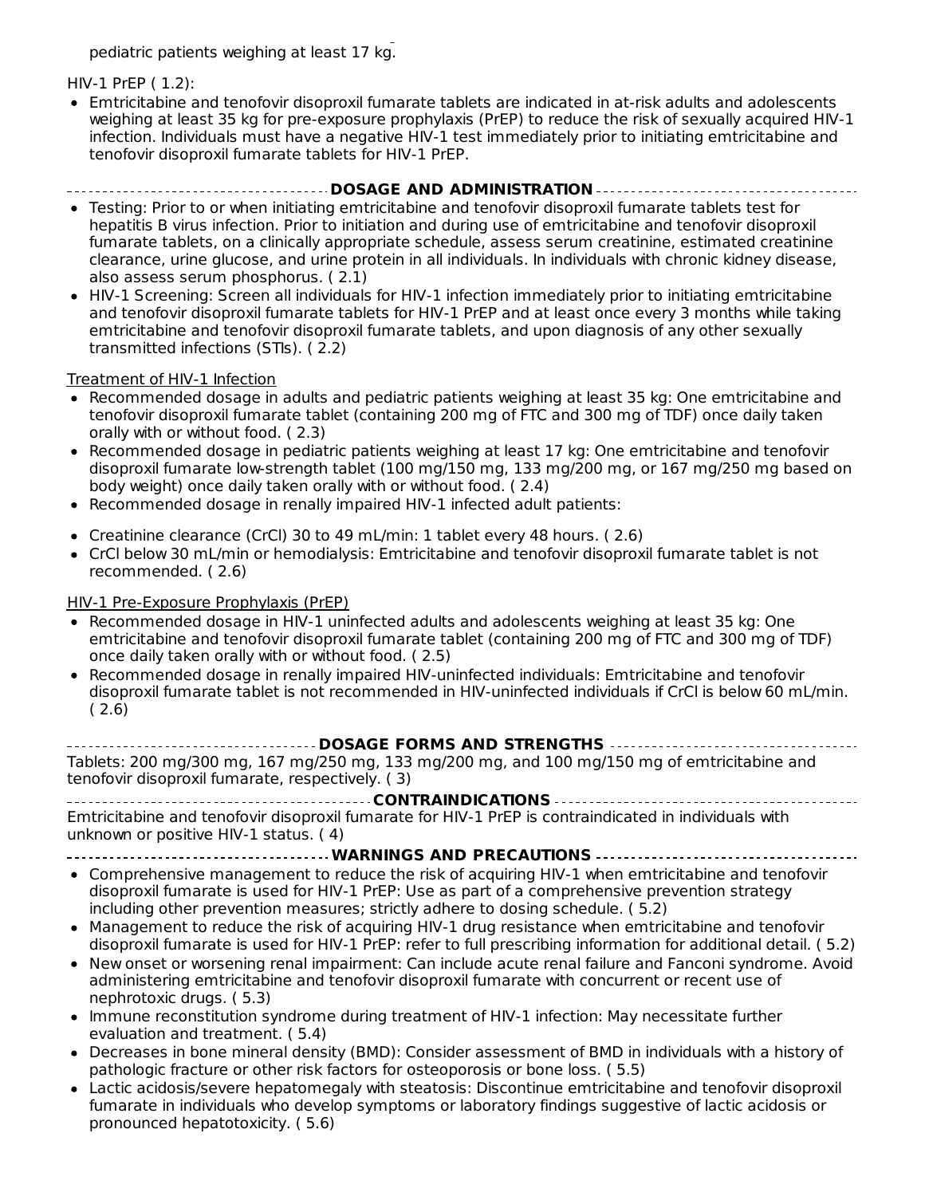pediatric patients weighing at least 17 kg.

HIV-1 PrEP ( 1.2):

- Emtricitabine and tenofovir disoproxil fumarate tablets are indicated in at-risk adults and adolescents weighing at least 35 kg for pre-exposure prophylaxis (PrEP) to reduce the risk of sexually acquired HIV-1 infection. Individuals must have a negative HIV-1 test immediately prior to initiating emtricitabine and tenofovir disoproxil fumarate tablets for HIV-1 PrEP.

## DOSAGE AND ADMINISTRATION

- Testing: Prior to or when initiating emtricitabine and tenofovir disoproxil fumarate tablets test for hepatitis B virus infection. Prior to initiation and during use of emtricitabine and tenofovir disoproxil fumarate tablets, on a clinically appropriate schedule, assess serum creatinine, estimated creatinine clearance, urine glucose, and urine protein in all individuals. In individuals with chronic kidney disease, also assess serum phosphorus. ( 2.1)
- HIV-1 Screening: Screen all individuals for HIV-1 infection immediately prior to initiating emtricitabine and tenofovir disoproxil fumarate tablets for HIV-1 PrEP and at least once every 3 months while taking emtricitabine and tenofovir disoproxil fumarate tablets, and upon diagnosis of any other sexually transmitted infections (STIs). ( 2.2)

Treatment of HIV-1 Infection

- Recommended dosage in adults and pediatric patients weighing at least 35 kg: One emtricitabine and tenofovir disoproxil fumarate tablet (containing 200 mg of FTC and 300 mg of TDF) once daily taken orally with or without food. ( 2.3)
- Recommended dosage in pediatric patients weighing at least 17 kg: One emtricitabine and tenofovir disoproxil fumarate low-strength tablet (100 mg/150 mg, 133 mg/200 mg, or 167 mg/250 mg based on body weight) once daily taken orally with or without food. ( 2.4)
- Recommended dosage in renally impaired HIV-1 infected adult patients:

- Creatinine clearance (CrCl) 30 to 49 mL/min: 1 tablet every 48 hours. ( 2.6)
- CrCl below 30 mL/min or hemodialysis: Emtricitabine and tenofovir disoproxil fumarate tablet is not recommended. ( 2.6)

HIV-1 Pre-Exposure Prophylaxis (PrEP)

- Recommended dosage in HIV-1 uninfected adults and adolescents weighing at least 35 kg: One emtricitabine and tenofovir disoproxil fumarate tablet (containing 200 mg of FTC and 300 mg of TDF) once daily taken orally with or without food. ( 2.5)
- Recommended dosage in renally impaired HIV-uninfected individuals: Emtricitabine and tenofovir disoproxil fumarate tablet is not recommended in HIV-uninfected individuals if CrCl is below 60 mL/min. ( 2.6)

## DOSAGE FORMS AND STRENGTHS

Tablets: 200 mg/300 mg, 167 mg/250 mg, 133 mg/200 mg, and 100 mg/150 mg of emtricitabine and tenofovir disoproxil fumarate, respectively. ( 3)

## CONTRAINDICATIONS

Emtricitabine and tenofovir disoproxil fumarate for HIV-1 PrEP is contraindicated in individuals with unknown or positive HIV-1 status. ( 4)

## WARNINGS AND PRECAUTIONS

- Comprehensive management to reduce the risk of acquiring HIV-1 when emtricitabine and tenofovir disoproxil fumarate is used for HIV-1 PrEP: Use as part of a comprehensive prevention strategy including other prevention measures; strictly adhere to dosing schedule. ( 5.2)
- Management to reduce the risk of acquiring HIV-1 drug resistance when emtricitabine and tenofovir disoproxil fumarate is used for HIV-1 PrEP: refer to full prescribing information for additional detail. ( 5.2)
- New onset or worsening renal impairment: Can include acute renal failure and Fanconi syndrome. Avoid administering emtricitabine and tenofovir disoproxil fumarate with concurrent or recent use of nephrotoxic drugs. ( 5.3)
- Immune reconstitution syndrome during treatment of HIV-1 infection: May necessitate further evaluation and treatment. ( 5.4)
- Decreases in bone mineral density (BMD): Consider assessment of BMD in individuals with a history of pathologic fracture or other risk factors for osteoporosis or bone loss. ( 5.5)
- Lactic acidosis/severe hepatomegaly with steatosis: Discontinue emtricitabine and tenofovir disoproxil fumarate in individuals who develop symptoms or laboratory findings suggestive of lactic acidosis or pronounced hepatotoxicity. ( 5.6)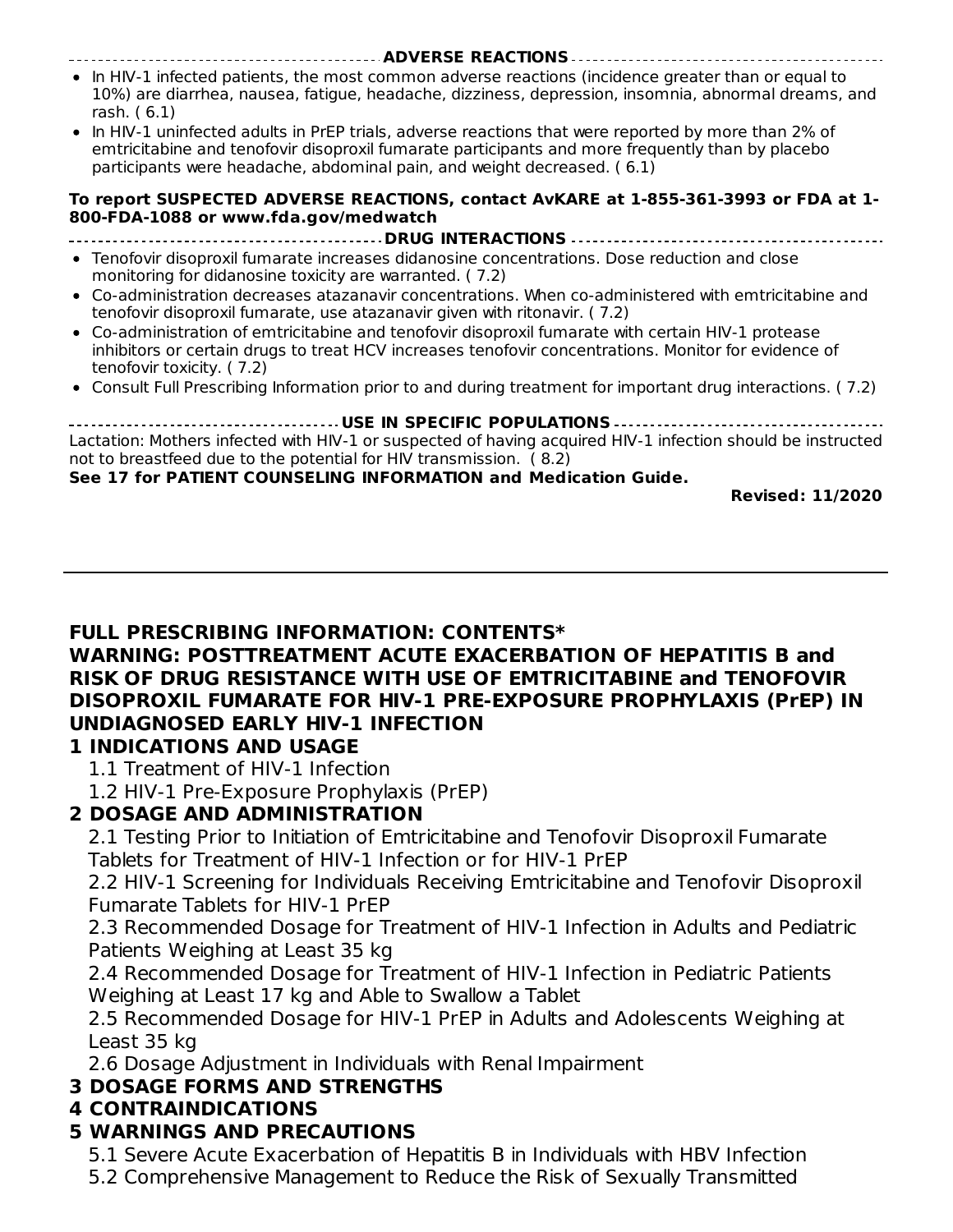## ADVERSE REACTIONS

- In HIV-1 infected patients, the most common adverse reactions (incidence greater than or equal to 10%) are diarrhea, nausea, fatigue, headache, dizziness, depression, insomnia, abnormal dreams, and rash. ( 6.1)
- In HIV-1 uninfected adults in PrEP trials, adverse reactions that were reported by more than 2% of emtricitabine and tenofovir disoproxil fumarate participants and more frequently than by placebo participants were headache, abdominal pain, and weight decreased. ( 6.1)

**To report SUSPECTED ADVERSE REACTIONS, contact AvKARE at 1-855-361-3993 or FDA at 1-800-FDA-1088 or www.fda.gov/medwatch**

## DRUG INTERACTIONS

- Tenofovir disoproxil fumarate increases didanosine concentrations. Dose reduction and close monitoring for didanosine toxicity are warranted. ( 7.2)
- Co-administration decreases atazanavir concentrations. When co-administered with emtricitabine and tenofovir disoproxil fumarate, use atazanavir given with ritonavir. ( 7.2)
- Co-administration of emtricitabine and tenofovir disoproxil fumarate with certain HIV-1 protease inhibitors or certain drugs to treat HCV increases tenofovir concentrations. Monitor for evidence of tenofovir toxicity. ( 7.2)
- Consult Full Prescribing Information prior to and during treatment for important drug interactions. ( 7.2)

## USE IN SPECIFIC POPULATIONS

Lactation: Mothers infected with HIV-1 or suspected of having acquired HIV-1 infection should be instructed not to breastfeed due to the potential for HIV transmission. ( 8.2)

**See 17 for PATIENT COUNSELING INFORMATION and Medication Guide.**

**Revised: 11/2020**

---

## FULL PRESCRIBING INFORMATION: CONTENTS*

**WARNING: POSTTREATMENT ACUTE EXACERBATION OF HEPATITIS B and RISK OF DRUG RESISTANCE WITH USE OF EMTRICITABINE and TENOFOVIR DISOPROXIL FUMARATE FOR HIV-1 PRE-EXPOSURE PROPHYLAXIS (PrEP) IN UNDIAGNOSED EARLY HIV-1 INFECTION**

**1 INDICATIONS AND USAGE**

- 1.1 Treatment of HIV-1 Infection
- 1.2 HIV-1 Pre-Exposure Prophylaxis (PrEP)

**2 DOSAGE AND ADMINISTRATION**

- 2.1 Testing Prior to Initiation of Emtricitabine and Tenofovir Disoproxil Fumarate Tablets for Treatment of HIV-1 Infection or for HIV-1 PrEP
- 2.2 HIV-1 Screening for Individuals Receiving Emtricitabine and Tenofovir Disoproxil Fumarate Tablets for HIV-1 PrEP
- 2.3 Recommended Dosage for Treatment of HIV-1 Infection in Adults and Pediatric Patients Weighing at Least 35 kg
- 2.4 Recommended Dosage for Treatment of HIV-1 Infection in Pediatric Patients Weighing at Least 17 kg and Able to Swallow a Tablet
- 2.5 Recommended Dosage for HIV-1 PrEP in Adults and Adolescents Weighing at Least 35 kg
- 2.6 Dosage Adjustment in Individuals with Renal Impairment

**3 DOSAGE FORMS AND STRENGTHS**

**4 CONTRAINDICATIONS**

**5 WARNINGS AND PRECAUTIONS**

- 5.1 Severe Acute Exacerbation of Hepatitis B in Individuals with HBV Infection
- 5.2 Comprehensive Management to Reduce the Risk of Sexually Transmitted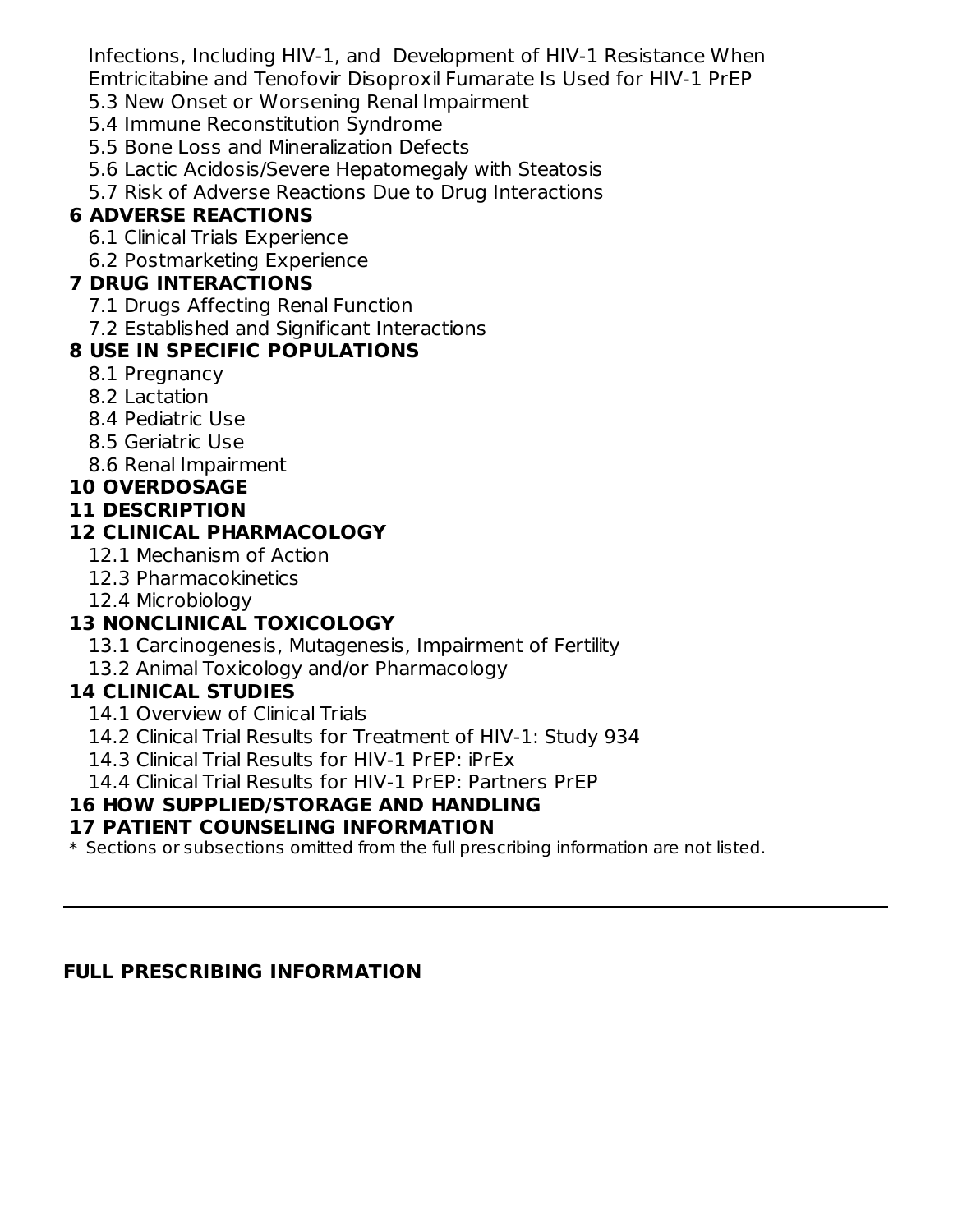Infections, Including HIV-1, and Development of HIV-1 Resistance When Emtricitabine and Tenofovir Disoproxil Fumarate Is Used for HIV-1 PrEP

5.3 New Onset or Worsening Renal Impairment

5.4 Immune Reconstitution Syndrome

5.5 Bone Loss and Mineralization Defects

5.6 Lactic Acidosis/Severe Hepatomegaly with Steatosis

5.7 Risk of Adverse Reactions Due to Drug Interactions

**6 ADVERSE REACTIONS**

6.1 Clinical Trials Experience

6.2 Postmarketing Experience

**7 DRUG INTERACTIONS**

7.1 Drugs Affecting Renal Function

7.2 Established and Significant Interactions

**8 USE IN SPECIFIC POPULATIONS**

8.1 Pregnancy

8.2 Lactation

8.4 Pediatric Use

8.5 Geriatric Use

8.6 Renal Impairment

**10 OVERDOSAGE**

**11 DESCRIPTION**

**12 CLINICAL PHARMACOLOGY**

12.1 Mechanism of Action

12.3 Pharmacokinetics

12.4 Microbiology

**13 NONCLINICAL TOXICOLOGY**

13.1 Carcinogenesis, Mutagenesis, Impairment of Fertility

13.2 Animal Toxicology and/or Pharmacology

**14 CLINICAL STUDIES**

14.1 Overview of Clinical Trials

14.2 Clinical Trial Results for Treatment of HIV-1: Study 934

14.3 Clinical Trial Results for HIV-1 PrEP: iPrEx

14.4 Clinical Trial Results for HIV-1 PrEP: Partners PrEP

**16 HOW SUPPLIED/STORAGE AND HANDLING**

**17 PATIENT COUNSELING INFORMATION**

* Sections or subsections omitted from the full prescribing information are not listed.

---

**FULL PRESCRIBING INFORMATION**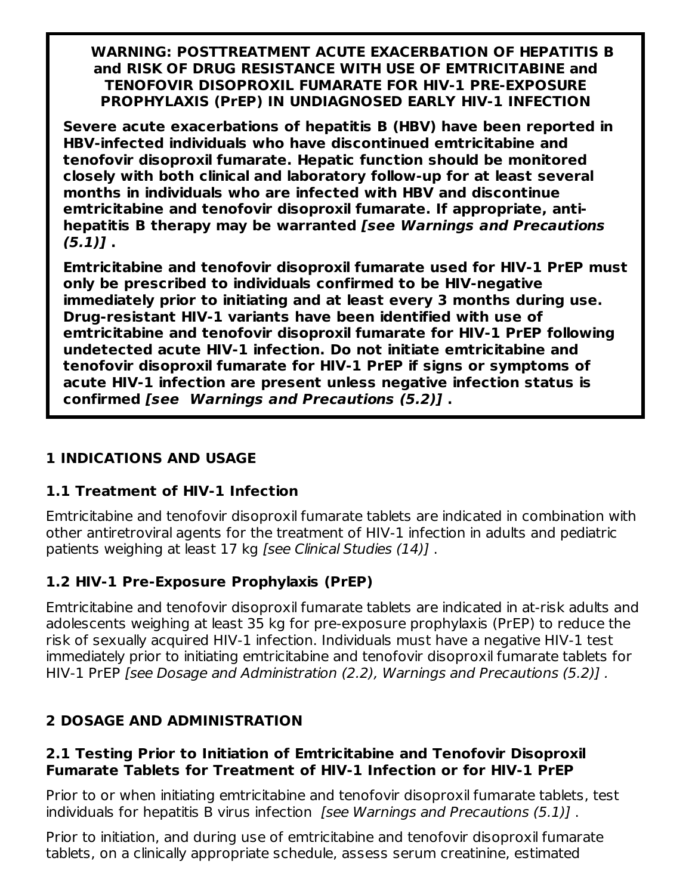**WARNING: POSTTREATMENT ACUTE EXACERBATION OF HEPATITIS B and RISK OF DRUG RESISTANCE WITH USE OF EMTRICITABINE and TENOFOVIR DISOPROXIL FUMARATE FOR HIV-1 PRE-EXPOSURE PROPHYLAXIS (PrEP) IN UNDIAGNOSED EARLY HIV-1 INFECTION**

**Severe acute exacerbations of hepatitis B (HBV) have been reported in HBV-infected individuals who have discontinued emtricitabine and tenofovir disoproxil fumarate. Hepatic function should be monitored closely with both clinical and laboratory follow-up for at least several months in individuals who are infected with HBV and discontinue emtricitabine and tenofovir disoproxil fumarate. If appropriate, anti-hepatitis B therapy may be warranted *[see Warnings and Precautions (5.1)]* .**

**Emtricitabine and tenofovir disoproxil fumarate used for HIV-1 PrEP must only be prescribed to individuals confirmed to be HIV-negative immediately prior to initiating and at least every 3 months during use. Drug-resistant HIV-1 variants have been identified with use of emtricitabine and tenofovir disoproxil fumarate for HIV-1 PrEP following undetected acute HIV-1 infection. Do not initiate emtricitabine and tenofovir disoproxil fumarate for HIV-1 PrEP if signs or symptoms of acute HIV-1 infection are present unless negative infection status is confirmed *[see Warnings and Precautions (5.2)]* .**

## 1 INDICATIONS AND USAGE

### 1.1 Treatment of HIV-1 Infection

Emtricitabine and tenofovir disoproxil fumarate tablets are indicated in combination with other antiretroviral agents for the treatment of HIV-1 infection in adults and pediatric patients weighing at least 17 kg *[see Clinical Studies (14)]* .

### 1.2 HIV-1 Pre-Exposure Prophylaxis (PrEP)

Emtricitabine and tenofovir disoproxil fumarate tablets are indicated in at-risk adults and adolescents weighing at least 35 kg for pre-exposure prophylaxis (PrEP) to reduce the risk of sexually acquired HIV-1 infection. Individuals must have a negative HIV-1 test immediately prior to initiating emtricitabine and tenofovir disoproxil fumarate tablets for HIV-1 PrEP *[see Dosage and Administration (2.2), Warnings and Precautions (5.2)]* .

## 2 DOSAGE AND ADMINISTRATION

### 2.1 Testing Prior to Initiation of Emtricitabine and Tenofovir Disoproxil Fumarate Tablets for Treatment of HIV-1 Infection or for HIV-1 PrEP

Prior to or when initiating emtricitabine and tenofovir disoproxil fumarate tablets, test individuals for hepatitis B virus infection *[see Warnings and Precautions (5.1)]* .

Prior to initiation, and during use of emtricitabine and tenofovir disoproxil fumarate tablets, on a clinically appropriate schedule, assess serum creatinine, estimated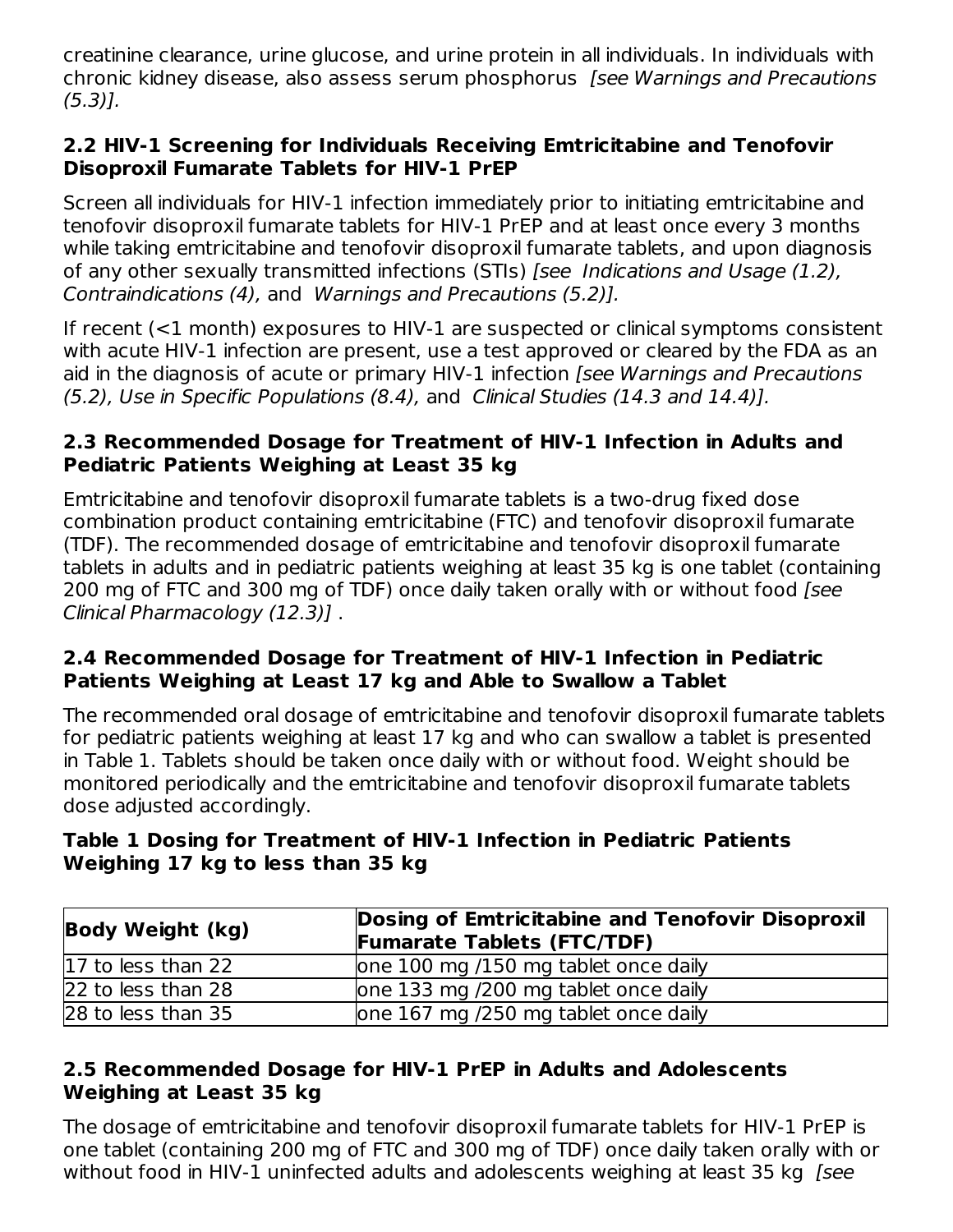creatinine clearance, urine glucose, and urine protein in all individuals. In individuals with chronic kidney disease, also assess serum phosphorus *[see Warnings and Precautions (5.3)].*

### 2.2 HIV-1 Screening for Individuals Receiving Emtricitabine and Tenofovir Disoproxil Fumarate Tablets for HIV-1 PrEP

Screen all individuals for HIV-1 infection immediately prior to initiating emtricitabine and tenofovir disoproxil fumarate tablets for HIV-1 PrEP and at least once every 3 months while taking emtricitabine and tenofovir disoproxil fumarate tablets, and upon diagnosis of any other sexually transmitted infections (STIs) *[see Indications and Usage (1.2), Contraindications (4),* and *Warnings and Precautions (5.2)].*

If recent (<1 month) exposures to HIV-1 are suspected or clinical symptoms consistent with acute HIV-1 infection are present, use a test approved or cleared by the FDA as an aid in the diagnosis of acute or primary HIV-1 infection *[see Warnings and Precautions (5.2), Use in Specific Populations (8.4),* and *Clinical Studies (14.3 and 14.4)].*

### 2.3 Recommended Dosage for Treatment of HIV-1 Infection in Adults and Pediatric Patients Weighing at Least 35 kg

Emtricitabine and tenofovir disoproxil fumarate tablets is a two-drug fixed dose combination product containing emtricitabine (FTC) and tenofovir disoproxil fumarate (TDF). The recommended dosage of emtricitabine and tenofovir disoproxil fumarate tablets in adults and in pediatric patients weighing at least 35 kg is one tablet (containing 200 mg of FTC and 300 mg of TDF) once daily taken orally with or without food *[see Clinical Pharmacology (12.3)]* .

### 2.4 Recommended Dosage for Treatment of HIV-1 Infection in Pediatric Patients Weighing at Least 17 kg and Able to Swallow a Tablet

The recommended oral dosage of emtricitabine and tenofovir disoproxil fumarate tablets for pediatric patients weighing at least 17 kg and who can swallow a tablet is presented in Table 1. Tablets should be taken once daily with or without food. Weight should be monitored periodically and the emtricitabine and tenofovir disoproxil fumarate tablets dose adjusted accordingly.

**Table 1 Dosing for Treatment of HIV-1 Infection in Pediatric Patients Weighing 17 kg to less than 35 kg**

| Body Weight (kg) | Dosing of Emtricitabine and Tenofovir Disoproxil Fumarate Tablets (FTC/TDF) |
|---|---|
| 17 to less than 22 | one 100 mg /150 mg tablet once daily |
| 22 to less than 28 | one 133 mg /200 mg tablet once daily |
| 28 to less than 35 | one 167 mg /250 mg tablet once daily |

### 2.5 Recommended Dosage for HIV-1 PrEP in Adults and Adolescents Weighing at Least 35 kg

The dosage of emtricitabine and tenofovir disoproxil fumarate tablets for HIV-1 PrEP is one tablet (containing 200 mg of FTC and 300 mg of TDF) once daily taken orally with or without food in HIV-1 uninfected adults and adolescents weighing at least 35 kg *[see*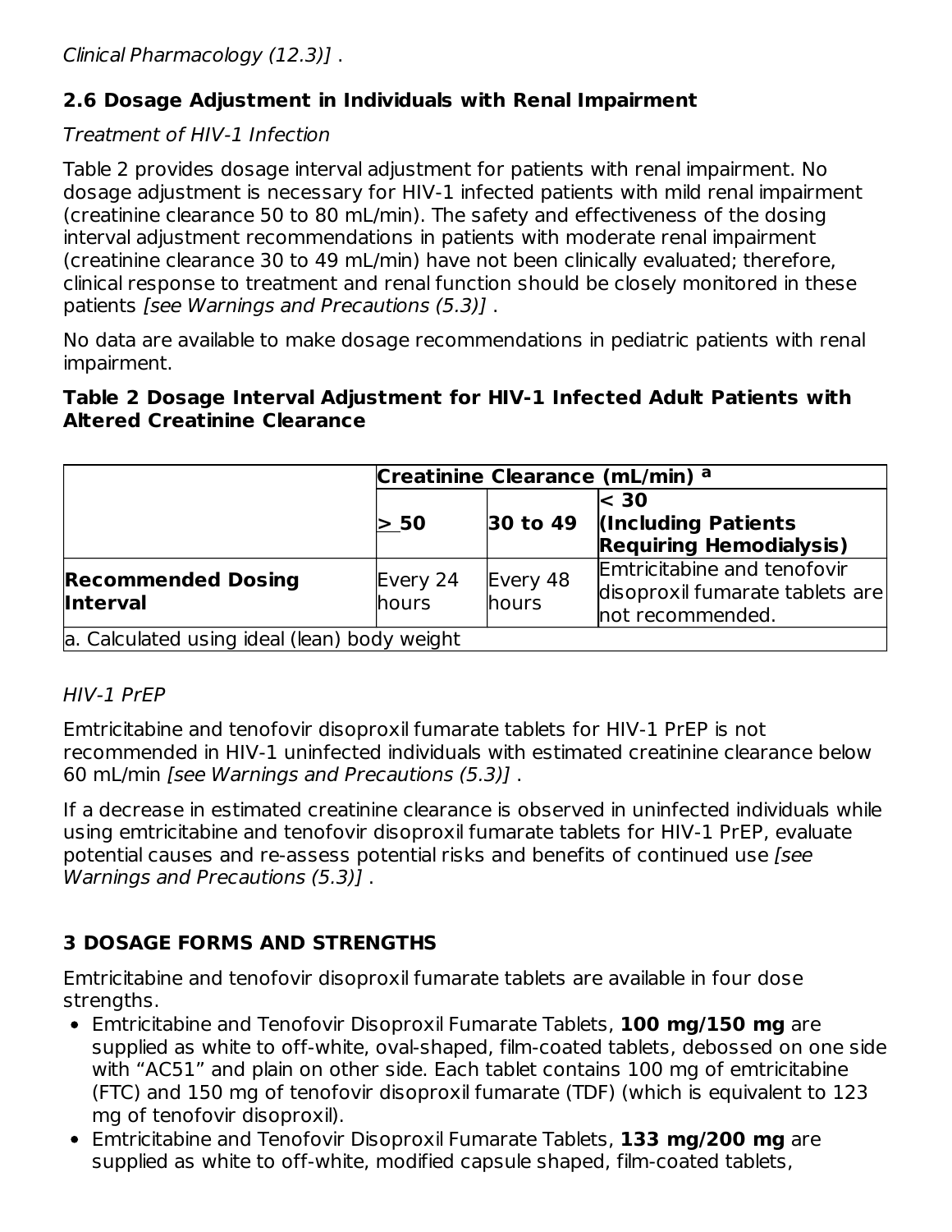Clinical Pharmacology (12.3)] .

## 2.6 Dosage Adjustment in Individuals with Renal Impairment

*Treatment of HIV-1 Infection*

Table 2 provides dosage interval adjustment for patients with renal impairment. No dosage adjustment is necessary for HIV-1 infected patients with mild renal impairment (creatinine clearance 50 to 80 mL/min). The safety and effectiveness of the dosing interval adjustment recommendations in patients with moderate renal impairment (creatinine clearance 30 to 49 mL/min) have not been clinically evaluated; therefore, clinical response to treatment and renal function should be closely monitored in these patients *[see Warnings and Precautions (5.3)]* .

No data are available to make dosage recommendations in pediatric patients with renal impairment.

**Table 2 Dosage Interval Adjustment for HIV-1 Infected Adult Patients with Altered Creatinine Clearance**

| | **Creatinine Clearance (mL/min) [a]** | | |
|---|---|---|---|
| | **≥ 50** | **30 to 49** | **< 30 (Including Patients Requiring Hemodialysis)** |
| **Recommended Dosing Interval** | Every 24 hours | Every 48 hours | Emtricitabine and tenofovir disoproxil fumarate tablets are not recommended. |
| a. Calculated using ideal (lean) body weight | | | |

*HIV-1 PrEP*

Emtricitabine and tenofovir disoproxil fumarate tablets for HIV-1 PrEP is not recommended in HIV-1 uninfected individuals with estimated creatinine clearance below 60 mL/min *[see Warnings and Precautions (5.3)]* .

If a decrease in estimated creatinine clearance is observed in uninfected individuals while using emtricitabine and tenofovir disoproxil fumarate tablets for HIV-1 PrEP, evaluate potential causes and re-assess potential risks and benefits of continued use *[see Warnings and Precautions (5.3)]* .

# 3 DOSAGE FORMS AND STRENGTHS

Emtricitabine and tenofovir disoproxil fumarate tablets are available in four dose strengths.

- Emtricitabine and Tenofovir Disoproxil Fumarate Tablets, **100 mg/150 mg** are supplied as white to off-white, oval-shaped, film-coated tablets, debossed on one side with "AC51" and plain on other side. Each tablet contains 100 mg of emtricitabine (FTC) and 150 mg of tenofovir disoproxil fumarate (TDF) (which is equivalent to 123 mg of tenofovir disoproxil).
- Emtricitabine and Tenofovir Disoproxil Fumarate Tablets, **133 mg/200 mg** are supplied as white to off-white, modified capsule shaped, film-coated tablets,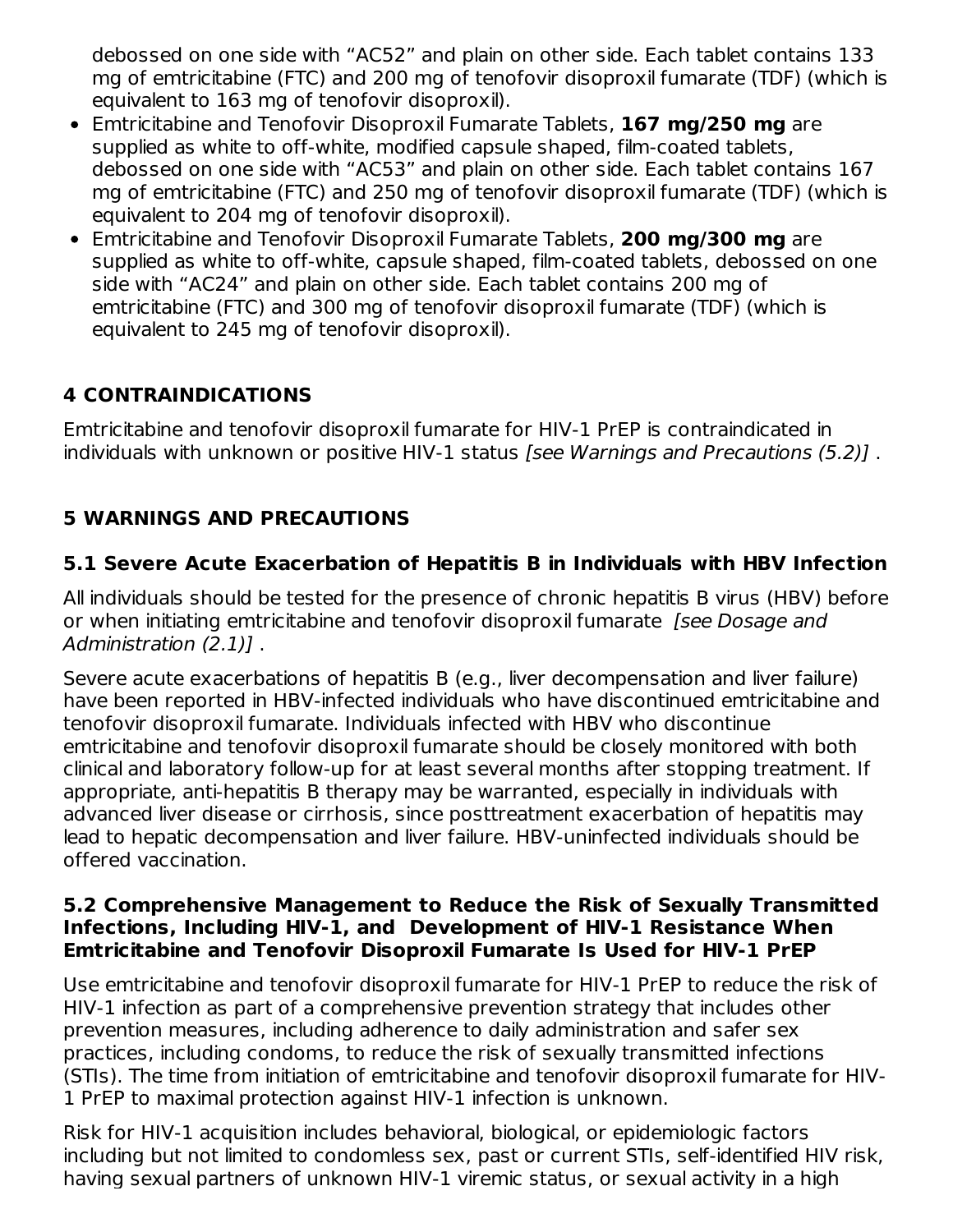debossed on one side with “AC52” and plain on other side. Each tablet contains 133 mg of emtricitabine (FTC) and 200 mg of tenofovir disoproxil fumarate (TDF) (which is equivalent to 163 mg of tenofovir disoproxil).

- Emtricitabine and Tenofovir Disoproxil Fumarate Tablets, **167 mg/250 mg** are supplied as white to off-white, modified capsule shaped, film-coated tablets, debossed on one side with “AC53” and plain on other side. Each tablet contains 167 mg of emtricitabine (FTC) and 250 mg of tenofovir disoproxil fumarate (TDF) (which is equivalent to 204 mg of tenofovir disoproxil).
- Emtricitabine and Tenofovir Disoproxil Fumarate Tablets, **200 mg/300 mg** are supplied as white to off-white, capsule shaped, film-coated tablets, debossed on one side with “AC24” and plain on other side. Each tablet contains 200 mg of emtricitabine (FTC) and 300 mg of tenofovir disoproxil fumarate (TDF) (which is equivalent to 245 mg of tenofovir disoproxil).

## 4 CONTRAINDICATIONS

Emtricitabine and tenofovir disoproxil fumarate for HIV-1 PrEP is contraindicated in individuals with unknown or positive HIV-1 status *[see Warnings and Precautions (5.2)]* .

## 5 WARNINGS AND PRECAUTIONS

### 5.1 Severe Acute Exacerbation of Hepatitis B in Individuals with HBV Infection

All individuals should be tested for the presence of chronic hepatitis B virus (HBV) before or when initiating emtricitabine and tenofovir disoproxil fumarate *[see Dosage and Administration (2.1)]* .

Severe acute exacerbations of hepatitis B (e.g., liver decompensation and liver failure) have been reported in HBV-infected individuals who have discontinued emtricitabine and tenofovir disoproxil fumarate. Individuals infected with HBV who discontinue emtricitabine and tenofovir disoproxil fumarate should be closely monitored with both clinical and laboratory follow-up for at least several months after stopping treatment. If appropriate, anti-hepatitis B therapy may be warranted, especially in individuals with advanced liver disease or cirrhosis, since posttreatment exacerbation of hepatitis may lead to hepatic decompensation and liver failure. HBV-uninfected individuals should be offered vaccination.

### 5.2 Comprehensive Management to Reduce the Risk of Sexually Transmitted Infections, Including HIV-1, and Development of HIV-1 Resistance When Emtricitabine and Tenofovir Disoproxil Fumarate Is Used for HIV-1 PrEP

Use emtricitabine and tenofovir disoproxil fumarate for HIV-1 PrEP to reduce the risk of HIV-1 infection as part of a comprehensive prevention strategy that includes other prevention measures, including adherence to daily administration and safer sex practices, including condoms, to reduce the risk of sexually transmitted infections (STIs). The time from initiation of emtricitabine and tenofovir disoproxil fumarate for HIV-1 PrEP to maximal protection against HIV-1 infection is unknown.

Risk for HIV-1 acquisition includes behavioral, biological, or epidemiologic factors including but not limited to condomless sex, past or current STIs, self-identified HIV risk, having sexual partners of unknown HIV-1 viremic status, or sexual activity in a high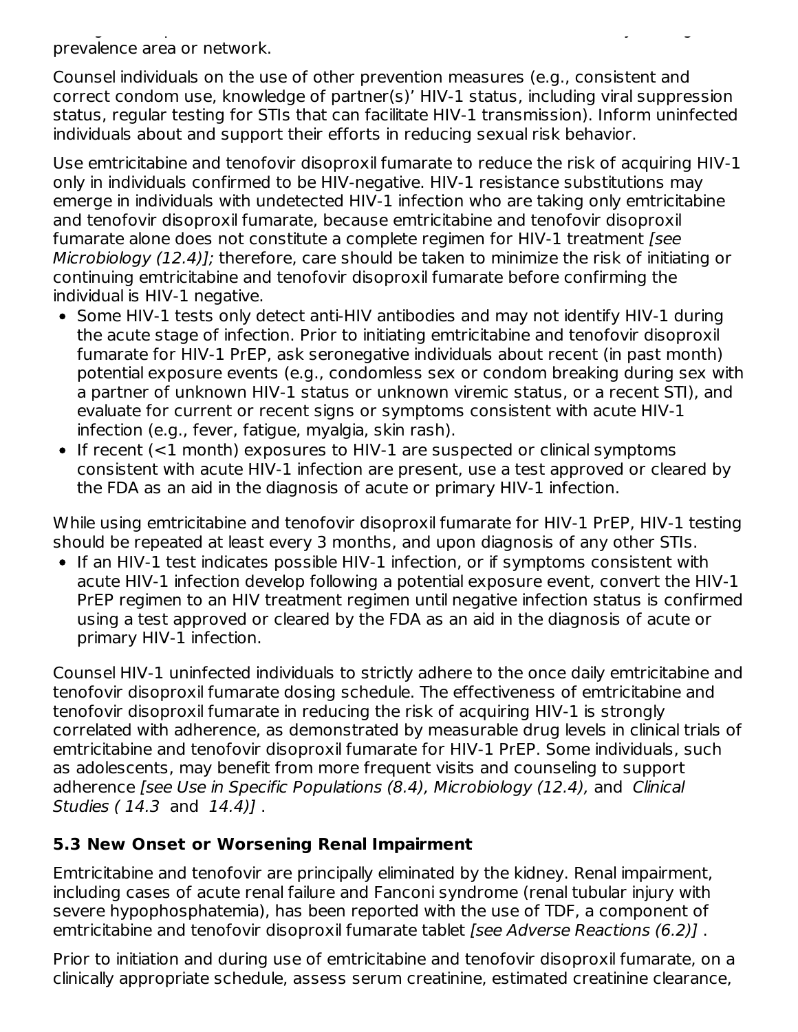prevalence area or network.

Counsel individuals on the use of other prevention measures (e.g., consistent and correct condom use, knowledge of partner(s)' HIV-1 status, including viral suppression status, regular testing for STIs that can facilitate HIV-1 transmission). Inform uninfected individuals about and support their efforts in reducing sexual risk behavior.

Use emtricitabine and tenofovir disoproxil fumarate to reduce the risk of acquiring HIV-1 only in individuals confirmed to be HIV-negative. HIV-1 resistance substitutions may emerge in individuals with undetected HIV-1 infection who are taking only emtricitabine and tenofovir disoproxil fumarate, because emtricitabine and tenofovir disoproxil fumarate alone does not constitute a complete regimen for HIV-1 treatment *[see Microbiology (12.4)];* therefore, care should be taken to minimize the risk of initiating or continuing emtricitabine and tenofovir disoproxil fumarate before confirming the individual is HIV-1 negative.

- Some HIV-1 tests only detect anti-HIV antibodies and may not identify HIV-1 during the acute stage of infection. Prior to initiating emtricitabine and tenofovir disoproxil fumarate for HIV-1 PrEP, ask seronegative individuals about recent (in past month) potential exposure events (e.g., condomless sex or condom breaking during sex with a partner of unknown HIV-1 status or unknown viremic status, or a recent STI), and evaluate for current or recent signs or symptoms consistent with acute HIV-1 infection (e.g., fever, fatigue, myalgia, skin rash).
- If recent (<1 month) exposures to HIV-1 are suspected or clinical symptoms consistent with acute HIV-1 infection are present, use a test approved or cleared by the FDA as an aid in the diagnosis of acute or primary HIV-1 infection.

While using emtricitabine and tenofovir disoproxil fumarate for HIV-1 PrEP, HIV-1 testing should be repeated at least every 3 months, and upon diagnosis of any other STIs.

- If an HIV-1 test indicates possible HIV-1 infection, or if symptoms consistent with acute HIV-1 infection develop following a potential exposure event, convert the HIV-1 PrEP regimen to an HIV treatment regimen until negative infection status is confirmed using a test approved or cleared by the FDA as an aid in the diagnosis of acute or primary HIV-1 infection.

Counsel HIV-1 uninfected individuals to strictly adhere to the once daily emtricitabine and tenofovir disoproxil fumarate dosing schedule. The effectiveness of emtricitabine and tenofovir disoproxil fumarate in reducing the risk of acquiring HIV-1 is strongly correlated with adherence, as demonstrated by measurable drug levels in clinical trials of emtricitabine and tenofovir disoproxil fumarate for HIV-1 PrEP. Some individuals, such as adolescents, may benefit from more frequent visits and counseling to support adherence *[see Use in Specific Populations (8.4), Microbiology (12.4),* and *Clinical Studies ( 14.3* and *14.4)]* .

### 5.3 New Onset or Worsening Renal Impairment

Emtricitabine and tenofovir are principally eliminated by the kidney. Renal impairment, including cases of acute renal failure and Fanconi syndrome (renal tubular injury with severe hypophosphatemia), has been reported with the use of TDF, a component of emtricitabine and tenofovir disoproxil fumarate tablet *[see Adverse Reactions (6.2)]* .

Prior to initiation and during use of emtricitabine and tenofovir disoproxil fumarate, on a clinically appropriate schedule, assess serum creatinine, estimated creatinine clearance,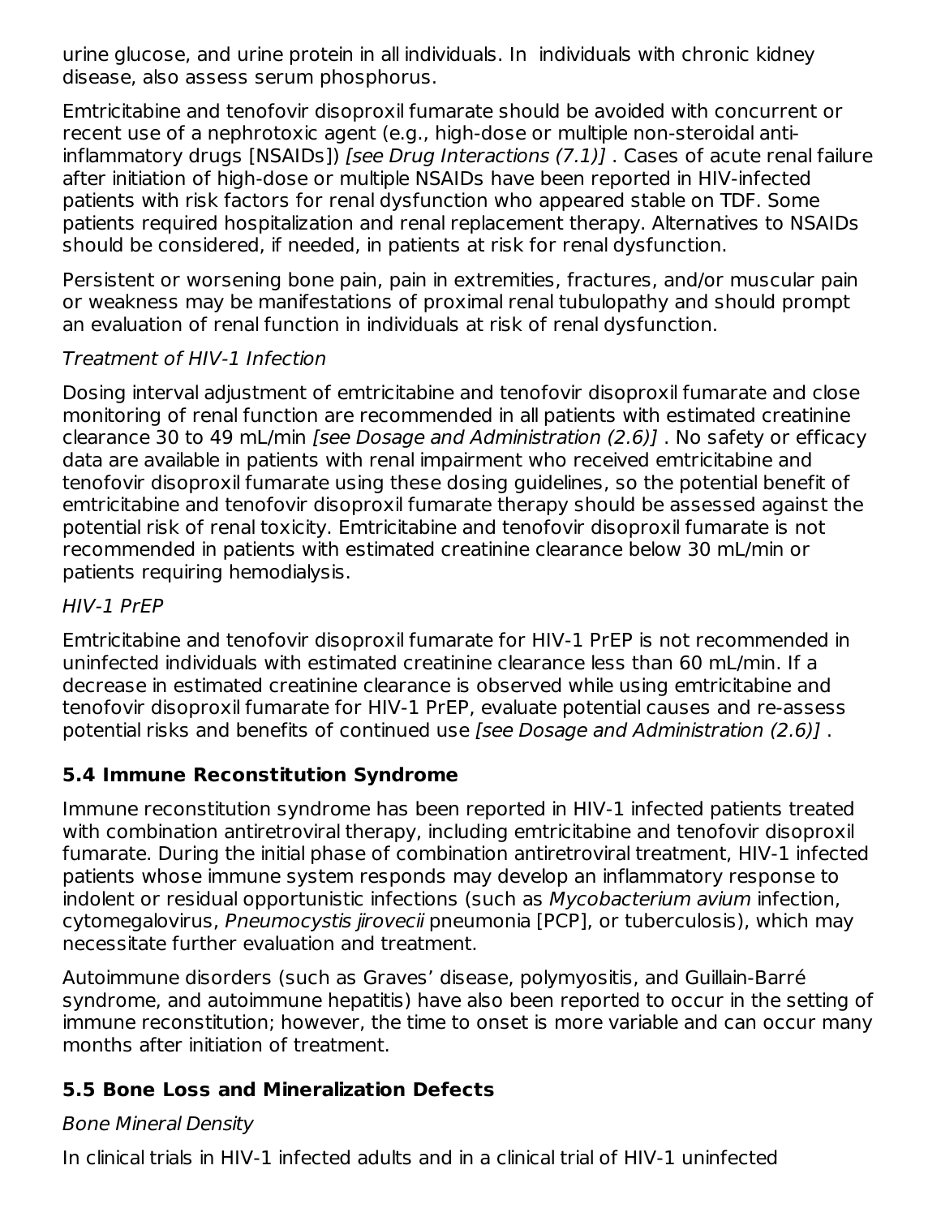urine glucose, and urine protein in all individuals. In individuals with chronic kidney disease, also assess serum phosphorus.

Emtricitabine and tenofovir disoproxil fumarate should be avoided with concurrent or recent use of a nephrotoxic agent (e.g., high-dose or multiple non-steroidal anti-inflammatory drugs [NSAIDs]) *[see Drug Interactions (7.1)]* . Cases of acute renal failure after initiation of high-dose or multiple NSAIDs have been reported in HIV-infected patients with risk factors for renal dysfunction who appeared stable on TDF. Some patients required hospitalization and renal replacement therapy. Alternatives to NSAIDs should be considered, if needed, in patients at risk for renal dysfunction.

Persistent or worsening bone pain, pain in extremities, fractures, and/or muscular pain or weakness may be manifestations of proximal renal tubulopathy and should prompt an evaluation of renal function in individuals at risk of renal dysfunction.

*Treatment of HIV-1 Infection*

Dosing interval adjustment of emtricitabine and tenofovir disoproxil fumarate and close monitoring of renal function are recommended in all patients with estimated creatinine clearance 30 to 49 mL/min *[see Dosage and Administration (2.6)]* . No safety or efficacy data are available in patients with renal impairment who received emtricitabine and tenofovir disoproxil fumarate using these dosing guidelines, so the potential benefit of emtricitabine and tenofovir disoproxil fumarate therapy should be assessed against the potential risk of renal toxicity. Emtricitabine and tenofovir disoproxil fumarate is not recommended in patients with estimated creatinine clearance below 30 mL/min or patients requiring hemodialysis.

*HIV-1 PrEP*

Emtricitabine and tenofovir disoproxil fumarate for HIV-1 PrEP is not recommended in uninfected individuals with estimated creatinine clearance less than 60 mL/min. If a decrease in estimated creatinine clearance is observed while using emtricitabine and tenofovir disoproxil fumarate for HIV-1 PrEP, evaluate potential causes and re-assess potential risks and benefits of continued use *[see Dosage and Administration (2.6)]* .

## 5.4 Immune Reconstitution Syndrome

Immune reconstitution syndrome has been reported in HIV-1 infected patients treated with combination antiretroviral therapy, including emtricitabine and tenofovir disoproxil fumarate. During the initial phase of combination antiretroviral treatment, HIV-1 infected patients whose immune system responds may develop an inflammatory response to indolent or residual opportunistic infections (such as *Mycobacterium avium* infection, cytomegalovirus, *Pneumocystis jirovecii* pneumonia [PCP], or tuberculosis), which may necessitate further evaluation and treatment.

Autoimmune disorders (such as Graves' disease, polymyositis, and Guillain-Barré syndrome, and autoimmune hepatitis) have also been reported to occur in the setting of immune reconstitution; however, the time to onset is more variable and can occur many months after initiation of treatment.

## 5.5 Bone Loss and Mineralization Defects

*Bone Mineral Density*

In clinical trials in HIV-1 infected adults and in a clinical trial of HIV-1 uninfected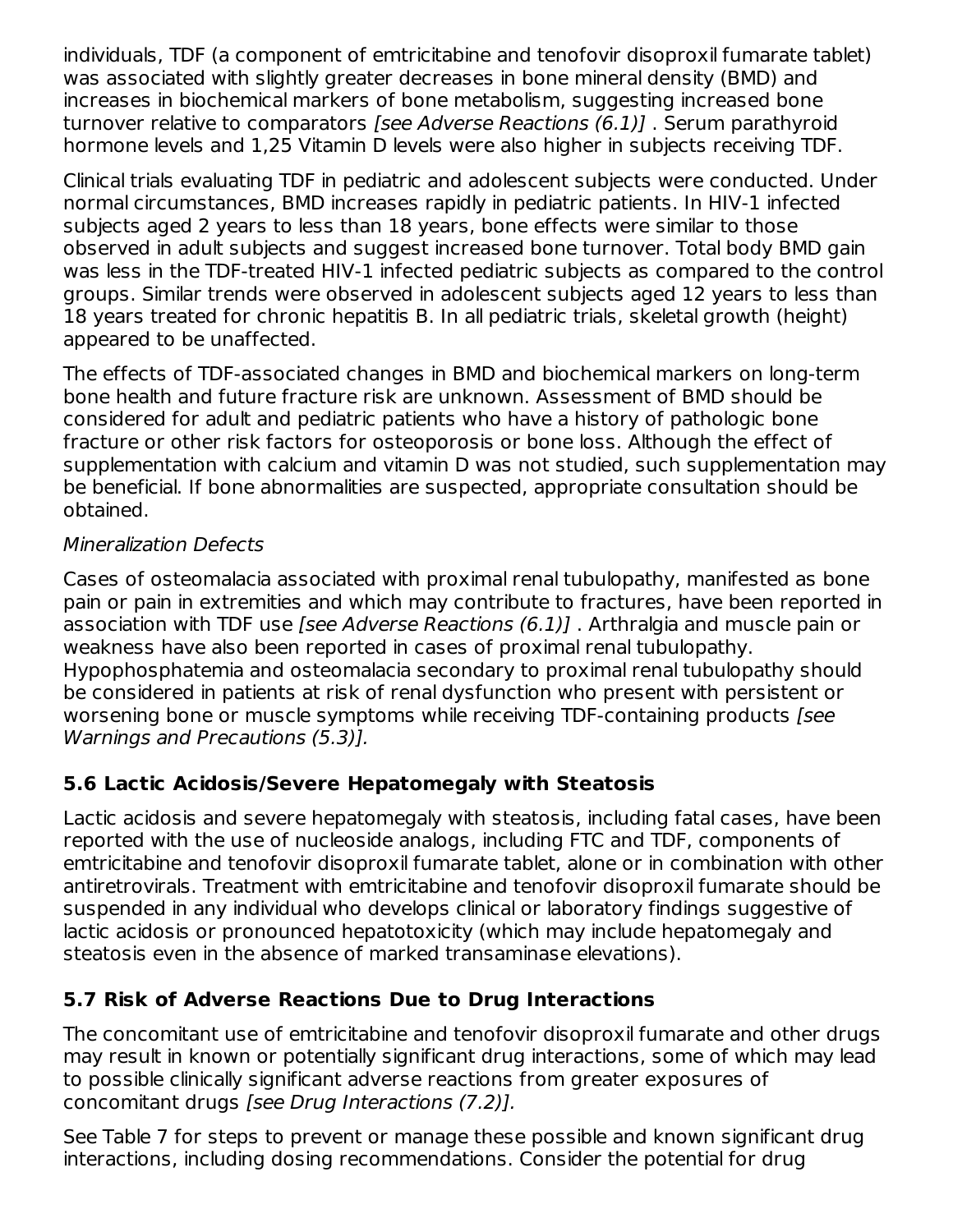individuals, TDF (a component of emtricitabine and tenofovir disoproxil fumarate tablet) was associated with slightly greater decreases in bone mineral density (BMD) and increases in biochemical markers of bone metabolism, suggesting increased bone turnover relative to comparators *[see Adverse Reactions (6.1)]* . Serum parathyroid hormone levels and 1,25 Vitamin D levels were also higher in subjects receiving TDF.

Clinical trials evaluating TDF in pediatric and adolescent subjects were conducted. Under normal circumstances, BMD increases rapidly in pediatric patients. In HIV-1 infected subjects aged 2 years to less than 18 years, bone effects were similar to those observed in adult subjects and suggest increased bone turnover. Total body BMD gain was less in the TDF-treated HIV-1 infected pediatric subjects as compared to the control groups. Similar trends were observed in adolescent subjects aged 12 years to less than 18 years treated for chronic hepatitis B. In all pediatric trials, skeletal growth (height) appeared to be unaffected.

The effects of TDF-associated changes in BMD and biochemical markers on long-term bone health and future fracture risk are unknown. Assessment of BMD should be considered for adult and pediatric patients who have a history of pathologic bone fracture or other risk factors for osteoporosis or bone loss. Although the effect of supplementation with calcium and vitamin D was not studied, such supplementation may be beneficial. If bone abnormalities are suspected, appropriate consultation should be obtained.

*Mineralization Defects*

Cases of osteomalacia associated with proximal renal tubulopathy, manifested as bone pain or pain in extremities and which may contribute to fractures, have been reported in association with TDF use *[see Adverse Reactions (6.1)]* . Arthralgia and muscle pain or weakness have also been reported in cases of proximal renal tubulopathy. Hypophosphatemia and osteomalacia secondary to proximal renal tubulopathy should be considered in patients at risk of renal dysfunction who present with persistent or worsening bone or muscle symptoms while receiving TDF-containing products *[see Warnings and Precautions (5.3)].*

### 5.6 Lactic Acidosis/Severe Hepatomegaly with Steatosis

Lactic acidosis and severe hepatomegaly with steatosis, including fatal cases, have been reported with the use of nucleoside analogs, including FTC and TDF, components of emtricitabine and tenofovir disoproxil fumarate tablet, alone or in combination with other antiretrovirals. Treatment with emtricitabine and tenofovir disoproxil fumarate should be suspended in any individual who develops clinical or laboratory findings suggestive of lactic acidosis or pronounced hepatotoxicity (which may include hepatomegaly and steatosis even in the absence of marked transaminase elevations).

### 5.7 Risk of Adverse Reactions Due to Drug Interactions

The concomitant use of emtricitabine and tenofovir disoproxil fumarate and other drugs may result in known or potentially significant drug interactions, some of which may lead to possible clinically significant adverse reactions from greater exposures of concomitant drugs *[see Drug Interactions (7.2)].*

See Table 7 for steps to prevent or manage these possible and known significant drug interactions, including dosing recommendations. Consider the potential for drug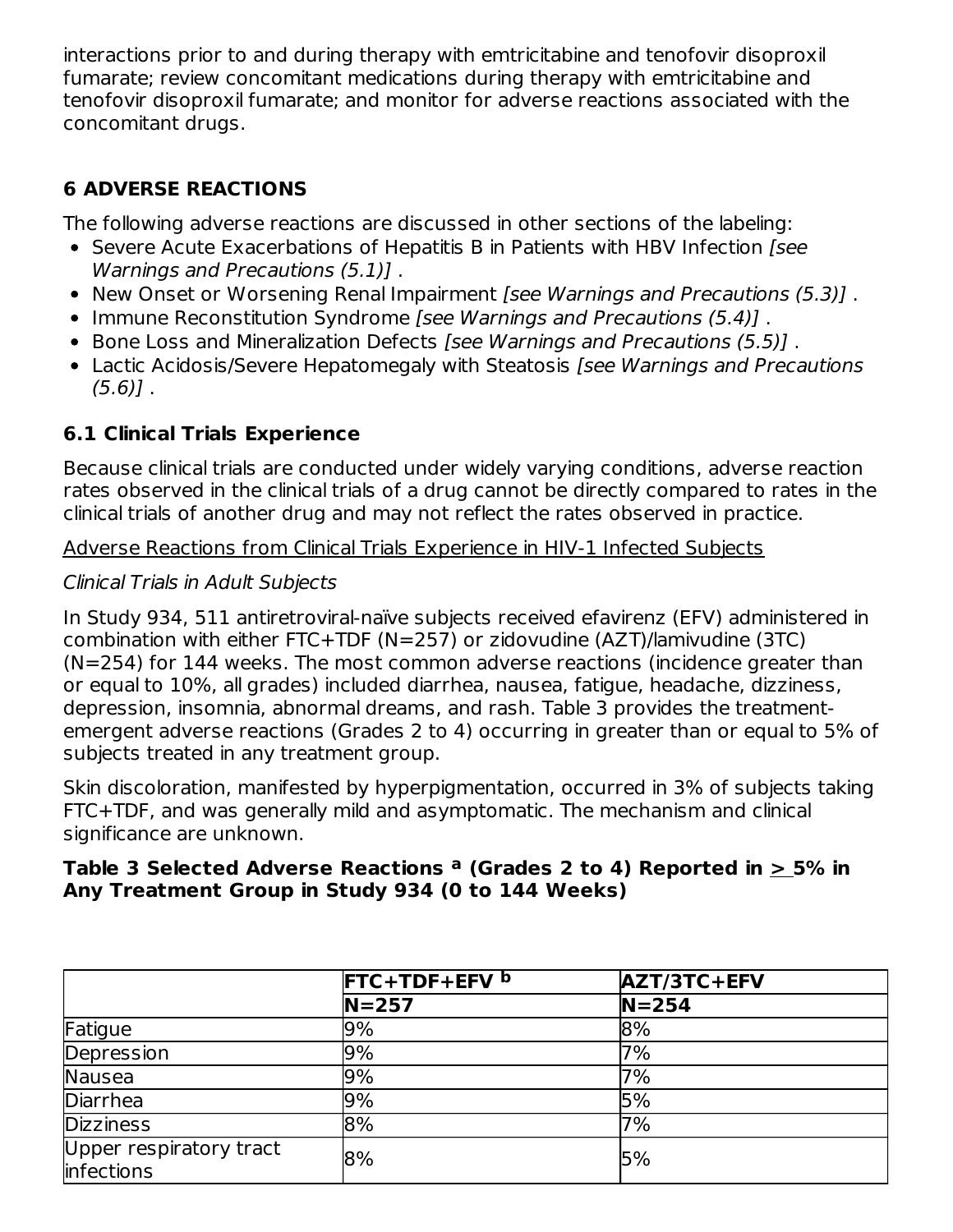interactions prior to and during therapy with emtricitabine and tenofovir disoproxil fumarate; review concomitant medications during therapy with emtricitabine and tenofovir disoproxil fumarate; and monitor for adverse reactions associated with the concomitant drugs.

## 6 ADVERSE REACTIONS

The following adverse reactions are discussed in other sections of the labeling:

- Severe Acute Exacerbations of Hepatitis B in Patients with HBV Infection *[see Warnings and Precautions (5.1)]* .
- New Onset or Worsening Renal Impairment *[see Warnings and Precautions (5.3)]* .
- Immune Reconstitution Syndrome *[see Warnings and Precautions (5.4)]* .
- Bone Loss and Mineralization Defects *[see Warnings and Precautions (5.5)]* .
- Lactic Acidosis/Severe Hepatomegaly with Steatosis *[see Warnings and Precautions (5.6)]* .

### 6.1 Clinical Trials Experience

Because clinical trials are conducted under widely varying conditions, adverse reaction rates observed in the clinical trials of a drug cannot be directly compared to rates in the clinical trials of another drug and may not reflect the rates observed in practice.

<u>Adverse Reactions from Clinical Trials Experience in HIV-1 Infected Subjects</u>

*Clinical Trials in Adult Subjects*

In Study 934, 511 antiretroviral-naïve subjects received efavirenz (EFV) administered in combination with either FTC+TDF (N=257) or zidovudine (AZT)/lamivudine (3TC) (N=254) for 144 weeks. The most common adverse reactions (incidence greater than or equal to 10%, all grades) included diarrhea, nausea, fatigue, headache, dizziness, depression, insomnia, abnormal dreams, and rash. Table 3 provides the treatment-emergent adverse reactions (Grades 2 to 4) occurring in greater than or equal to 5% of subjects treated in any treatment group.

Skin discoloration, manifested by hyperpigmentation, occurred in 3% of subjects taking FTC+TDF, and was generally mild and asymptomatic. The mechanism and clinical significance are unknown.

**Table 3 Selected Adverse Reactions [a] (Grades 2 to 4) Reported in ≥ 5% in Any Treatment Group in Study 934 (0 to 144 Weeks)**

| | FTC+TDF+EFV [b] | AZT/3TC+EFV |
|---|---|---|
| | N=257 | N=254 |
| Fatigue | 9% | 8% |
| Depression | 9% | 7% |
| Nausea | 9% | 7% |
| Diarrhea | 9% | 5% |
| Dizziness | 8% | 7% |
| Upper respiratory tract infections | 8% | 5% |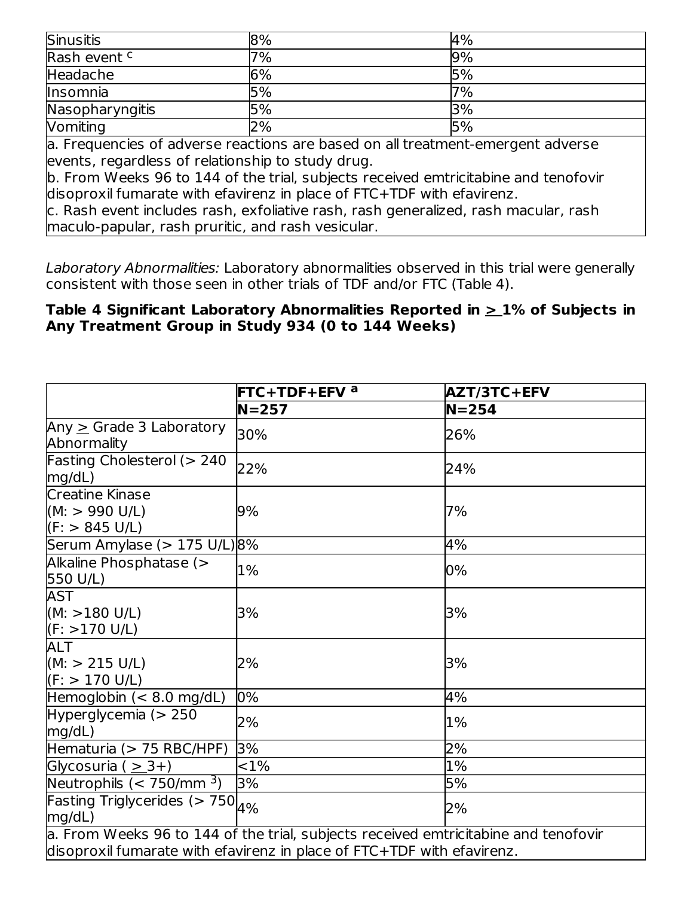| Sinusitis | 8% | 4% |
|---|---|---|
| Rash event [c] | 7% | 9% |
| Headache | 6% | 5% |
| Insomnia | 5% | 7% |
| Nasopharyngitis | 5% | 3% |
| Vomiting | 2% | 5% |

a. Frequencies of adverse reactions are based on all treatment-emergent adverse events, regardless of relationship to study drug.
b. From Weeks 96 to 144 of the trial, subjects received emtricitabine and tenofovir disoproxil fumarate with efavirenz in place of FTC+TDF with efavirenz.
c. Rash event includes rash, exfoliative rash, rash generalized, rash macular, rash maculo-papular, rash pruritic, and rash vesicular.

*Laboratory Abnormalities:* Laboratory abnormalities observed in this trial were generally consistent with those seen in other trials of TDF and/or FTC (Table 4).

**Table 4 Significant Laboratory Abnormalities Reported in ≥ 1% of Subjects in Any Treatment Group in Study 934 (0 to 144 Weeks)**

| | **FTC+TDF+EFV [a]** | **AZT/3TC+EFV** |
|---|---|---|
| | **N=257** | **N=254** |
| Any ≥ Grade 3 Laboratory Abnormality | 30% | 26% |
| Fasting Cholesterol (> 240 mg/dL) | 22% | 24% |
| Creatine Kinase (M: > 990 U/L) (F: > 845 U/L) | 9% | 7% |
| Serum Amylase (> 175 U/L) | 8% | 4% |
| Alkaline Phosphatase (> 550 U/L) | 1% | 0% |
| AST (M: >180 U/L) (F: >170 U/L) | 3% | 3% |
| ALT (M: > 215 U/L) (F: > 170 U/L) | 2% | 3% |
| Hemoglobin (< 8.0 mg/dL) | 0% | 4% |
| Hyperglycemia (> 250 mg/dL) | 2% | 1% |
| Hematuria (> 75 RBC/HPF) | 3% | 2% |
| Glycosuria ( ≥ 3+) | <1% | 1% |
| Neutrophils (< 750/mm $^3$) | 3% | 5% |
| Fasting Triglycerides (> 750 mg/dL) | 4% | 2% |

a. From Weeks 96 to 144 of the trial, subjects received emtricitabine and tenofovir disoproxil fumarate with efavirenz in place of FTC+TDF with efavirenz.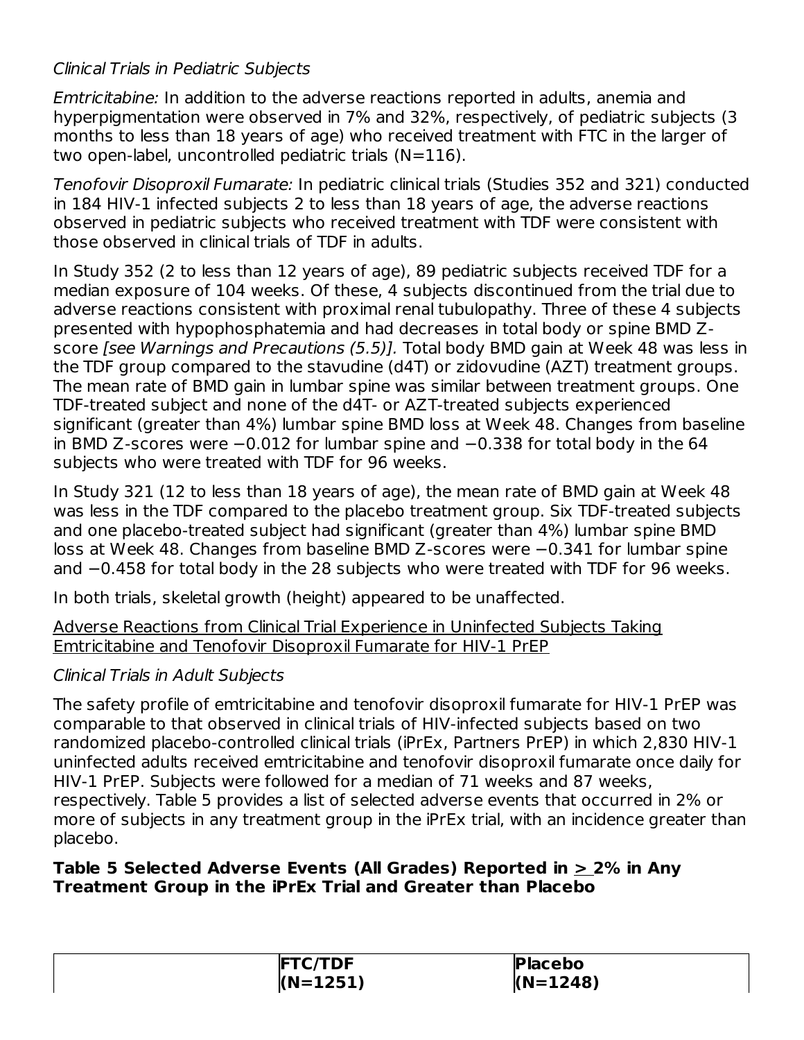*Clinical Trials in Pediatric Subjects*

*Emtricitabine:* In addition to the adverse reactions reported in adults, anemia and hyperpigmentation were observed in 7% and 32%, respectively, of pediatric subjects (3 months to less than 18 years of age) who received treatment with FTC in the larger of two open-label, uncontrolled pediatric trials (N=116).

*Tenofovir Disoproxil Fumarate:* In pediatric clinical trials (Studies 352 and 321) conducted in 184 HIV-1 infected subjects 2 to less than 18 years of age, the adverse reactions observed in pediatric subjects who received treatment with TDF were consistent with those observed in clinical trials of TDF in adults.

In Study 352 (2 to less than 12 years of age), 89 pediatric subjects received TDF for a median exposure of 104 weeks. Of these, 4 subjects discontinued from the trial due to adverse reactions consistent with proximal renal tubulopathy. Three of these 4 subjects presented with hypophosphatemia and had decreases in total body or spine BMD Z-score *[see Warnings and Precautions (5.5)].* Total body BMD gain at Week 48 was less in the TDF group compared to the stavudine (d4T) or zidovudine (AZT) treatment groups. The mean rate of BMD gain in lumbar spine was similar between treatment groups. One TDF-treated subject and none of the d4T- or AZT-treated subjects experienced significant (greater than 4%) lumbar spine BMD loss at Week 48. Changes from baseline in BMD Z-scores were −0.012 for lumbar spine and −0.338 for total body in the 64 subjects who were treated with TDF for 96 weeks.

In Study 321 (12 to less than 18 years of age), the mean rate of BMD gain at Week 48 was less in the TDF compared to the placebo treatment group. Six TDF-treated subjects and one placebo-treated subject had significant (greater than 4%) lumbar spine BMD loss at Week 48. Changes from baseline BMD Z-scores were −0.341 for lumbar spine and −0.458 for total body in the 28 subjects who were treated with TDF for 96 weeks.

In both trials, skeletal growth (height) appeared to be unaffected.

Adverse Reactions from Clinical Trial Experience in Uninfected Subjects Taking Emtricitabine and Tenofovir Disoproxil Fumarate for HIV-1 PrEP

*Clinical Trials in Adult Subjects*

The safety profile of emtricitabine and tenofovir disoproxil fumarate for HIV-1 PrEP was comparable to that observed in clinical trials of HIV-infected subjects based on two randomized placebo-controlled clinical trials (iPrEx, Partners PrEP) in which 2,830 HIV-1 uninfected adults received emtricitabine and tenofovir disoproxil fumarate once daily for HIV-1 PrEP. Subjects were followed for a median of 71 weeks and 87 weeks, respectively. Table 5 provides a list of selected adverse events that occurred in 2% or more of subjects in any treatment group in the iPrEx trial, with an incidence greater than placebo.

**Table 5 Selected Adverse Events (All Grades) Reported in ≥ 2% in Any Treatment Group in the iPrEx Trial and Greater than Placebo**

| | FTC/TDF (N=1251) | Placebo (N=1248) |
|---|---|---|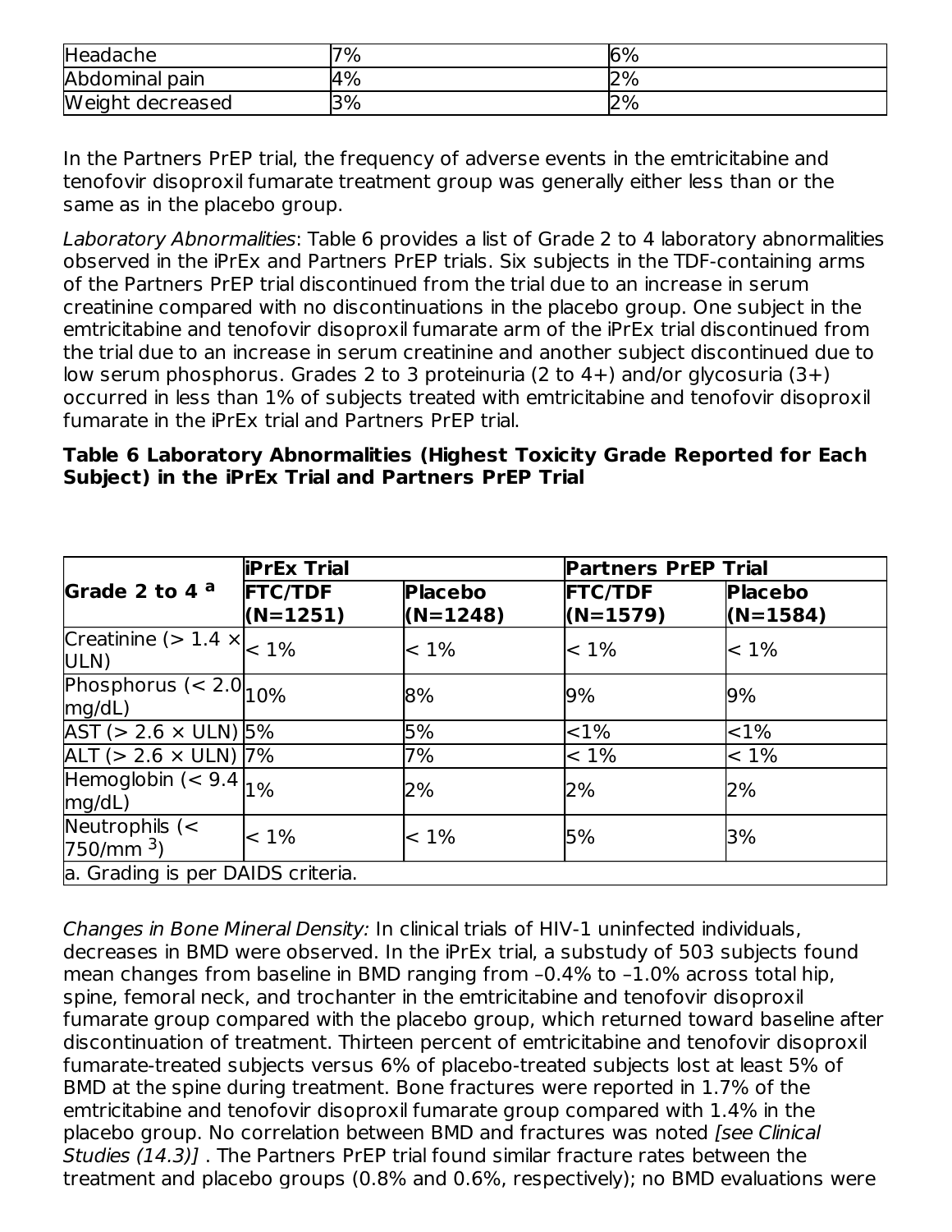| Headache | 7% | 6% |
| --- | --- | --- |
| Abdominal pain | 4% | 2% |
| Weight decreased | 3% | 2% |

In the Partners PrEP trial, the frequency of adverse events in the emtricitabine and tenofovir disoproxil fumarate treatment group was generally either less than or the same as in the placebo group.

*Laboratory Abnormalities*: Table 6 provides a list of Grade 2 to 4 laboratory abnormalities observed in the iPrEx and Partners PrEP trials. Six subjects in the TDF-containing arms of the Partners PrEP trial discontinued from the trial due to an increase in serum creatinine compared with no discontinuations in the placebo group. One subject in the emtricitabine and tenofovir disoproxil fumarate arm of the iPrEx trial discontinued from the trial due to an increase in serum creatinine and another subject discontinued due to low serum phosphorus. Grades 2 to 3 proteinuria (2 to 4+) and/or glycosuria (3+) occurred in less than 1% of subjects treated with emtricitabine and tenofovir disoproxil fumarate in the iPrEx trial and Partners PrEP trial.

**Table 6 Laboratory Abnormalities (Highest Toxicity Grade Reported for Each Subject) in the iPrEx Trial and Partners PrEP Trial**

| Grade 2 to 4 [a] | iPrEx Trial | | Partners PrEP Trial | |
| --- | --- | --- | --- | --- |
| | FTC/TDF (N=1251) | Placebo (N=1248) | FTC/TDF (N=1579) | Placebo (N=1584) |
| Creatinine (> 1.4 × ULN) | < 1% | < 1% | < 1% | < 1% |
| Phosphorus (< 2.0 mg/dL) | 10% | 8% | 9% | 9% |
| AST (> 2.6 × ULN) | 5% | 5% | <1% | <1% |
| ALT (> 2.6 × ULN) | 7% | 7% | < 1% | < 1% |
| Hemoglobin (< 9.4 mg/dL) | 1% | 2% | 2% | 2% |
| Neutrophils (< 750/mm$^3$) | < 1% | < 1% | 5% | 3% |
| a. Grading is per DAIDS criteria. | | | | |

*Changes in Bone Mineral Density:* In clinical trials of HIV-1 uninfected individuals, decreases in BMD were observed. In the iPrEx trial, a substudy of 503 subjects found mean changes from baseline in BMD ranging from –0.4% to –1.0% across total hip, spine, femoral neck, and trochanter in the emtricitabine and tenofovir disoproxil fumarate group compared with the placebo group, which returned toward baseline after discontinuation of treatment. Thirteen percent of emtricitabine and tenofovir disoproxil fumarate-treated subjects versus 6% of placebo-treated subjects lost at least 5% of BMD at the spine during treatment. Bone fractures were reported in 1.7% of the emtricitabine and tenofovir disoproxil fumarate group compared with 1.4% in the placebo group. No correlation between BMD and fractures was noted *[see Clinical Studies (14.3)]* . The Partners PrEP trial found similar fracture rates between the treatment and placebo groups (0.8% and 0.6%, respectively); no BMD evaluations were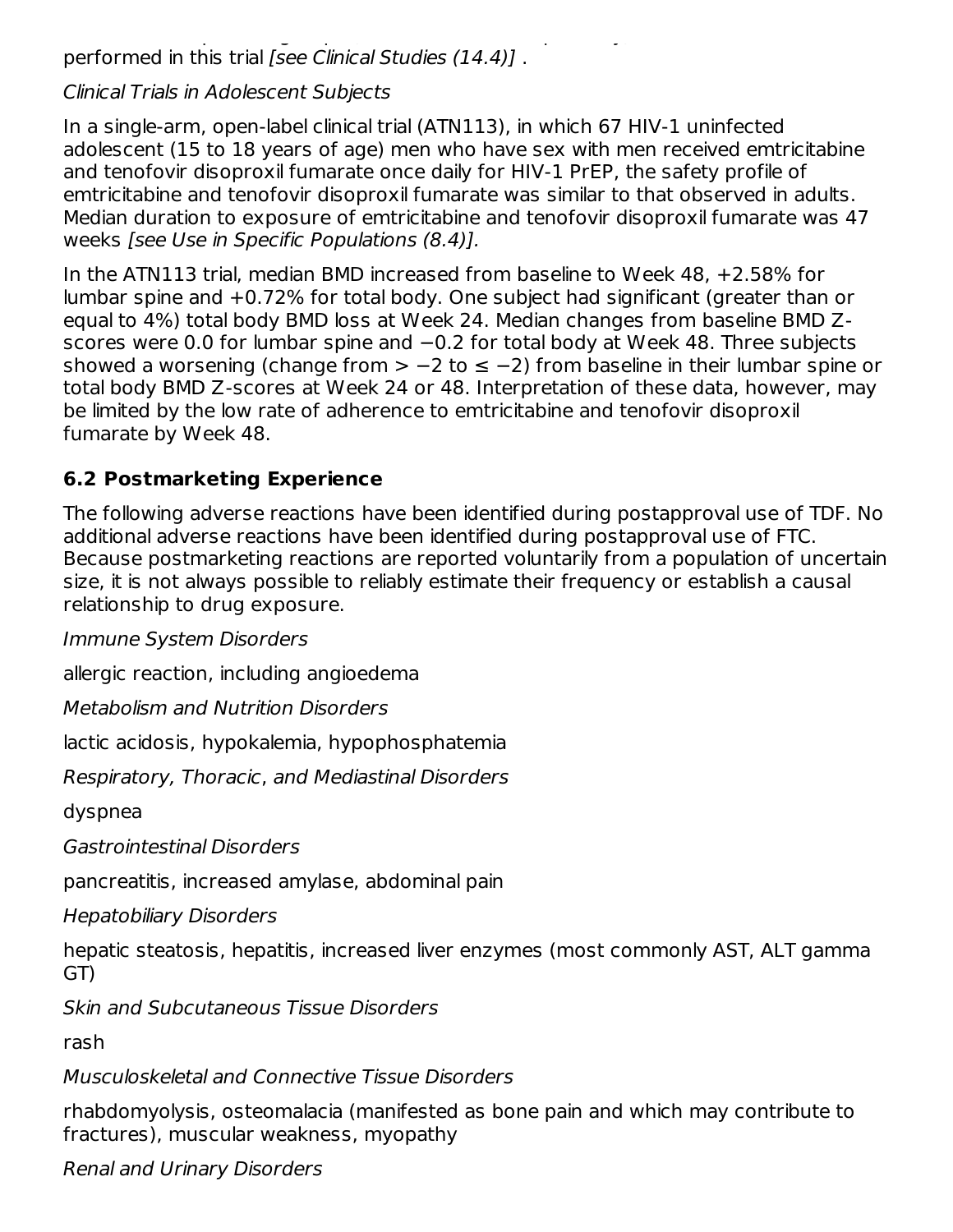performed in this trial *[see Clinical Studies (14.4)]* .

*Clinical Trials in Adolescent Subjects*

In a single-arm, open-label clinical trial (ATN113), in which 67 HIV-1 uninfected adolescent (15 to 18 years of age) men who have sex with men received emtricitabine and tenofovir disoproxil fumarate once daily for HIV-1 PrEP, the safety profile of emtricitabine and tenofovir disoproxil fumarate was similar to that observed in adults. Median duration to exposure of emtricitabine and tenofovir disoproxil fumarate was 47 weeks *[see Use in Specific Populations (8.4)].*

In the ATN113 trial, median BMD increased from baseline to Week 48, +2.58% for lumbar spine and +0.72% for total body. One subject had significant (greater than or equal to 4%) total body BMD loss at Week 24. Median changes from baseline BMD Z-scores were 0.0 for lumbar spine and −0.2 for total body at Week 48. Three subjects showed a worsening (change from > −2 to ≤ −2) from baseline in their lumbar spine or total body BMD Z-scores at Week 24 or 48. Interpretation of these data, however, may be limited by the low rate of adherence to emtricitabine and tenofovir disoproxil fumarate by Week 48.

## 6.2 Postmarketing Experience

The following adverse reactions have been identified during postapproval use of TDF. No additional adverse reactions have been identified during postapproval use of FTC. Because postmarketing reactions are reported voluntarily from a population of uncertain size, it is not always possible to reliably estimate their frequency or establish a causal relationship to drug exposure.

*Immune System Disorders*

allergic reaction, including angioedema

*Metabolism and Nutrition Disorders*

lactic acidosis, hypokalemia, hypophosphatemia

*Respiratory, Thoracic, and Mediastinal Disorders*

dyspnea

*Gastrointestinal Disorders*

pancreatitis, increased amylase, abdominal pain

*Hepatobiliary Disorders*

hepatic steatosis, hepatitis, increased liver enzymes (most commonly AST, ALT gamma GT)

*Skin and Subcutaneous Tissue Disorders*

rash

*Musculoskeletal and Connective Tissue Disorders*

rhabdomyolysis, osteomalacia (manifested as bone pain and which may contribute to fractures), muscular weakness, myopathy

*Renal and Urinary Disorders*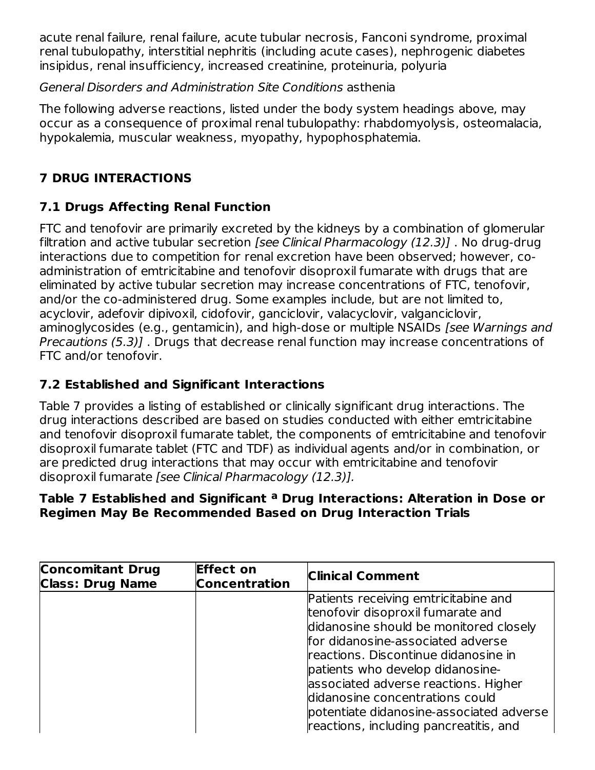acute renal failure, renal failure, acute tubular necrosis, Fanconi syndrome, proximal renal tubulopathy, interstitial nephritis (including acute cases), nephrogenic diabetes insipidus, renal insufficiency, increased creatinine, proteinuria, polyuria

*General Disorders and Administration Site Conditions* asthenia

The following adverse reactions, listed under the body system headings above, may occur as a consequence of proximal renal tubulopathy: rhabdomyolysis, osteomalacia, hypokalemia, muscular weakness, myopathy, hypophosphatemia.

## 7 DRUG INTERACTIONS

### 7.1 Drugs Affecting Renal Function

FTC and tenofovir are primarily excreted by the kidneys by a combination of glomerular filtration and active tubular secretion *[see Clinical Pharmacology (12.3)]* . No drug-drug interactions due to competition for renal excretion have been observed; however, co-administration of emtricitabine and tenofovir disoproxil fumarate with drugs that are eliminated by active tubular secretion may increase concentrations of FTC, tenofovir, and/or the co-administered drug. Some examples include, but are not limited to, acyclovir, adefovir dipivoxil, cidofovir, ganciclovir, valacyclovir, valganciclovir, aminoglycosides (e.g., gentamicin), and high-dose or multiple NSAIDs *[see Warnings and Precautions (5.3)]* . Drugs that decrease renal function may increase concentrations of FTC and/or tenofovir.

### 7.2 Established and Significant Interactions

Table 7 provides a listing of established or clinically significant drug interactions. The drug interactions described are based on studies conducted with either emtricitabine and tenofovir disoproxil fumarate tablet, the components of emtricitabine and tenofovir disoproxil fumarate tablet (FTC and TDF) as individual agents and/or in combination, or are predicted drug interactions that may occur with emtricitabine and tenofovir disoproxil fumarate *[see Clinical Pharmacology (12.3)].*

**Table 7 Established and Significant [a] Drug Interactions: Alteration in Dose or Regimen May Be Recommended Based on Drug Interaction Trials**

| Concomitant Drug Class: Drug Name | Effect on Concentration | Clinical Comment |
|---|---|---|
| | | Patients receiving emtricitabine and tenofovir disoproxil fumarate and didanosine should be monitored closely for didanosine-associated adverse reactions. Discontinue didanosine in patients who develop didanosine-associated adverse reactions. Higher didanosine concentrations could potentiate didanosine-associated adverse reactions, including pancreatitis, and |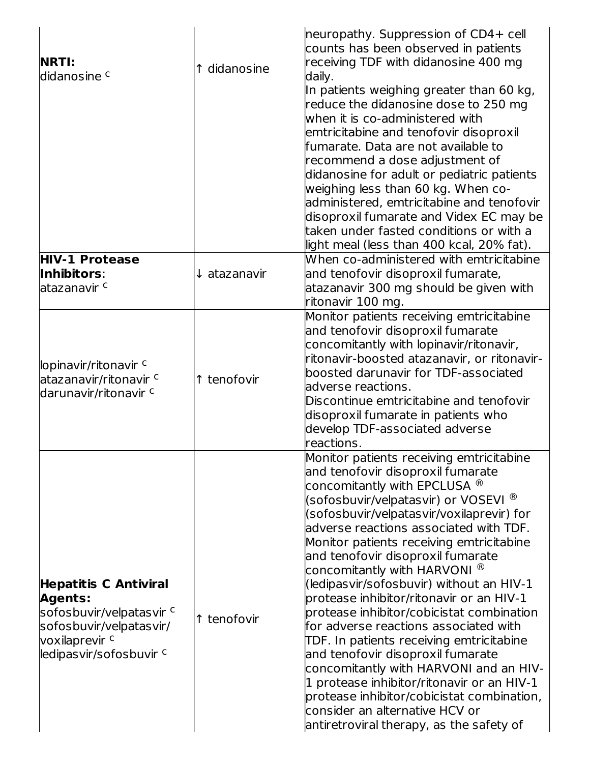| | | |
|---|---|---|
| **NRTI:** didanosine [c] | ↑ didanosine | neuropathy. Suppression of CD4+ cell counts has been observed in patients receiving TDF with didanosine 400 mg daily. In patients weighing greater than 60 kg, reduce the didanosine dose to 250 mg when it is co-administered with emtricitabine and tenofovir disoproxil fumarate. Data are not available to recommend a dose adjustment of didanosine for adult or pediatric patients weighing less than 60 kg. When co-administered, emtricitabine and tenofovir disoproxil fumarate and Videx EC may be taken under fasted conditions or with a light meal (less than 400 kcal, 20% fat). |
| **HIV-1 Protease Inhibitors**: atazanavir [c] | ↓ atazanavir | When co-administered with emtricitabine and tenofovir disoproxil fumarate, atazanavir 300 mg should be given with ritonavir 100 mg. |
| lopinavir/ritonavir [c] atazanavir/ritonavir [c] darunavir/ritonavir [c] | ↑ tenofovir | Monitor patients receiving emtricitabine and tenofovir disoproxil fumarate concomitantly with lopinavir/ritonavir, ritonavir-boosted atazanavir, or ritonavir-boosted darunavir for TDF-associated adverse reactions. Discontinue emtricitabine and tenofovir disoproxil fumarate in patients who develop TDF-associated adverse reactions. |
| **Hepatitis C Antiviral Agents:** sofosbuvir/velpatasvir [c] sofosbuvir/velpatasvir/ voxilaprevir [c] ledipasvir/sofosbuvir [c] | ↑ tenofovir | Monitor patients receiving emtricitabine and tenofovir disoproxil fumarate concomitantly with EPCLUSA ® (sofosbuvir/velpatasvir) or VOSEVI ® (sofosbuvir/velpatasvir/voxilaprevir) for adverse reactions associated with TDF. Monitor patients receiving emtricitabine and tenofovir disoproxil fumarate concomitantly with HARVONI ® (ledipasvir/sofosbuvir) without an HIV-1 protease inhibitor/ritonavir or an HIV-1 protease inhibitor/cobicistat combination for adverse reactions associated with TDF. In patients receiving emtricitabine and tenofovir disoproxil fumarate concomitantly with HARVONI and an HIV-1 protease inhibitor/ritonavir or an HIV-1 protease inhibitor/cobicistat combination, consider an alternative HCV or antiretroviral therapy, as the safety of |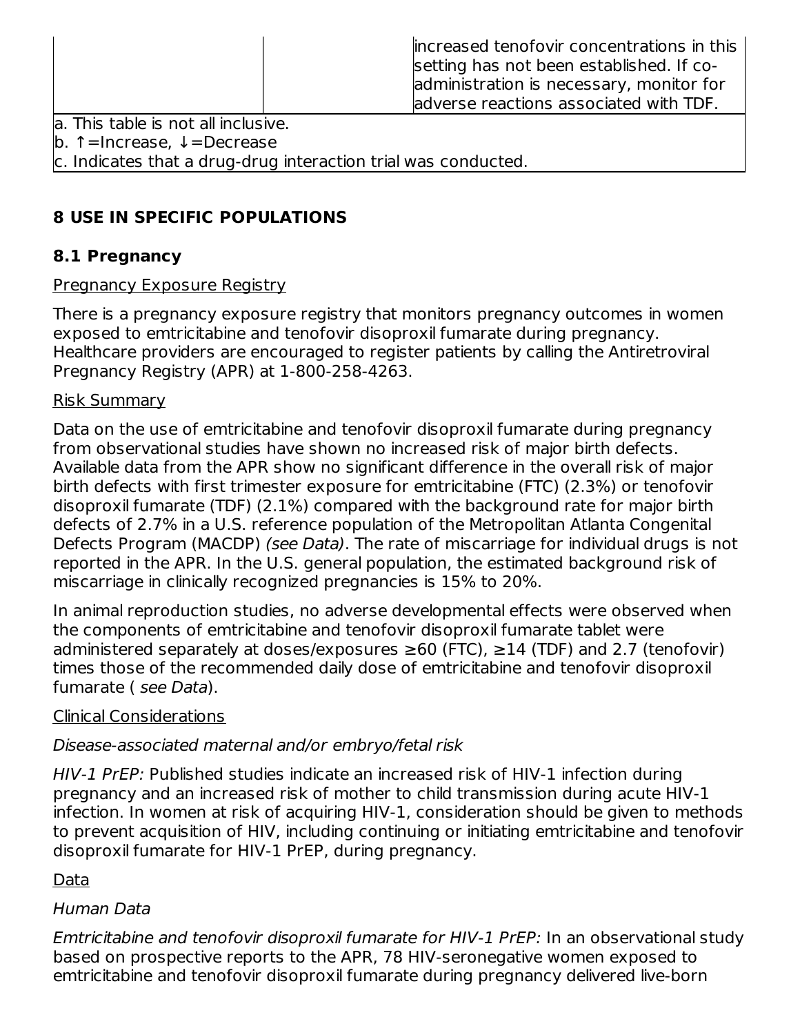| | | increased tenofovir concentrations in this setting has not been established. If co-administration is necessary, monitor for adverse reactions associated with TDF. |
|---|---|---|

a. This table is not all inclusive.
b. ↑=Increase, ↓=Decrease
c. Indicates that a drug-drug interaction trial was conducted.

## 8 USE IN SPECIFIC POPULATIONS

### 8.1 Pregnancy

Pregnancy Exposure Registry

There is a pregnancy exposure registry that monitors pregnancy outcomes in women exposed to emtricitabine and tenofovir disoproxil fumarate during pregnancy. Healthcare providers are encouraged to register patients by calling the Antiretroviral Pregnancy Registry (APR) at 1-800-258-4263.

Risk Summary

Data on the use of emtricitabine and tenofovir disoproxil fumarate during pregnancy from observational studies have shown no increased risk of major birth defects. Available data from the APR show no significant difference in the overall risk of major birth defects with first trimester exposure for emtricitabine (FTC) (2.3%) or tenofovir disoproxil fumarate (TDF) (2.1%) compared with the background rate for major birth defects of 2.7% in a U.S. reference population of the Metropolitan Atlanta Congenital Defects Program (MACDP) *(see Data)*. The rate of miscarriage for individual drugs is not reported in the APR. In the U.S. general population, the estimated background risk of miscarriage in clinically recognized pregnancies is 15% to 20%.

In animal reproduction studies, no adverse developmental effects were observed when the components of emtricitabine and tenofovir disoproxil fumarate tablet were administered separately at doses/exposures ≥60 (FTC), ≥14 (TDF) and 2.7 (tenofovir) times those of the recommended daily dose of emtricitabine and tenofovir disoproxil fumarate ( *see Data*).

Clinical Considerations

*Disease-associated maternal and/or embryo/fetal risk*

*HIV-1 PrEP:* Published studies indicate an increased risk of HIV-1 infection during pregnancy and an increased risk of mother to child transmission during acute HIV-1 infection. In women at risk of acquiring HIV-1, consideration should be given to methods to prevent acquisition of HIV, including continuing or initiating emtricitabine and tenofovir disoproxil fumarate for HIV-1 PrEP, during pregnancy.

Data

*Human Data*

*Emtricitabine and tenofovir disoproxil fumarate for HIV-1 PrEP:* In an observational study based on prospective reports to the APR, 78 HIV-seronegative women exposed to emtricitabine and tenofovir disoproxil fumarate during pregnancy delivered live-born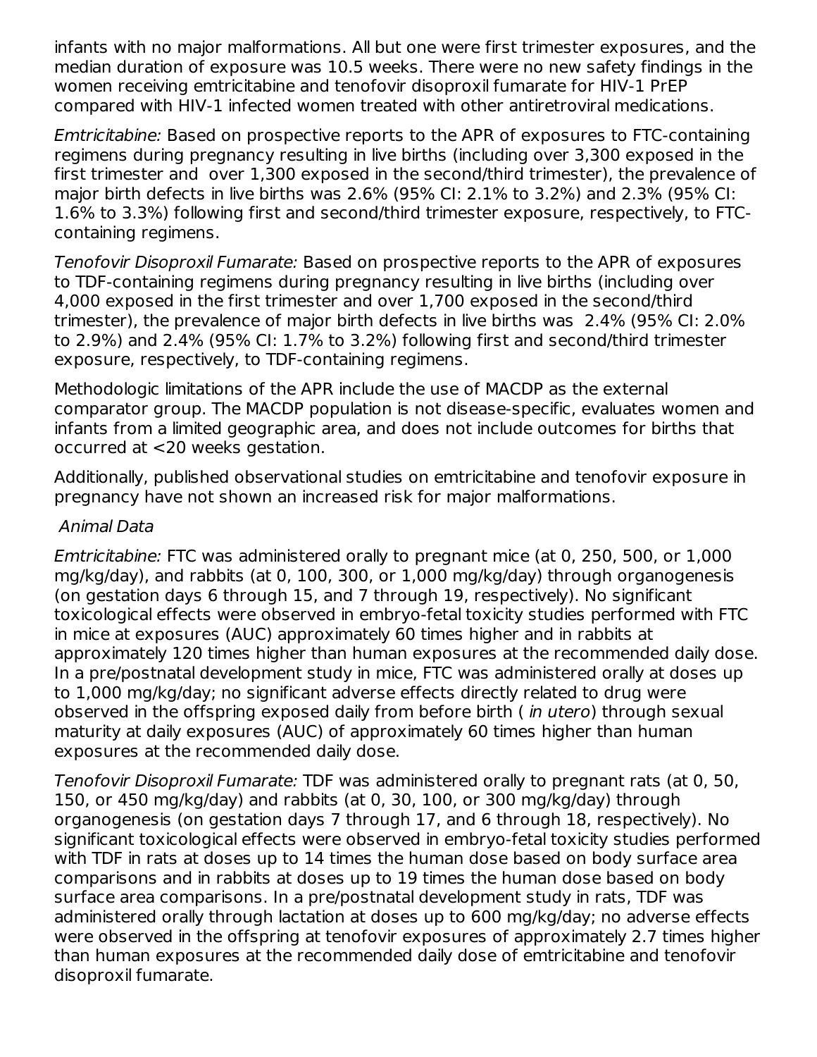infants with no major malformations. All but one were first trimester exposures, and the median duration of exposure was 10.5 weeks. There were no new safety findings in the women receiving emtricitabine and tenofovir disoproxil fumarate for HIV-1 PrEP compared with HIV-1 infected women treated with other antiretroviral medications.

*Emtricitabine:* Based on prospective reports to the APR of exposures to FTC-containing regimens during pregnancy resulting in live births (including over 3,300 exposed in the first trimester and over 1,300 exposed in the second/third trimester), the prevalence of major birth defects in live births was 2.6% (95% CI: 2.1% to 3.2%) and 2.3% (95% CI: 1.6% to 3.3%) following first and second/third trimester exposure, respectively, to FTC-containing regimens.

*Tenofovir Disoproxil Fumarate:* Based on prospective reports to the APR of exposures to TDF-containing regimens during pregnancy resulting in live births (including over 4,000 exposed in the first trimester and over 1,700 exposed in the second/third trimester), the prevalence of major birth defects in live births was 2.4% (95% CI: 2.0% to 2.9%) and 2.4% (95% CI: 1.7% to 3.2%) following first and second/third trimester exposure, respectively, to TDF-containing regimens.

Methodologic limitations of the APR include the use of MACDP as the external comparator group. The MACDP population is not disease-specific, evaluates women and infants from a limited geographic area, and does not include outcomes for births that occurred at <20 weeks gestation.

Additionally, published observational studies on emtricitabine and tenofovir exposure in pregnancy have not shown an increased risk for major malformations.

*Animal Data*

*Emtricitabine:* FTC was administered orally to pregnant mice (at 0, 250, 500, or 1,000 mg/kg/day), and rabbits (at 0, 100, 300, or 1,000 mg/kg/day) through organogenesis (on gestation days 6 through 15, and 7 through 19, respectively). No significant toxicological effects were observed in embryo-fetal toxicity studies performed with FTC in mice at exposures (AUC) approximately 60 times higher and in rabbits at approximately 120 times higher than human exposures at the recommended daily dose. In a pre/postnatal development study in mice, FTC was administered orally at doses up to 1,000 mg/kg/day; no significant adverse effects directly related to drug were observed in the offspring exposed daily from before birth ( *in utero*) through sexual maturity at daily exposures (AUC) of approximately 60 times higher than human exposures at the recommended daily dose.

*Tenofovir Disoproxil Fumarate:* TDF was administered orally to pregnant rats (at 0, 50, 150, or 450 mg/kg/day) and rabbits (at 0, 30, 100, or 300 mg/kg/day) through organogenesis (on gestation days 7 through 17, and 6 through 18, respectively). No significant toxicological effects were observed in embryo-fetal toxicity studies performed with TDF in rats at doses up to 14 times the human dose based on body surface area comparisons and in rabbits at doses up to 19 times the human dose based on body surface area comparisons. In a pre/postnatal development study in rats, TDF was administered orally through lactation at doses up to 600 mg/kg/day; no adverse effects were observed in the offspring at tenofovir exposures of approximately 2.7 times higher than human exposures at the recommended daily dose of emtricitabine and tenofovir disoproxil fumarate.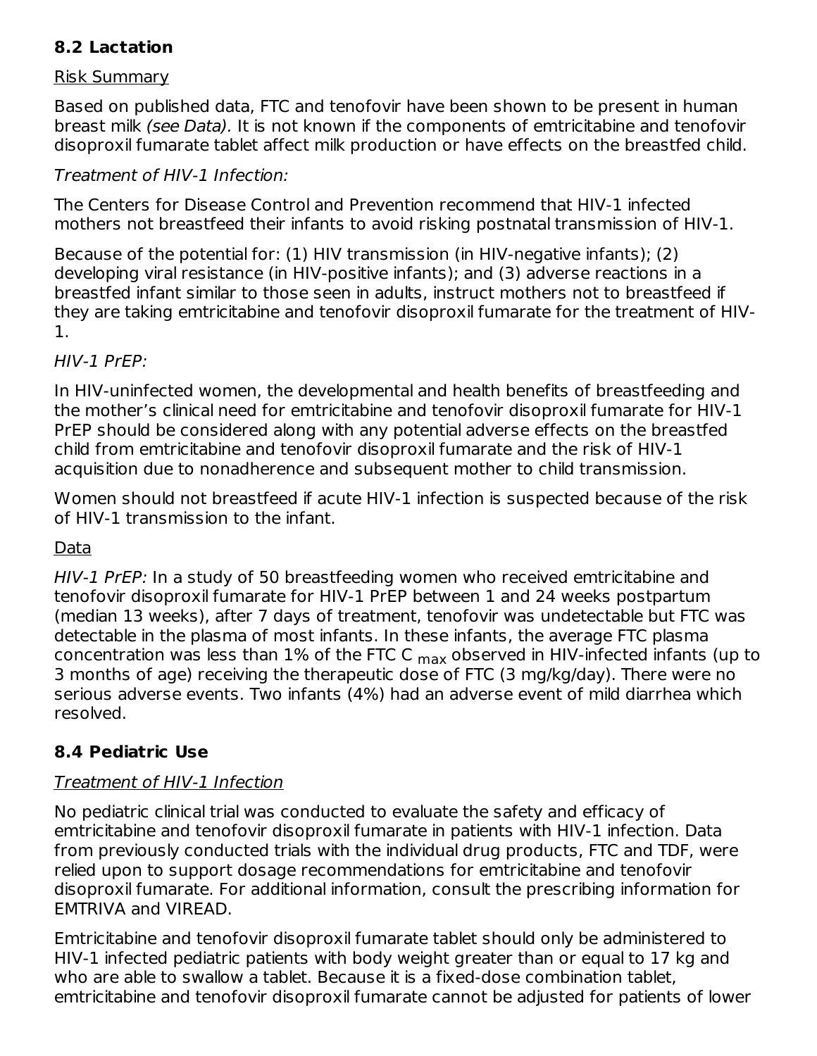## 8.2 Lactation

Risk Summary

Based on published data, FTC and tenofovir have been shown to be present in human breast milk *(see Data).* It is not known if the components of emtricitabine and tenofovir disoproxil fumarate tablet affect milk production or have effects on the breastfed child.

*Treatment of HIV-1 Infection:*

The Centers for Disease Control and Prevention recommend that HIV-1 infected mothers not breastfeed their infants to avoid risking postnatal transmission of HIV-1.

Because of the potential for: (1) HIV transmission (in HIV-negative infants); (2) developing viral resistance (in HIV-positive infants); and (3) adverse reactions in a breastfed infant similar to those seen in adults, instruct mothers not to breastfeed if they are taking emtricitabine and tenofovir disoproxil fumarate for the treatment of HIV-1.

*HIV-1 PrEP:*

In HIV-uninfected women, the developmental and health benefits of breastfeeding and the mother's clinical need for emtricitabine and tenofovir disoproxil fumarate for HIV-1 PrEP should be considered along with any potential adverse effects on the breastfed child from emtricitabine and tenofovir disoproxil fumarate and the risk of HIV-1 acquisition due to nonadherence and subsequent mother to child transmission.

Women should not breastfeed if acute HIV-1 infection is suspected because of the risk of HIV-1 transmission to the infant.

Data

*HIV-1 PrEP:* In a study of 50 breastfeeding women who received emtricitabine and tenofovir disoproxil fumarate for HIV-1 PrEP between 1 and 24 weeks postpartum (median 13 weeks), after 7 days of treatment, tenofovir was undetectable but FTC was detectable in the plasma of most infants. In these infants, the average FTC plasma concentration was less than 1% of the FTC $C_{max}$ observed in HIV-infected infants (up to 3 months of age) receiving the therapeutic dose of FTC (3 mg/kg/day). There were no serious adverse events. Two infants (4%) had an adverse event of mild diarrhea which resolved.

## 8.4 Pediatric Use

Treatment of HIV-1 Infection

No pediatric clinical trial was conducted to evaluate the safety and efficacy of emtricitabine and tenofovir disoproxil fumarate in patients with HIV-1 infection. Data from previously conducted trials with the individual drug products, FTC and TDF, were relied upon to support dosage recommendations for emtricitabine and tenofovir disoproxil fumarate. For additional information, consult the prescribing information for EMTRIVA and VIREAD.

Emtricitabine and tenofovir disoproxil fumarate tablet should only be administered to HIV-1 infected pediatric patients with body weight greater than or equal to 17 kg and who are able to swallow a tablet. Because it is a fixed-dose combination tablet, emtricitabine and tenofovir disoproxil fumarate cannot be adjusted for patients of lower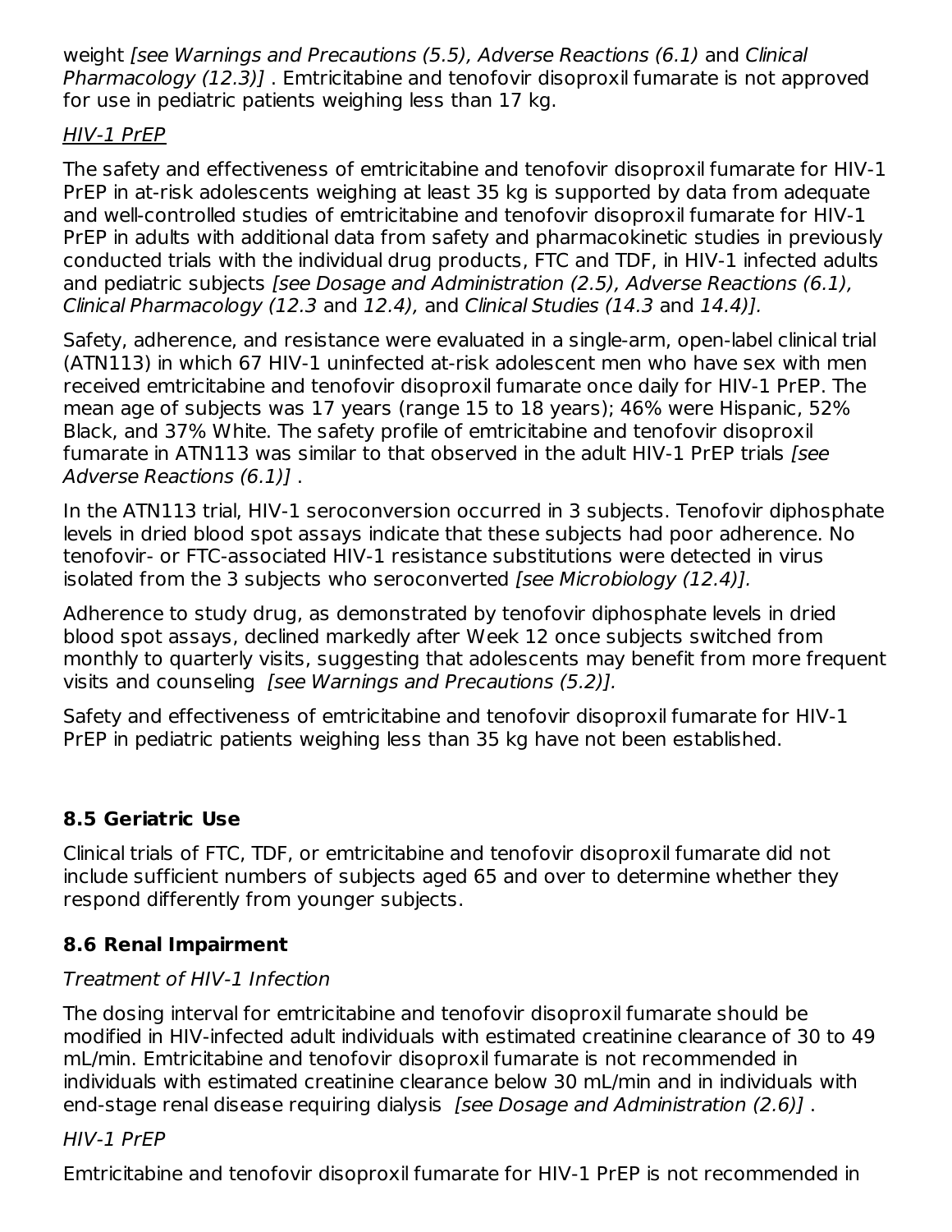weight *[see Warnings and Precautions (5.5), Adverse Reactions (6.1)* and *Clinical Pharmacology (12.3)]* . Emtricitabine and tenofovir disoproxil fumarate is not approved for use in pediatric patients weighing less than 17 kg.

*HIV-1 PrEP*

The safety and effectiveness of emtricitabine and tenofovir disoproxil fumarate for HIV-1 PrEP in at-risk adolescents weighing at least 35 kg is supported by data from adequate and well-controlled studies of emtricitabine and tenofovir disoproxil fumarate for HIV-1 PrEP in adults with additional data from safety and pharmacokinetic studies in previously conducted trials with the individual drug products, FTC and TDF, in HIV-1 infected adults and pediatric subjects *[see Dosage and Administration (2.5), Adverse Reactions (6.1), Clinical Pharmacology (12.3* and *12.4),* and *Clinical Studies (14.3* and *14.4)].*

Safety, adherence, and resistance were evaluated in a single-arm, open-label clinical trial (ATN113) in which 67 HIV-1 uninfected at-risk adolescent men who have sex with men received emtricitabine and tenofovir disoproxil fumarate once daily for HIV-1 PrEP. The mean age of subjects was 17 years (range 15 to 18 years); 46% were Hispanic, 52% Black, and 37% White. The safety profile of emtricitabine and tenofovir disoproxil fumarate in ATN113 was similar to that observed in the adult HIV-1 PrEP trials *[see Adverse Reactions (6.1)]* .

In the ATN113 trial, HIV-1 seroconversion occurred in 3 subjects. Tenofovir diphosphate levels in dried blood spot assays indicate that these subjects had poor adherence. No tenofovir- or FTC-associated HIV-1 resistance substitutions were detected in virus isolated from the 3 subjects who seroconverted *[see Microbiology (12.4)].*

Adherence to study drug, as demonstrated by tenofovir diphosphate levels in dried blood spot assays, declined markedly after Week 12 once subjects switched from monthly to quarterly visits, suggesting that adolescents may benefit from more frequent visits and counseling *[see Warnings and Precautions (5.2)].*

Safety and effectiveness of emtricitabine and tenofovir disoproxil fumarate for HIV-1 PrEP in pediatric patients weighing less than 35 kg have not been established.

## 8.5 Geriatric Use

Clinical trials of FTC, TDF, or emtricitabine and tenofovir disoproxil fumarate did not include sufficient numbers of subjects aged 65 and over to determine whether they respond differently from younger subjects.

## 8.6 Renal Impairment

*Treatment of HIV-1 Infection*

The dosing interval for emtricitabine and tenofovir disoproxil fumarate should be modified in HIV-infected adult individuals with estimated creatinine clearance of 30 to 49 mL/min. Emtricitabine and tenofovir disoproxil fumarate is not recommended in individuals with estimated creatinine clearance below 30 mL/min and in individuals with end-stage renal disease requiring dialysis *[see Dosage and Administration (2.6)]* .

*HIV-1 PrEP*

Emtricitabine and tenofovir disoproxil fumarate for HIV-1 PrEP is not recommended in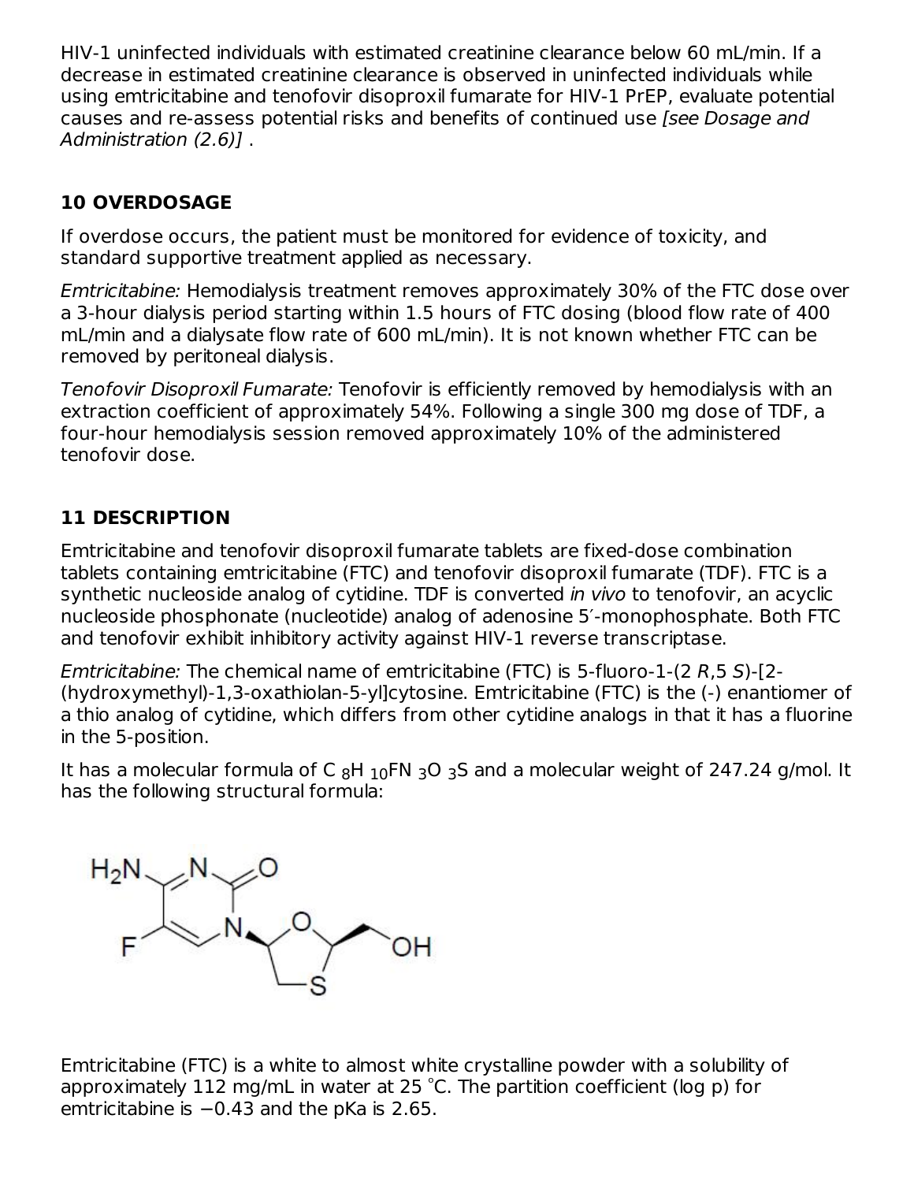HIV-1 uninfected individuals with estimated creatinine clearance below 60 mL/min. If a decrease in estimated creatinine clearance is observed in uninfected individuals while using emtricitabine and tenofovir disoproxil fumarate for HIV-1 PrEP, evaluate potential causes and re-assess potential risks and benefits of continued use *[see Dosage and Administration (2.6)]* .

## 10 OVERDOSAGE

If overdose occurs, the patient must be monitored for evidence of toxicity, and standard supportive treatment applied as necessary.

*Emtricitabine:* Hemodialysis treatment removes approximately 30% of the FTC dose over a 3-hour dialysis period starting within 1.5 hours of FTC dosing (blood flow rate of 400 mL/min and a dialysate flow rate of 600 mL/min). It is not known whether FTC can be removed by peritoneal dialysis.

*Tenofovir Disoproxil Fumarate:* Tenofovir is efficiently removed by hemodialysis with an extraction coefficient of approximately 54%. Following a single 300 mg dose of TDF, a four-hour hemodialysis session removed approximately 10% of the administered tenofovir dose.

## 11 DESCRIPTION

Emtricitabine and tenofovir disoproxil fumarate tablets are fixed-dose combination tablets containing emtricitabine (FTC) and tenofovir disoproxil fumarate (TDF). FTC is a synthetic nucleoside analog of cytidine. TDF is converted *in vivo* to tenofovir, an acyclic nucleoside phosphonate (nucleotide) analog of adenosine 5′-monophosphate. Both FTC and tenofovir exhibit inhibitory activity against HIV-1 reverse transcriptase.

*Emtricitabine:* The chemical name of emtricitabine (FTC) is 5-fluoro-1-(2 *R*,5 *S*)-[2-(hydroxymethyl)-1,3-oxathiolan-5-yl]cytosine. Emtricitabine (FTC) is the (-) enantiomer of a thio analog of cytidine, which differs from other cytidine analogs in that it has a fluorine in the 5-position.

It has a molecular formula of $C_8H_{10}FN_3O_3S$ and a molecular weight of 247.24 g/mol. It has the following structural formula:

Emtricitabine (FTC) is a white to almost white crystalline powder with a solubility of approximately 112 mg/mL in water at 25 °C. The partition coefficient (log p) for emtricitabine is −0.43 and the pKa is 2.65.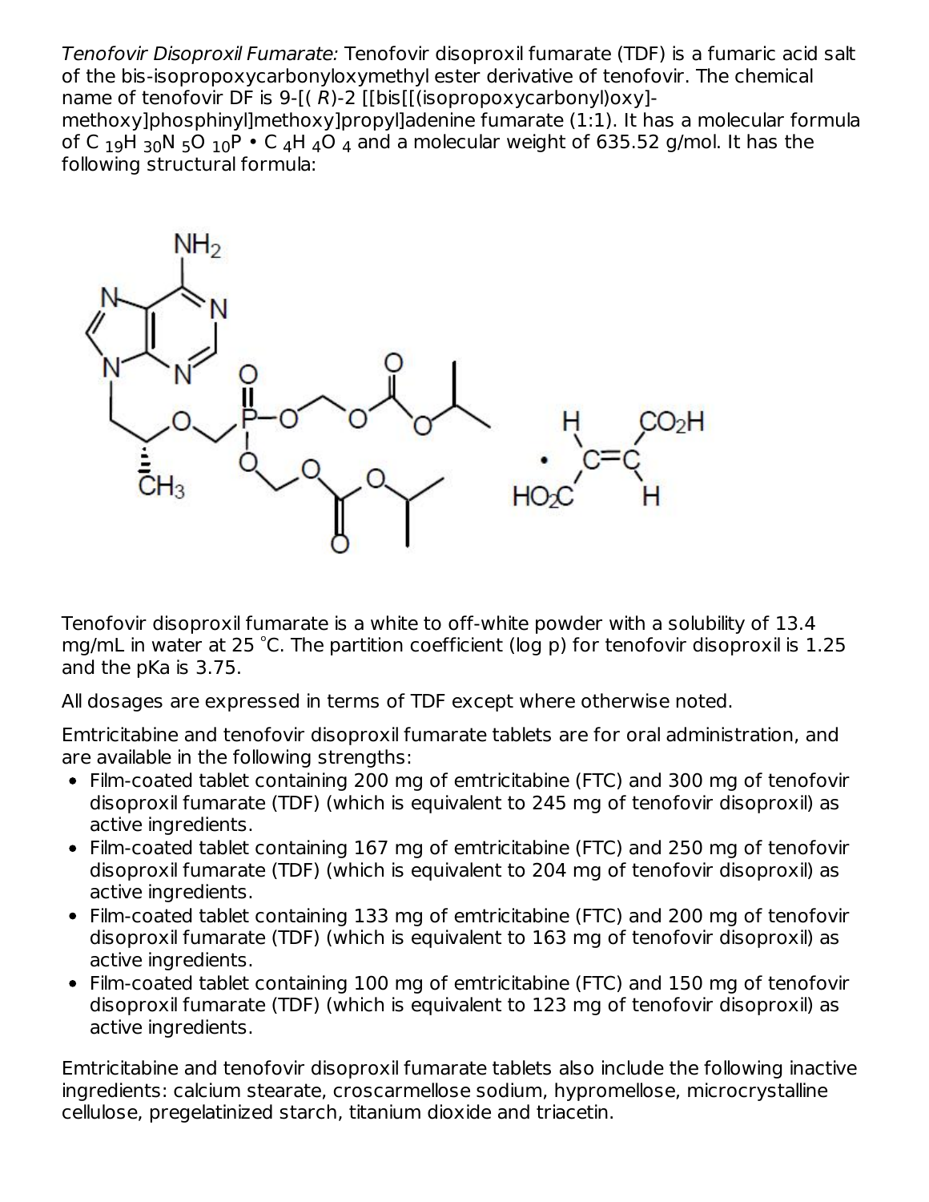*Tenofovir Disoproxil Fumarate:* Tenofovir disoproxil fumarate (TDF) is a fumaric acid salt of the bis-isopropoxycarbonyloxymethyl ester derivative of tenofovir. The chemical name of tenofovir DF is 9-[(*R*)-2 [[bis[[(isopropoxycarbonyl)oxy]-methoxy]phosphinyl]methoxy]propyl]adenine fumarate (1:1). It has a molecular formula of $C_{19}H_{30}N_5O_{10}P \cdot C_4H_4O_4$ and a molecular weight of 635.52 g/mol. It has the following structural formula:

Tenofovir disoproxil fumarate is a white to off-white powder with a solubility of 13.4 mg/mL in water at 25 °C. The partition coefficient (log p) for tenofovir disoproxil is 1.25 and the pKa is 3.75.

All dosages are expressed in terms of TDF except where otherwise noted.

Emtricitabine and tenofovir disoproxil fumarate tablets are for oral administration, and are available in the following strengths:

- Film-coated tablet containing 200 mg of emtricitabine (FTC) and 300 mg of tenofovir disoproxil fumarate (TDF) (which is equivalent to 245 mg of tenofovir disoproxil) as active ingredients.
- Film-coated tablet containing 167 mg of emtricitabine (FTC) and 250 mg of tenofovir disoproxil fumarate (TDF) (which is equivalent to 204 mg of tenofovir disoproxil) as active ingredients.
- Film-coated tablet containing 133 mg of emtricitabine (FTC) and 200 mg of tenofovir disoproxil fumarate (TDF) (which is equivalent to 163 mg of tenofovir disoproxil) as active ingredients.
- Film-coated tablet containing 100 mg of emtricitabine (FTC) and 150 mg of tenofovir disoproxil fumarate (TDF) (which is equivalent to 123 mg of tenofovir disoproxil) as active ingredients.

Emtricitabine and tenofovir disoproxil fumarate tablets also include the following inactive ingredients: calcium stearate, croscarmellose sodium, hypromellose, microcrystalline cellulose, pregelatinized starch, titanium dioxide and triacetin.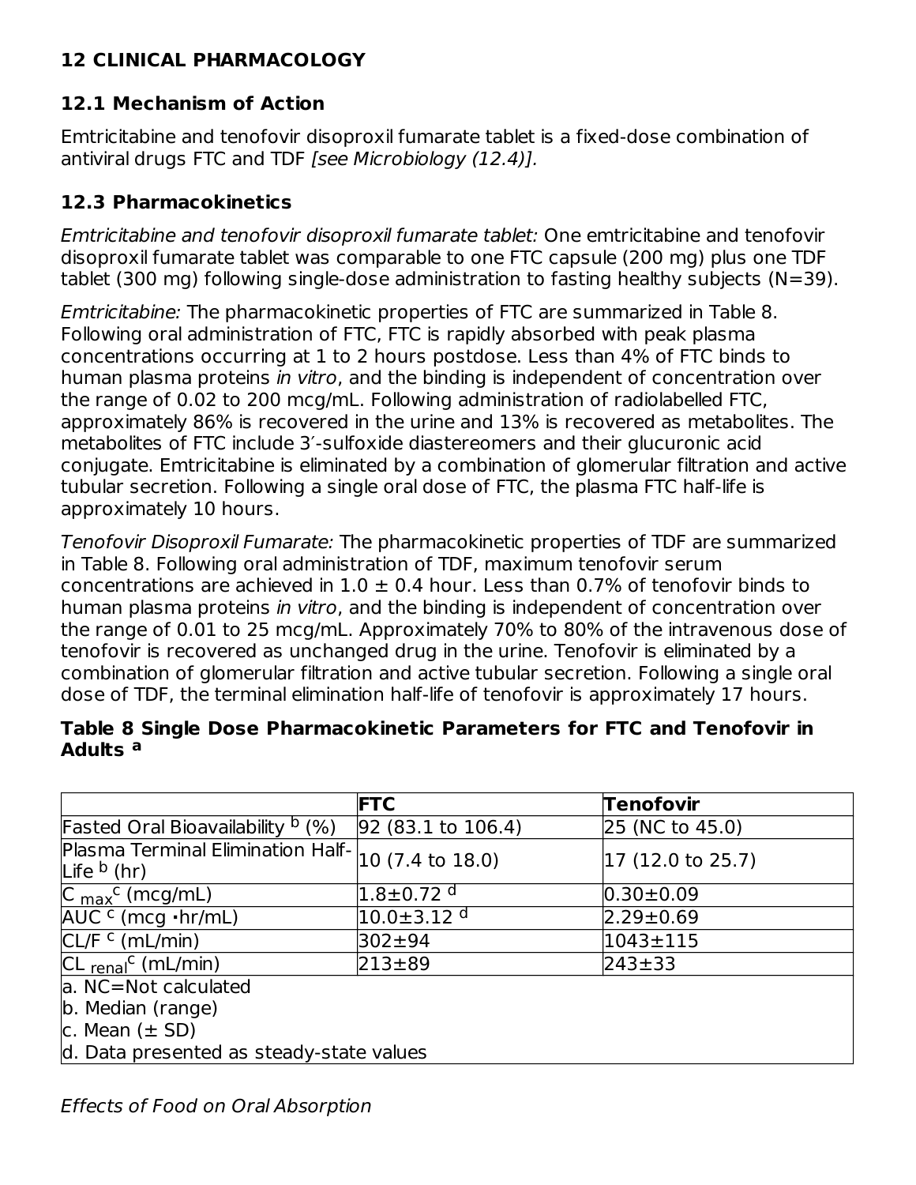## 12 CLINICAL PHARMACOLOGY

### 12.1 Mechanism of Action

Emtricitabine and tenofovir disoproxil fumarate tablet is a fixed-dose combination of antiviral drugs FTC and TDF *[see Microbiology (12.4)].*

### 12.3 Pharmacokinetics

*Emtricitabine and tenofovir disoproxil fumarate tablet:* One emtricitabine and tenofovir disoproxil fumarate tablet was comparable to one FTC capsule (200 mg) plus one TDF tablet (300 mg) following single-dose administration to fasting healthy subjects (N=39).

*Emtricitabine:* The pharmacokinetic properties of FTC are summarized in Table 8. Following oral administration of FTC, FTC is rapidly absorbed with peak plasma concentrations occurring at 1 to 2 hours postdose. Less than 4% of FTC binds to human plasma proteins *in vitro*, and the binding is independent of concentration over the range of 0.02 to 200 mcg/mL. Following administration of radiolabelled FTC, approximately 86% is recovered in the urine and 13% is recovered as metabolites. The metabolites of FTC include 3′-sulfoxide diastereomers and their glucuronic acid conjugate. Emtricitabine is eliminated by a combination of glomerular filtration and active tubular secretion. Following a single oral dose of FTC, the plasma FTC half-life is approximately 10 hours.

*Tenofovir Disoproxil Fumarate:* The pharmacokinetic properties of TDF are summarized in Table 8. Following oral administration of TDF, maximum tenofovir serum concentrations are achieved in 1.0 ± 0.4 hour. Less than 0.7% of tenofovir binds to human plasma proteins *in vitro*, and the binding is independent of concentration over the range of 0.01 to 25 mcg/mL. Approximately 70% to 80% of the intravenous dose of tenofovir is recovered as unchanged drug in the urine. Tenofovir is eliminated by a combination of glomerular filtration and active tubular secretion. Following a single oral dose of TDF, the terminal elimination half-life of tenofovir is approximately 17 hours.

**Table 8 Single Dose Pharmacokinetic Parameters for FTC and Tenofovir in Adults [a]**

| | **FTC** | **Tenofovir** |
|---|---|---|
| Fasted Oral Bioavailability [b] (%) | 92 (83.1 to 106.4) | 25 (NC to 45.0) |
| Plasma Terminal Elimination Half-Life [b] (hr) | 10 (7.4 to 18.0) | 17 (12.0 to 25.7) |
| $C_{max}$ [c] (mcg/mL) | 1.8±0.72 [d] | 0.30±0.09 |
| AUC [c] (mcg •hr/mL) | 10.0±3.12 [d] | 2.29±0.69 |
| CL/F [c] (mL/min) | 302±94 | 1043±115 |
| $CL_{renal}$ [c] (mL/min) | 213±89 | 243±33 |

a. NC=Not calculated
b. Median (range)
c. Mean (± SD)
d. Data presented as steady-state values

*Effects of Food on Oral Absorption*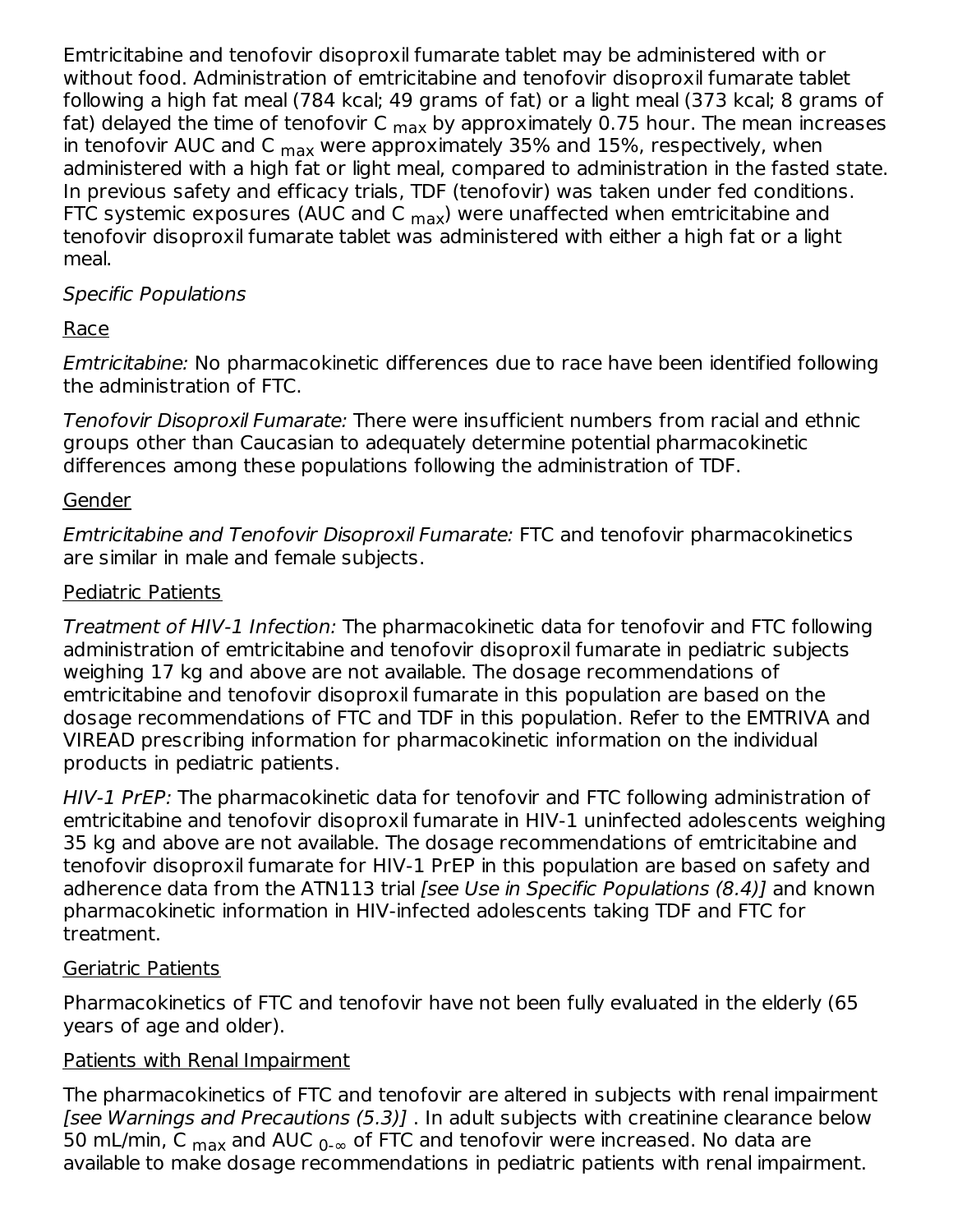Emtricitabine and tenofovir disoproxil fumarate tablet may be administered with or without food. Administration of emtricitabine and tenofovir disoproxil fumarate tablet following a high fat meal (784 kcal; 49 grams of fat) or a light meal (373 kcal; 8 grams of fat) delayed the time of tenofovir $C_{max}$ by approximately 0.75 hour. The mean increases in tenofovir AUC and $C_{max}$ were approximately 35% and 15%, respectively, when administered with a high fat or light meal, compared to administration in the fasted state. In previous safety and efficacy trials, TDF (tenofovir) was taken under fed conditions. FTC systemic exposures (AUC and $C_{max}$) were unaffected when emtricitabine and tenofovir disoproxil fumarate tablet was administered with either a high fat or a light meal.

*Specific Populations*

Race

*Emtricitabine:* No pharmacokinetic differences due to race have been identified following the administration of FTC.

*Tenofovir Disoproxil Fumarate:* There were insufficient numbers from racial and ethnic groups other than Caucasian to adequately determine potential pharmacokinetic differences among these populations following the administration of TDF.

Gender

*Emtricitabine and Tenofovir Disoproxil Fumarate:* FTC and tenofovir pharmacokinetics are similar in male and female subjects.

Pediatric Patients

*Treatment of HIV-1 Infection:* The pharmacokinetic data for tenofovir and FTC following administration of emtricitabine and tenofovir disoproxil fumarate in pediatric subjects weighing 17 kg and above are not available. The dosage recommendations of emtricitabine and tenofovir disoproxil fumarate in this population are based on the dosage recommendations of FTC and TDF in this population. Refer to the EMTRIVA and VIREAD prescribing information for pharmacokinetic information on the individual products in pediatric patients.

*HIV-1 PrEP:* The pharmacokinetic data for tenofovir and FTC following administration of emtricitabine and tenofovir disoproxil fumarate in HIV-1 uninfected adolescents weighing 35 kg and above are not available. The dosage recommendations of emtricitabine and tenofovir disoproxil fumarate for HIV-1 PrEP in this population are based on safety and adherence data from the ATN113 trial *[see Use in Specific Populations (8.4)]* and known pharmacokinetic information in HIV-infected adolescents taking TDF and FTC for treatment.

Geriatric Patients

Pharmacokinetics of FTC and tenofovir have not been fully evaluated in the elderly (65 years of age and older).

Patients with Renal Impairment

The pharmacokinetics of FTC and tenofovir are altered in subjects with renal impairment *[see Warnings and Precautions (5.3)]* . In adult subjects with creatinine clearance below 50 mL/min, $C_{max}$ and $AUC_{0-\infty}$ of FTC and tenofovir were increased. No data are available to make dosage recommendations in pediatric patients with renal impairment.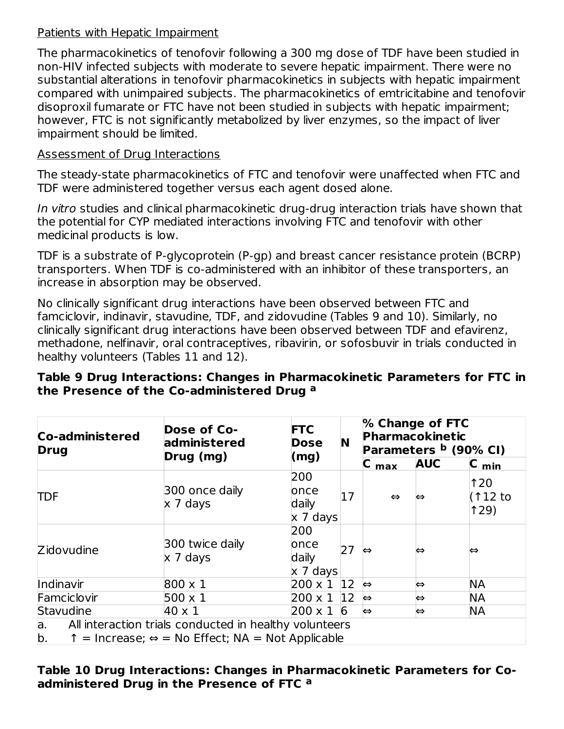Patients with Hepatic Impairment

The pharmacokinetics of tenofovir following a 300 mg dose of TDF have been studied in non-HIV infected subjects with moderate to severe hepatic impairment. There were no substantial alterations in tenofovir pharmacokinetics in subjects with hepatic impairment compared with unimpaired subjects. The pharmacokinetics of emtricitabine and tenofovir disoproxil fumarate or FTC have not been studied in subjects with hepatic impairment; however, FTC is not significantly metabolized by liver enzymes, so the impact of liver impairment should be limited.

Assessment of Drug Interactions

The steady-state pharmacokinetics of FTC and tenofovir were unaffected when FTC and TDF were administered together versus each agent dosed alone.

*In vitro* studies and clinical pharmacokinetic drug-drug interaction trials have shown that the potential for CYP mediated interactions involving FTC and tenofovir with other medicinal products is low.

TDF is a substrate of P-glycoprotein (P-gp) and breast cancer resistance protein (BCRP) transporters. When TDF is co-administered with an inhibitor of these transporters, an increase in absorption may be observed.

No clinically significant drug interactions have been observed between FTC and famciclovir, indinavir, stavudine, TDF, and zidovudine (Tables 9 and 10). Similarly, no clinically significant drug interactions have been observed between TDF and efavirenz, methadone, nelfinavir, oral contraceptives, ribavirin, or sofosbuvir in trials conducted in healthy volunteers (Tables 11 and 12).

**Table 9 Drug Interactions: Changes in Pharmacokinetic Parameters for FTC in the Presence of the Co-administered Drug [a]**

| Co-administered Drug | Dose of Co-administered Drug (mg) | FTC Dose (mg) | N | % Change of FTC Pharmacokinetic Parameters [b] (90% CI) | | |
|---|---|---|---|---|---|---|
| | | | | $C_{max}$ | AUC | $C_{min}$ |
| TDF | 300 once daily x 7 days | 200 once daily x 7 days | 17 | ⇔ | ⇔ | ↑20 (↑12 to ↑29) |
| Zidovudine | 300 twice daily x 7 days | 200 once daily x 7 days | 27 | ⇔ | ⇔ | ⇔ |
| Indinavir | 800 x 1 | 200 x 1 | 12 | ⇔ | ⇔ | NA |
| Famciclovir | 500 x 1 | 200 x 1 | 12 | ⇔ | ⇔ | NA |
| Stavudine | 40 x 1 | 200 x 1 | 6 | ⇔ | ⇔ | NA |

a. All interaction trials conducted in healthy volunteers
b. ↑ = Increase; ⇔ = No Effect; NA = Not Applicable

**Table 10 Drug Interactions: Changes in Pharmacokinetic Parameters for Co-administered Drug in the Presence of FTC [a]**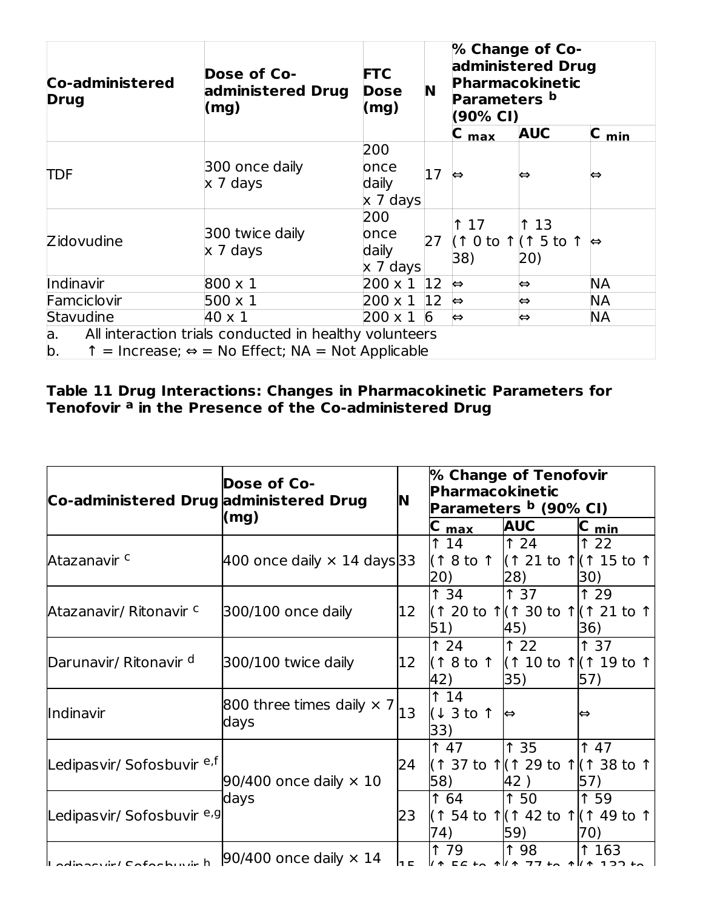| Co-administered Drug | Dose of Co-administered Drug (mg) | FTC Dose (mg) | N | % Change of Co-administered Drug Pharmacokinetic Parameters [b] (90% CI) | | |
|---|---|---|---|---|---|---|
| | | | | $C_{max}$ | AUC | $C_{min}$ |
| TDF | 300 once daily x 7 days | 200 once daily x 7 days | 17 | ⇔ | ⇔ | ⇔ |
| Zidovudine | 300 twice daily x 7 days | 200 once daily x 7 days | 27 | ↑ 17 (↑ 0 to ↑ 38) | ↑ 13 (↑ 5 to ↑ 20) | ⇔ |
| Indinavir | 800 x 1 | 200 x 1 | 12 | ⇔ | ⇔ | NA |
| Famciclovir | 500 x 1 | 200 x 1 | 12 | ⇔ | ⇔ | NA |
| Stavudine | 40 x 1 | 200 x 1 | 6 | ⇔ | ⇔ | NA |

a. All interaction trials conducted in healthy volunteers
b. ↑ = Increase; ⇔ = No Effect; NA = Not Applicable

**Table 11 Drug Interactions: Changes in Pharmacokinetic Parameters for Tenofovir [a] in the Presence of the Co-administered Drug**

| Co-administered Drug | Dose of Co-administered Drug (mg) | N | % Change of Tenofovir Pharmacokinetic Parameters [b] (90% CI) | | |
|---|---|---|---|---|---|
| | | | $C_{max}$ | AUC | $C_{min}$ |
| Atazanavir [c] | 400 once daily × 14 days | 33 | ↑ 14 (↑ 8 to ↑ 20) | ↑ 24 (↑ 21 to ↑ 28) | ↑ 22 (↑ 15 to ↑ 30) |
| Atazanavir/ Ritonavir [c] | 300/100 once daily | 12 | ↑ 34 (↑ 20 to ↑ 51) | ↑ 37 (↑ 30 to ↑ 45) | ↑ 29 (↑ 21 to ↑ 36) |
| Darunavir/ Ritonavir [d] | 300/100 twice daily | 12 | ↑ 24 (↑ 8 to ↑ 42) | ↑ 22 (↑ 10 to ↑ 35) | ↑ 37 (↑ 19 to ↑ 57) |
| Indinavir | 800 three times daily × 7 days | 13 | ↑ 14 (↓ 3 to ↑ 33) | ⇔ | ⇔ |
| Ledipasvir/ Sofosbuvir [e,f] | 90/400 once daily × 10 days | 24 | ↑ 47 (↑ 37 to ↑ 58) | ↑ 35 (↑ 29 to ↑ 42 ) | ↑ 47 (↑ 38 to ↑ 57) |
| Ledipasvir/ Sofosbuvir [e,g] | | 23 | ↑ 64 (↑ 54 to ↑ 74) | ↑ 50 (↑ 42 to ↑ 59) | ↑ 59 (↑ 49 to ↑ 70) |
| Ledipasvir/ Sofosbuvir [h] | 90/400 once daily × 14 | 15 | ↑ 79 (↑ 56 to ↑ | ↑ 98 (↑ 77 to ↑ | ↑ 163 (↑ 132 to |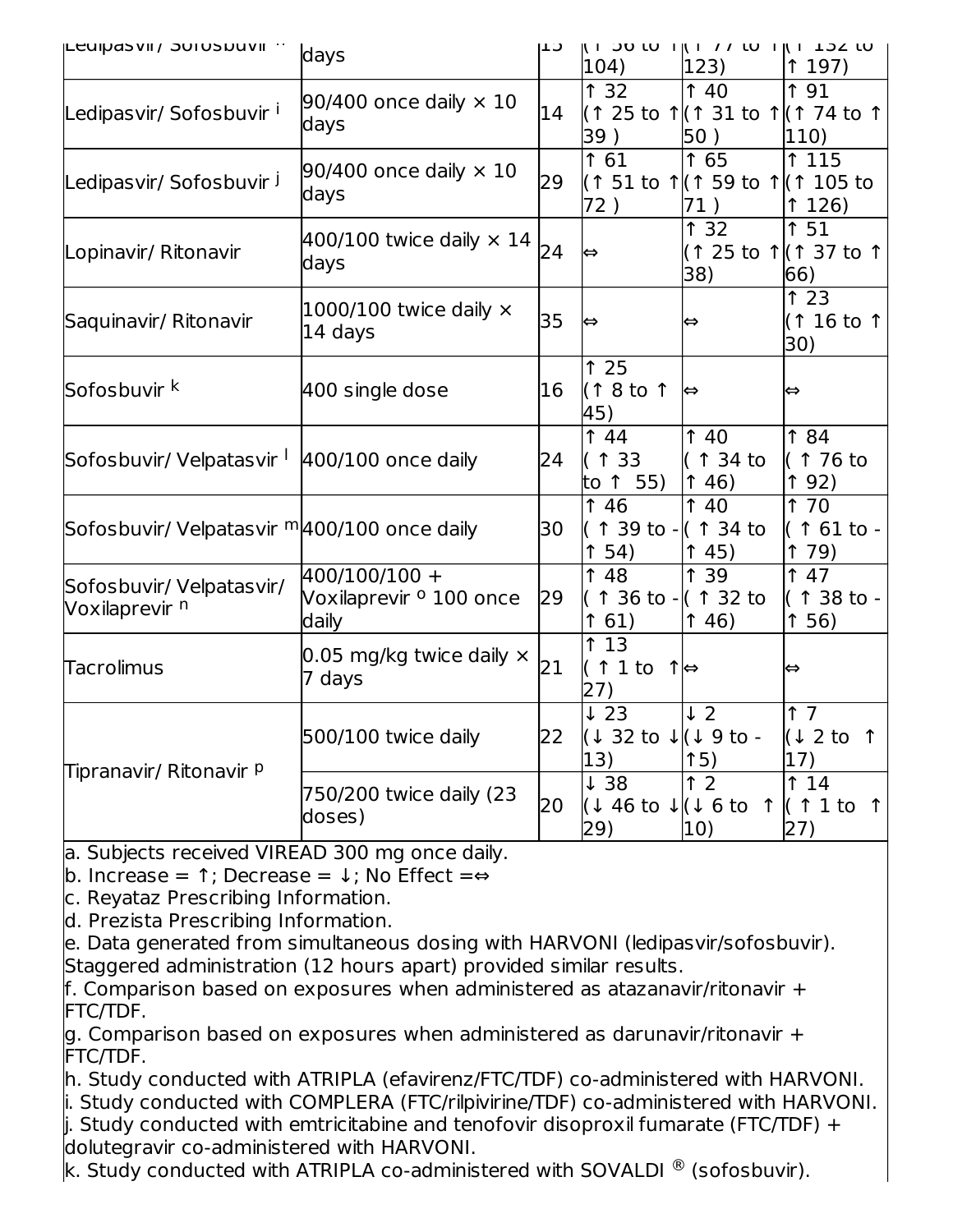| Ledipasvir/ Sofosbuvir [h] | days | 15 | (↑ 56 to ↑ 104) | (↑ 77 to ↑ 123) | (↑ 132 to ↑ 197) |
|---|---|---|---|---|---|
| Ledipasvir/ Sofosbuvir [i] | 90/400 once daily × 10 days | 14 | ↑ 32 (↑ 25 to ↑ 39 ) | ↑ 40 (↑ 31 to ↑ 50 ) | ↑ 91 (↑ 74 to ↑ 110) |
| Ledipasvir/ Sofosbuvir [j] | 90/400 once daily × 10 days | 29 | ↑ 61 (↑ 51 to ↑ 72 ) | ↑ 65 (↑ 59 to ↑ 71 ) | ↑ 115 (↑ 105 to ↑ 126) |
| Lopinavir/ Ritonavir | 400/100 twice daily × 14 days | 24 | ⇔ | ↑ 32 (↑ 25 to ↑ 38) | ↑ 51 (↑ 37 to ↑ 66) |
| Saquinavir/ Ritonavir | 1000/100 twice daily × 14 days | 35 | ⇔ | ⇔ | ↑ 23 (↑ 16 to ↑ 30) |
| Sofosbuvir [k] | 400 single dose | 16 | ↑ 25 (↑ 8 to ↑ 45) | ⇔ | ⇔ |
| Sofosbuvir/ Velpatasvir [l] | 400/100 once daily | 24 | ↑ 44 ( ↑ 33 to ↑ 55) | ↑ 40 ( ↑ 34 to ↑ 46) | ↑ 84 ( ↑ 76 to ↑ 92) |
| Sofosbuvir/ Velpatasvir [m] | 400/100 once daily | 30 | ↑ 46 ( ↑ 39 to - ↑ 54) | ↑ 40 ( ↑ 34 to ↑ 45) | ↑ 70 ( ↑ 61 to - ↑ 79) |
| Sofosbuvir/ Velpatasvir/ Voxilaprevir [n] | 400/100/100 + Voxilaprevir [o] 100 once daily | 29 | ↑ 48 ( ↑ 36 to - ↑ 61) | ↑ 39 ( ↑ 32 to ↑ 46) | ↑ 47 ( ↑ 38 to - ↑ 56) |
| Tacrolimus | 0.05 mg/kg twice daily × 7 days | 21 | ↑ 13 ( ↑ 1 to ↑ 27) | ⇔ | ⇔ |
| Tipranavir/ Ritonavir [p] | 500/100 twice daily | 22 | ↓ 23 (↓ 32 to ↓ 13) | ↓ 2 (↓ 9 to - ↑5) | ↑ 7 (↓ 2 to ↑ 17) |
| | 750/200 twice daily (23 doses) | 20 | ↓ 38 (↓ 46 to ↓ 29) | ↑ 2 (↓ 6 to ↑ 10) | ↑ 14 ( ↑ 1 to ↑ 27) |

a. Subjects received VIREAD 300 mg once daily.
b. Increase = ↑; Decrease = ↓; No Effect =⇔
c. Reyataz Prescribing Information.
d. Prezista Prescribing Information.
e. Data generated from simultaneous dosing with HARVONI (ledipasvir/sofosbuvir). Staggered administration (12 hours apart) provided similar results.
f. Comparison based on exposures when administered as atazanavir/ritonavir + FTC/TDF.
g. Comparison based on exposures when administered as darunavir/ritonavir + FTC/TDF.
h. Study conducted with ATRIPLA (efavirenz/FTC/TDF) co-administered with HARVONI.
i. Study conducted with COMPLERA (FTC/rilpivirine/TDF) co-administered with HARVONI.
j. Study conducted with emtricitabine and tenofovir disoproxil fumarate (FTC/TDF) + dolutegravir co-administered with HARVONI.
k. Study conducted with ATRIPLA co-administered with SOVALDI ® (sofosbuvir).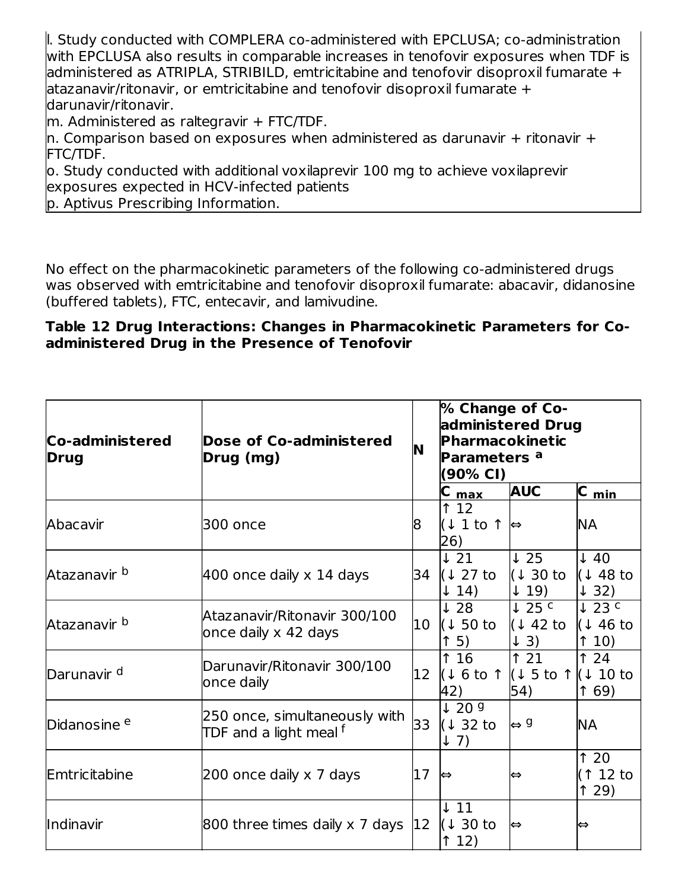l. Study conducted with COMPLERA co-administered with EPCLUSA; co-administration with EPCLUSA also results in comparable increases in tenofovir exposures when TDF is administered as ATRIPLA, STRIBILD, emtricitabine and tenofovir disoproxil fumarate + atazanavir/ritonavir, or emtricitabine and tenofovir disoproxil fumarate + darunavir/ritonavir.
m. Administered as raltegravir + FTC/TDF.
n. Comparison based on exposures when administered as darunavir + ritonavir + FTC/TDF.
o. Study conducted with additional voxilaprevir 100 mg to achieve voxilaprevir exposures expected in HCV-infected patients
p. Aptivus Prescribing Information.

No effect on the pharmacokinetic parameters of the following co-administered drugs was observed with emtricitabine and tenofovir disoproxil fumarate: abacavir, didanosine (buffered tablets), FTC, entecavir, and lamivudine.

**Table 12 Drug Interactions: Changes in Pharmacokinetic Parameters for Co-administered Drug in the Presence of Tenofovir**

| Co-administered Drug | Dose of Co-administered Drug (mg) | N | % Change of Co-administered Drug Pharmacokinetic Parameters [a] (90% CI) | | |
|---|---|---|---|---|---|
| | | | $C_{max}$ | AUC | $C_{min}$ |
| Abacavir | 300 once | 8 | ↑ 12 (↓ 1 to ↑ 26) | ⇔ | NA |
| Atazanavir [b] | 400 once daily x 14 days | 34 | ↓ 21 (↓ 27 to ↓ 14) | ↓ 25 (↓ 30 to ↓ 19) | ↓ 40 (↓ 48 to ↓ 32) |
| Atazanavir [b] | Atazanavir/Ritonavir 300/100 once daily x 42 days | 10 | ↓ 28 (↓ 50 to ↑ 5) | ↓ 25 [c] (↓ 42 to ↓ 3) | ↓ 23 [c] (↓ 46 to ↑ 10) |
| Darunavir [d] | Darunavir/Ritonavir 300/100 once daily | 12 | ↑ 16 (↓ 6 to ↑ 42) | ↑ 21 (↓ 5 to ↑ 54) | ↑ 24 (↓ 10 to ↑ 69) |
| Didanosine [e] | 250 once, simultaneously with TDF and a light meal [f] | 33 | ↓ 20 [g] (↓ 32 to ↓ 7) | ⇔ [g] | NA |
| Emtricitabine | 200 once daily x 7 days | 17 | ⇔ | ⇔ | ↑ 20 (↑ 12 to ↑ 29) |
| Indinavir | 800 three times daily x 7 days | 12 | ↓ 11 (↓ 30 to ↑ 12) | ⇔ | ⇔ |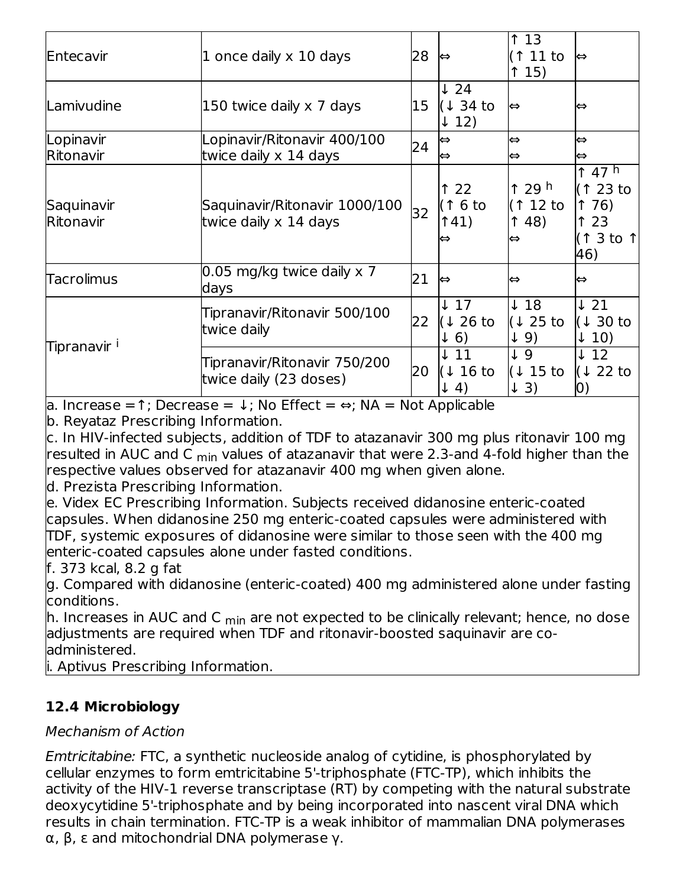| Entecavir | 1 once daily x 10 days | 28 | ⇔ | ↑ 13 (↑ 11 to ↑ 15) | ⇔ |
|---|---|---|---|---|---|
| Lamivudine | 150 twice daily x 7 days | 15 | ↓ 24 (↓ 34 to ↓ 12) | ⇔ | ⇔ |
| Lopinavir<br>Ritonavir | Lopinavir/Ritonavir 400/100 twice daily x 14 days | 24 | ⇔<br>⇔ | ⇔<br>⇔ | ⇔<br>⇔ |
| Saquinavir<br>Ritonavir | Saquinavir/Ritonavir 1000/100 twice daily x 14 days | 32 | ↑ 22 (↑ 6 to ↑41)<br>⇔ | ↑ 29 [h] (↑ 12 to ↑ 48)<br>⇔ | ↑ 47 [h] (↑ 23 to ↑ 76)<br>↑ 23 (↑ 3 to ↑ 46) |
| Tacrolimus | 0.05 mg/kg twice daily x 7 days | 21 | ⇔ | ⇔ | ⇔ |
| Tipranavir [i] | Tipranavir/Ritonavir 500/100 twice daily | 22 | ↓ 17 (↓ 26 to ↓ 6) | ↓ 18 (↓ 25 to ↓ 9) | ↓ 21 (↓ 30 to ↓ 10) |
| | Tipranavir/Ritonavir 750/200 twice daily (23 doses) | 20 | ↓ 11 (↓ 16 to ↓ 4) | ↓ 9 (↓ 15 to ↓ 3) | ↓ 12 (↓ 22 to 0) |

a. Increase =↑; Decrease = ↓; No Effect = ⇔; NA = Not Applicable
b. Reyataz Prescribing Information.
c. In HIV-infected subjects, addition of TDF to atazanavir 300 mg plus ritonavir 100 mg resulted in AUC and $C_{min}$ values of atazanavir that were 2.3-and 4-fold higher than the respective values observed for atazanavir 400 mg when given alone.
d. Prezista Prescribing Information.
e. Videx EC Prescribing Information. Subjects received didanosine enteric-coated capsules. When didanosine 250 mg enteric-coated capsules were administered with TDF, systemic exposures of didanosine were similar to those seen with the 400 mg enteric-coated capsules alone under fasted conditions.
f. 373 kcal, 8.2 g fat
g. Compared with didanosine (enteric-coated) 400 mg administered alone under fasting conditions.
h. Increases in AUC and $C_{min}$ are not expected to be clinically relevant; hence, no dose adjustments are required when TDF and ritonavir-boosted saquinavir are co-administered.
i. Aptivus Prescribing Information.

### 12.4 Microbiology

*Mechanism of Action*

*Emtricitabine:* FTC, a synthetic nucleoside analog of cytidine, is phosphorylated by cellular enzymes to form emtricitabine 5'-triphosphate (FTC-TP), which inhibits the activity of the HIV-1 reverse transcriptase (RT) by competing with the natural substrate deoxycytidine 5'-triphosphate and by being incorporated into nascent viral DNA which results in chain termination. FTC-TP is a weak inhibitor of mammalian DNA polymerases α, β, ε and mitochondrial DNA polymerase γ.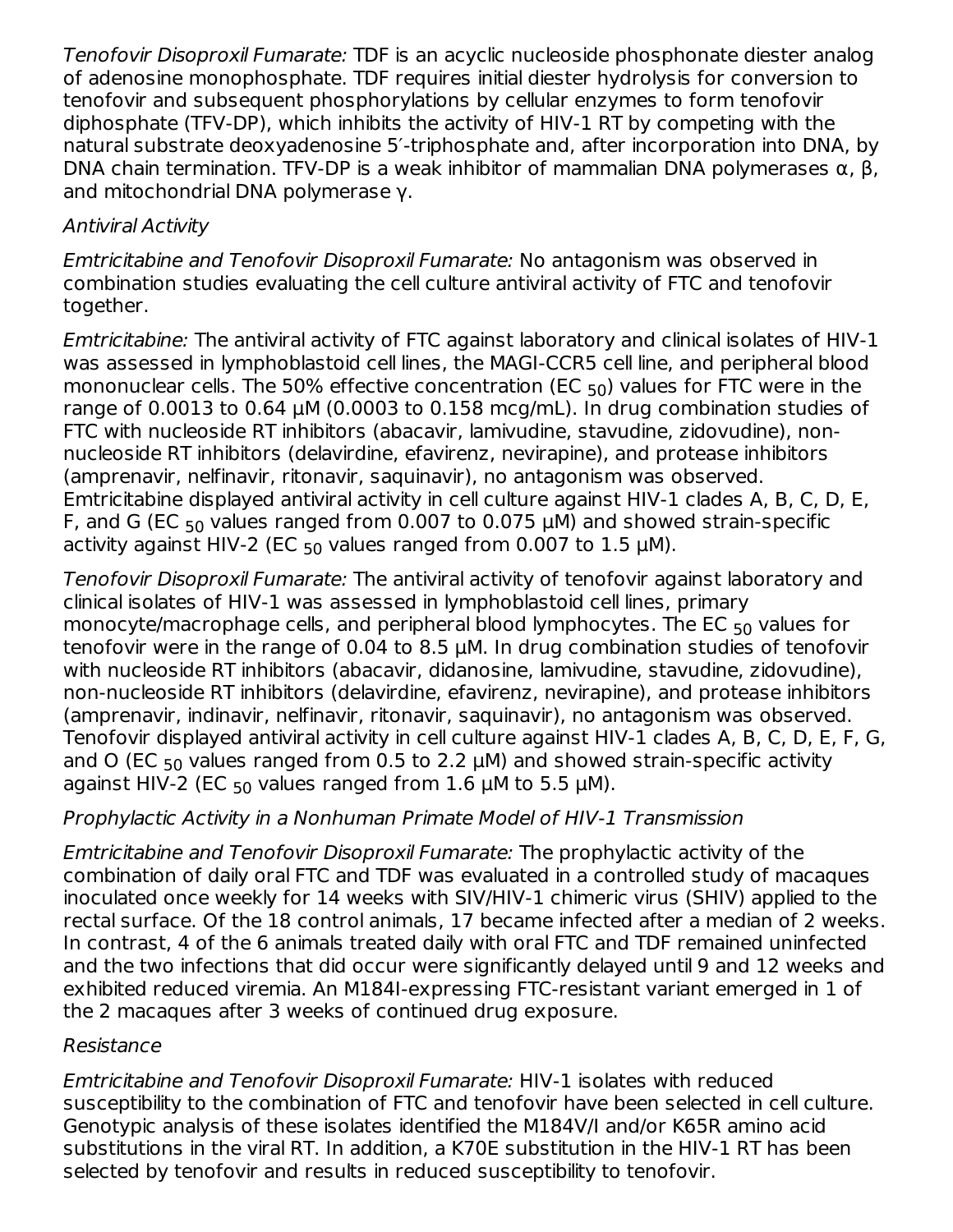*Tenofovir Disoproxil Fumarate:* TDF is an acyclic nucleoside phosphonate diester analog of adenosine monophosphate. TDF requires initial diester hydrolysis for conversion to tenofovir and subsequent phosphorylations by cellular enzymes to form tenofovir diphosphate (TFV-DP), which inhibits the activity of HIV-1 RT by competing with the natural substrate deoxyadenosine 5′-triphosphate and, after incorporation into DNA, by DNA chain termination. TFV-DP is a weak inhibitor of mammalian DNA polymerases α, β, and mitochondrial DNA polymerase γ.

*Antiviral Activity*

*Emtricitabine and Tenofovir Disoproxil Fumarate:* No antagonism was observed in combination studies evaluating the cell culture antiviral activity of FTC and tenofovir together.

*Emtricitabine:* The antiviral activity of FTC against laboratory and clinical isolates of HIV-1 was assessed in lymphoblastoid cell lines, the MAGI-CCR5 cell line, and peripheral blood mononuclear cells. The 50% effective concentration ($EC_{50}$) values for FTC were in the range of 0.0013 to 0.64 μM (0.0003 to 0.158 mcg/mL). In drug combination studies of FTC with nucleoside RT inhibitors (abacavir, lamivudine, stavudine, zidovudine), non-nucleoside RT inhibitors (delavirdine, efavirenz, nevirapine), and protease inhibitors (amprenavir, nelfinavir, ritonavir, saquinavir), no antagonism was observed. Emtricitabine displayed antiviral activity in cell culture against HIV-1 clades A, B, C, D, E, F, and G ($EC_{50}$ values ranged from 0.007 to 0.075 μM) and showed strain-specific activity against HIV-2 ($EC_{50}$ values ranged from 0.007 to 1.5 μM).

*Tenofovir Disoproxil Fumarate:* The antiviral activity of tenofovir against laboratory and clinical isolates of HIV-1 was assessed in lymphoblastoid cell lines, primary monocyte/macrophage cells, and peripheral blood lymphocytes. The $EC_{50}$ values for tenofovir were in the range of 0.04 to 8.5 μM. In drug combination studies of tenofovir with nucleoside RT inhibitors (abacavir, didanosine, lamivudine, stavudine, zidovudine), non-nucleoside RT inhibitors (delavirdine, efavirenz, nevirapine), and protease inhibitors (amprenavir, indinavir, nelfinavir, ritonavir, saquinavir), no antagonism was observed. Tenofovir displayed antiviral activity in cell culture against HIV-1 clades A, B, C, D, E, F, G, and O ($EC_{50}$ values ranged from 0.5 to 2.2 μM) and showed strain-specific activity against HIV-2 ($EC_{50}$ values ranged from 1.6 μM to 5.5 μM).

*Prophylactic Activity in a Nonhuman Primate Model of HIV-1 Transmission*

*Emtricitabine and Tenofovir Disoproxil Fumarate:* The prophylactic activity of the combination of daily oral FTC and TDF was evaluated in a controlled study of macaques inoculated once weekly for 14 weeks with SIV/HIV-1 chimeric virus (SHIV) applied to the rectal surface. Of the 18 control animals, 17 became infected after a median of 2 weeks. In contrast, 4 of the 6 animals treated daily with oral FTC and TDF remained uninfected and the two infections that did occur were significantly delayed until 9 and 12 weeks and exhibited reduced viremia. An M184I-expressing FTC-resistant variant emerged in 1 of the 2 macaques after 3 weeks of continued drug exposure.

*Resistance*

*Emtricitabine and Tenofovir Disoproxil Fumarate:* HIV-1 isolates with reduced susceptibility to the combination of FTC and tenofovir have been selected in cell culture. Genotypic analysis of these isolates identified the M184V/I and/or K65R amino acid substitutions in the viral RT. In addition, a K70E substitution in the HIV-1 RT has been selected by tenofovir and results in reduced susceptibility to tenofovir.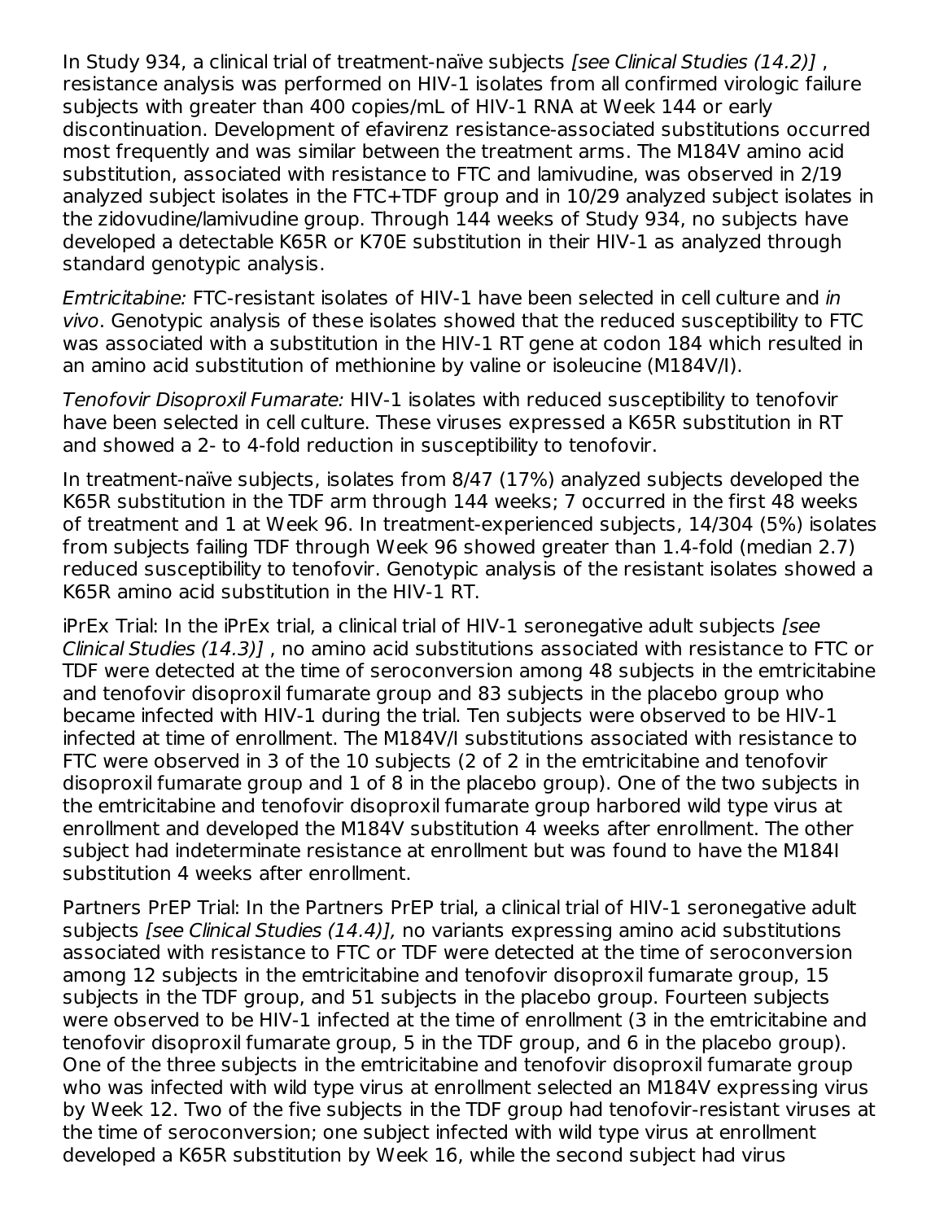In Study 934, a clinical trial of treatment-naïve subjects *[see Clinical Studies (14.2)]* , resistance analysis was performed on HIV-1 isolates from all confirmed virologic failure subjects with greater than 400 copies/mL of HIV-1 RNA at Week 144 or early discontinuation. Development of efavirenz resistance-associated substitutions occurred most frequently and was similar between the treatment arms. The M184V amino acid substitution, associated with resistance to FTC and lamivudine, was observed in 2/19 analyzed subject isolates in the FTC+TDF group and in 10/29 analyzed subject isolates in the zidovudine/lamivudine group. Through 144 weeks of Study 934, no subjects have developed a detectable K65R or K70E substitution in their HIV-1 as analyzed through standard genotypic analysis.

*Emtricitabine:* FTC-resistant isolates of HIV-1 have been selected in cell culture and *in vivo*. Genotypic analysis of these isolates showed that the reduced susceptibility to FTC was associated with a substitution in the HIV-1 RT gene at codon 184 which resulted in an amino acid substitution of methionine by valine or isoleucine (M184V/I).

*Tenofovir Disoproxil Fumarate:* HIV-1 isolates with reduced susceptibility to tenofovir have been selected in cell culture. These viruses expressed a K65R substitution in RT and showed a 2- to 4-fold reduction in susceptibility to tenofovir.

In treatment-naïve subjects, isolates from 8/47 (17%) analyzed subjects developed the K65R substitution in the TDF arm through 144 weeks; 7 occurred in the first 48 weeks of treatment and 1 at Week 96. In treatment-experienced subjects, 14/304 (5%) isolates from subjects failing TDF through Week 96 showed greater than 1.4-fold (median 2.7) reduced susceptibility to tenofovir. Genotypic analysis of the resistant isolates showed a K65R amino acid substitution in the HIV-1 RT.

iPrEx Trial: In the iPrEx trial, a clinical trial of HIV-1 seronegative adult subjects *[see Clinical Studies (14.3)]* , no amino acid substitutions associated with resistance to FTC or TDF were detected at the time of seroconversion among 48 subjects in the emtricitabine and tenofovir disoproxil fumarate group and 83 subjects in the placebo group who became infected with HIV-1 during the trial. Ten subjects were observed to be HIV-1 infected at time of enrollment. The M184V/I substitutions associated with resistance to FTC were observed in 3 of the 10 subjects (2 of 2 in the emtricitabine and tenofovir disoproxil fumarate group and 1 of 8 in the placebo group). One of the two subjects in the emtricitabine and tenofovir disoproxil fumarate group harbored wild type virus at enrollment and developed the M184V substitution 4 weeks after enrollment. The other subject had indeterminate resistance at enrollment but was found to have the M184I substitution 4 weeks after enrollment.

Partners PrEP Trial: In the Partners PrEP trial, a clinical trial of HIV-1 seronegative adult subjects *[see Clinical Studies (14.4)]*, no variants expressing amino acid substitutions associated with resistance to FTC or TDF were detected at the time of seroconversion among 12 subjects in the emtricitabine and tenofovir disoproxil fumarate group, 15 subjects in the TDF group, and 51 subjects in the placebo group. Fourteen subjects were observed to be HIV-1 infected at the time of enrollment (3 in the emtricitabine and tenofovir disoproxil fumarate group, 5 in the TDF group, and 6 in the placebo group). One of the three subjects in the emtricitabine and tenofovir disoproxil fumarate group who was infected with wild type virus at enrollment selected an M184V expressing virus by Week 12. Two of the five subjects in the TDF group had tenofovir-resistant viruses at the time of seroconversion; one subject infected with wild type virus at enrollment developed a K65R substitution by Week 16, while the second subject had virus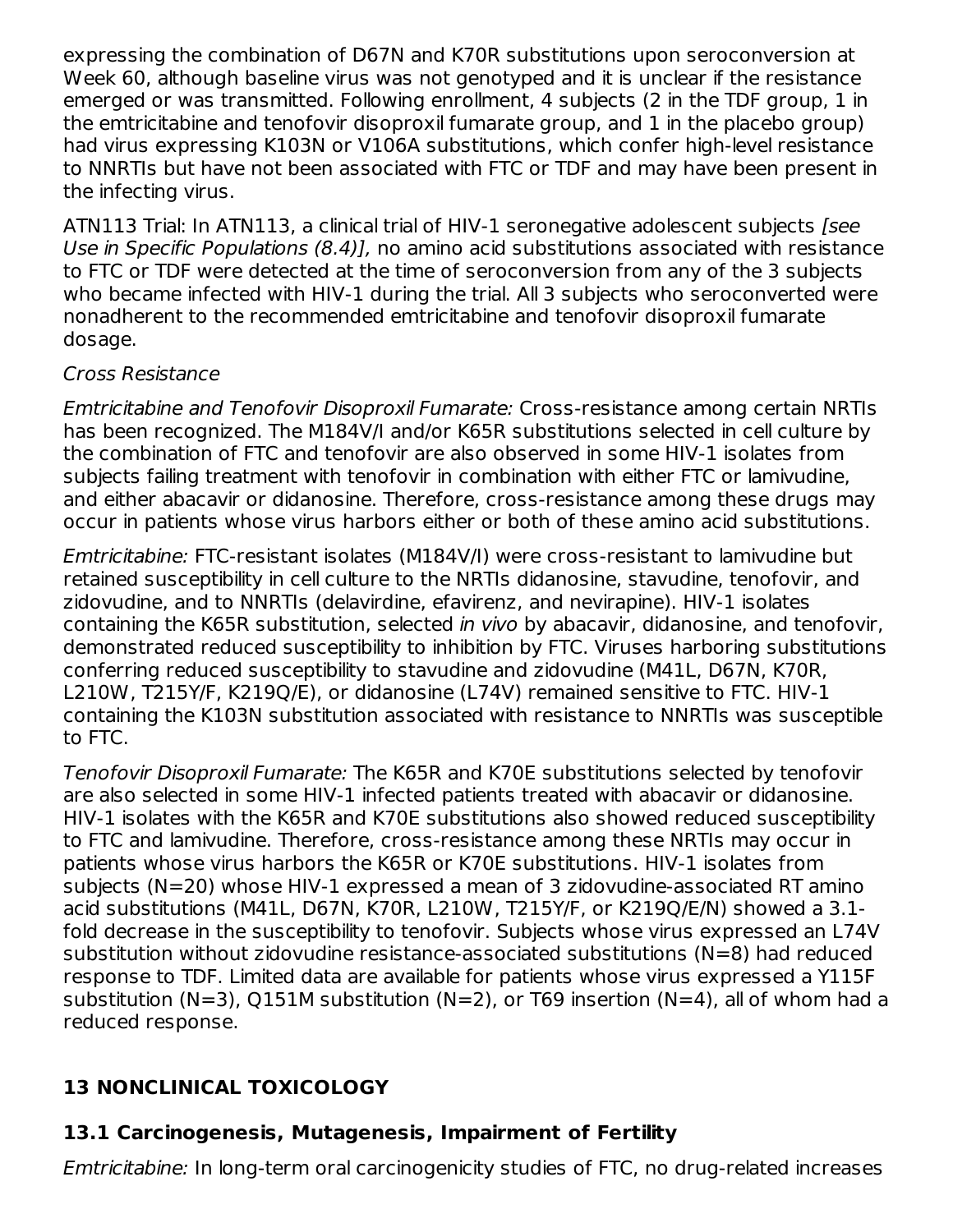expressing the combination of D67N and K70R substitutions upon seroconversion at Week 60, although baseline virus was not genotyped and it is unclear if the resistance emerged or was transmitted. Following enrollment, 4 subjects (2 in the TDF group, 1 in the emtricitabine and tenofovir disoproxil fumarate group, and 1 in the placebo group) had virus expressing K103N or V106A substitutions, which confer high-level resistance to NNRTIs but have not been associated with FTC or TDF and may have been present in the infecting virus.

ATN113 Trial: In ATN113, a clinical trial of HIV-1 seronegative adolescent subjects *[see Use in Specific Populations (8.4)]*, no amino acid substitutions associated with resistance to FTC or TDF were detected at the time of seroconversion from any of the 3 subjects who became infected with HIV-1 during the trial. All 3 subjects who seroconverted were nonadherent to the recommended emtricitabine and tenofovir disoproxil fumarate dosage.

*Cross Resistance*

*Emtricitabine and Tenofovir Disoproxil Fumarate:* Cross-resistance among certain NRTIs has been recognized. The M184V/I and/or K65R substitutions selected in cell culture by the combination of FTC and tenofovir are also observed in some HIV-1 isolates from subjects failing treatment with tenofovir in combination with either FTC or lamivudine, and either abacavir or didanosine. Therefore, cross-resistance among these drugs may occur in patients whose virus harbors either or both of these amino acid substitutions.

*Emtricitabine:* FTC-resistant isolates (M184V/I) were cross-resistant to lamivudine but retained susceptibility in cell culture to the NRTIs didanosine, stavudine, tenofovir, and zidovudine, and to NNRTIs (delavirdine, efavirenz, and nevirapine). HIV-1 isolates containing the K65R substitution, selected *in vivo* by abacavir, didanosine, and tenofovir, demonstrated reduced susceptibility to inhibition by FTC. Viruses harboring substitutions conferring reduced susceptibility to stavudine and zidovudine (M41L, D67N, K70R, L210W, T215Y/F, K219Q/E), or didanosine (L74V) remained sensitive to FTC. HIV-1 containing the K103N substitution associated with resistance to NNRTIs was susceptible to FTC.

*Tenofovir Disoproxil Fumarate:* The K65R and K70E substitutions selected by tenofovir are also selected in some HIV-1 infected patients treated with abacavir or didanosine. HIV-1 isolates with the K65R and K70E substitutions also showed reduced susceptibility to FTC and lamivudine. Therefore, cross-resistance among these NRTIs may occur in patients whose virus harbors the K65R or K70E substitutions. HIV-1 isolates from subjects (N=20) whose HIV-1 expressed a mean of 3 zidovudine-associated RT amino acid substitutions (M41L, D67N, K70R, L210W, T215Y/F, or K219Q/E/N) showed a 3.1-fold decrease in the susceptibility to tenofovir. Subjects whose virus expressed an L74V substitution without zidovudine resistance-associated substitutions (N=8) had reduced response to TDF. Limited data are available for patients whose virus expressed a Y115F substitution (N=3), Q151M substitution (N=2), or T69 insertion (N=4), all of whom had a reduced response.

## 13 NONCLINICAL TOXICOLOGY

### 13.1 Carcinogenesis, Mutagenesis, Impairment of Fertility

*Emtricitabine:* In long-term oral carcinogenicity studies of FTC, no drug-related increases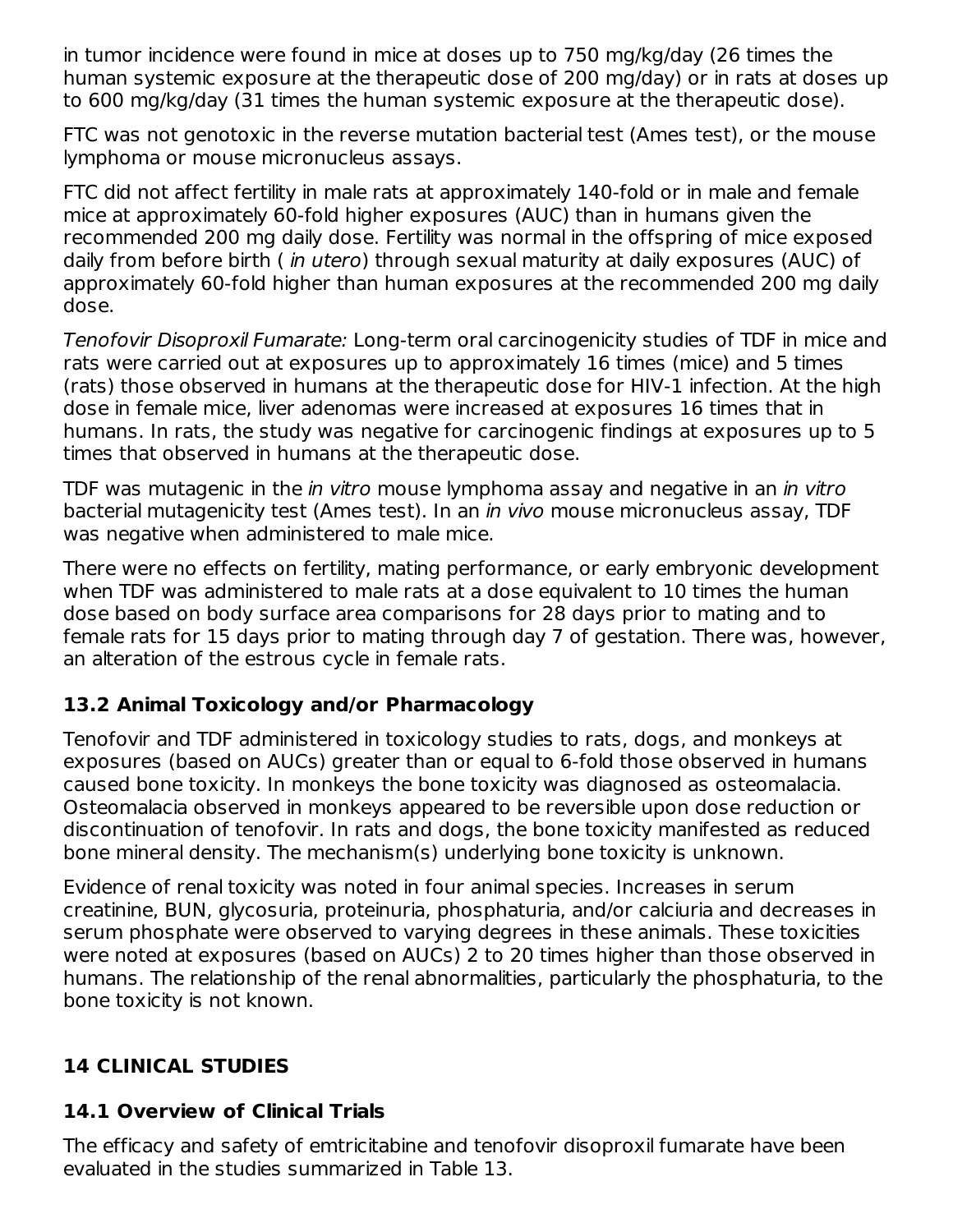in tumor incidence were found in mice at doses up to 750 mg/kg/day (26 times the human systemic exposure at the therapeutic dose of 200 mg/day) or in rats at doses up to 600 mg/kg/day (31 times the human systemic exposure at the therapeutic dose).

FTC was not genotoxic in the reverse mutation bacterial test (Ames test), or the mouse lymphoma or mouse micronucleus assays.

FTC did not affect fertility in male rats at approximately 140-fold or in male and female mice at approximately 60-fold higher exposures (AUC) than in humans given the recommended 200 mg daily dose. Fertility was normal in the offspring of mice exposed daily from before birth ( *in utero*) through sexual maturity at daily exposures (AUC) of approximately 60-fold higher than human exposures at the recommended 200 mg daily dose.

*Tenofovir Disoproxil Fumarate:* Long-term oral carcinogenicity studies of TDF in mice and rats were carried out at exposures up to approximately 16 times (mice) and 5 times (rats) those observed in humans at the therapeutic dose for HIV-1 infection. At the high dose in female mice, liver adenomas were increased at exposures 16 times that in humans. In rats, the study was negative for carcinogenic findings at exposures up to 5 times that observed in humans at the therapeutic dose.

TDF was mutagenic in the *in vitro* mouse lymphoma assay and negative in an *in vitro* bacterial mutagenicity test (Ames test). In an *in vivo* mouse micronucleus assay, TDF was negative when administered to male mice.

There were no effects on fertility, mating performance, or early embryonic development when TDF was administered to male rats at a dose equivalent to 10 times the human dose based on body surface area comparisons for 28 days prior to mating and to female rats for 15 days prior to mating through day 7 of gestation. There was, however, an alteration of the estrous cycle in female rats.

### 13.2 Animal Toxicology and/or Pharmacology

Tenofovir and TDF administered in toxicology studies to rats, dogs, and monkeys at exposures (based on AUCs) greater than or equal to 6-fold those observed in humans caused bone toxicity. In monkeys the bone toxicity was diagnosed as osteomalacia. Osteomalacia observed in monkeys appeared to be reversible upon dose reduction or discontinuation of tenofovir. In rats and dogs, the bone toxicity manifested as reduced bone mineral density. The mechanism(s) underlying bone toxicity is unknown.

Evidence of renal toxicity was noted in four animal species. Increases in serum creatinine, BUN, glycosuria, proteinuria, phosphaturia, and/or calciuria and decreases in serum phosphate were observed to varying degrees in these animals. These toxicities were noted at exposures (based on AUCs) 2 to 20 times higher than those observed in humans. The relationship of the renal abnormalities, particularly the phosphaturia, to the bone toxicity is not known.

## 14 CLINICAL STUDIES

### 14.1 Overview of Clinical Trials

The efficacy and safety of emtricitabine and tenofovir disoproxil fumarate have been evaluated in the studies summarized in Table 13.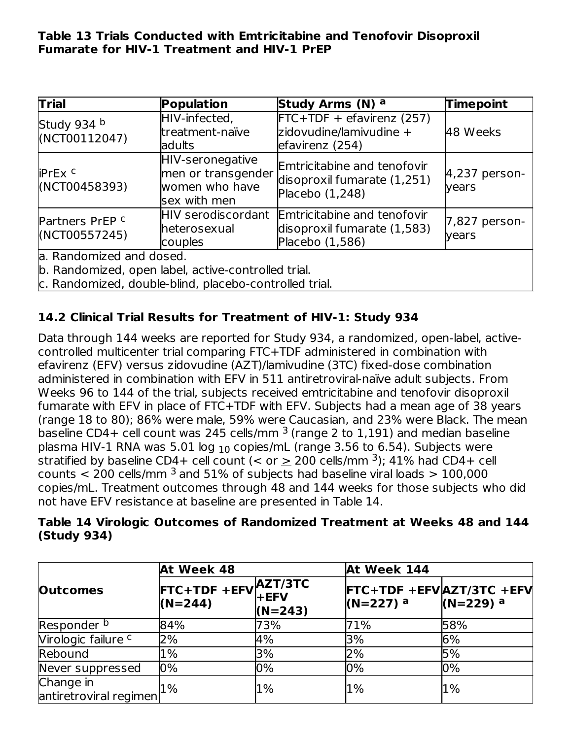**Table 13 Trials Conducted with Emtricitabine and Tenofovir Disoproxil Fumarate for HIV-1 Treatment and HIV-1 PrEP**

| Trial | Population | Study Arms (N) [a] | Timepoint |
|---|---|---|---|
| Study 934 [b] (NCT00112047) | HIV-infected, treatment-naïve adults | FTC+TDF + efavirenz (257) zidovudine/lamivudine + efavirenz (254) | 48 Weeks |
| iPrEx [c] (NCT00458393) | HIV-seronegative men or transgender women who have sex with men | Emtricitabine and tenofovir disoproxil fumarate (1,251) Placebo (1,248) | 4,237 person-years |
| Partners PrEP [c] (NCT00557245) | HIV serodiscordant heterosexual couples | Emtricitabine and tenofovir disoproxil fumarate (1,583) Placebo (1,586) | 7,827 person-years |

a. Randomized and dosed.
b. Randomized, open label, active-controlled trial.
c. Randomized, double-blind, placebo-controlled trial.

## 14.2 Clinical Trial Results for Treatment of HIV-1: Study 934

Data through 144 weeks are reported for Study 934, a randomized, open-label, active-controlled multicenter trial comparing FTC+TDF administered in combination with efavirenz (EFV) versus zidovudine (AZT)/lamivudine (3TC) fixed-dose combination administered in combination with EFV in 511 antiretroviral-naïve adult subjects. From Weeks 96 to 144 of the trial, subjects received emtricitabine and tenofovir disoproxil fumarate with EFV in place of FTC+TDF with EFV. Subjects had a mean age of 38 years (range 18 to 80); 86% were male, 59% were Caucasian, and 23% were Black. The mean baseline CD4+ cell count was 245 cells/mm $^3$ (range 2 to 1,191) and median baseline plasma HIV-1 RNA was 5.01 $\log_{10}$ copies/mL (range 3.56 to 6.54). Subjects were stratified by baseline CD4+ cell count (< or $\geq$ 200 cells/mm $^3$); 41% had CD4+ cell counts < 200 cells/mm $^3$ and 51% of subjects had baseline viral loads > 100,000 copies/mL. Treatment outcomes through 48 and 144 weeks for those subjects who did not have EFV resistance at baseline are presented in Table 14.

**Table 14 Virologic Outcomes of Randomized Treatment at Weeks 48 and 144 (Study 934)**

| Outcomes | At Week 48 | | At Week 144 | |
|---|---|---|---|---|
| | FTC+TDF +EFV (N=244) | AZT/3TC +EFV (N=243) | FTC+TDF +EFV (N=227) [a] | AZT/3TC +EFV (N=229) [a] |
| Responder [b] | 84% | 73% | 71% | 58% |
| Virologic failure [c] | 2% | 4% | 3% | 6% |
| Rebound | 1% | 3% | 2% | 5% |
| Never suppressed | 0% | 0% | 0% | 0% |
| Change in antiretroviral regimen | 1% | 1% | 1% | 1% |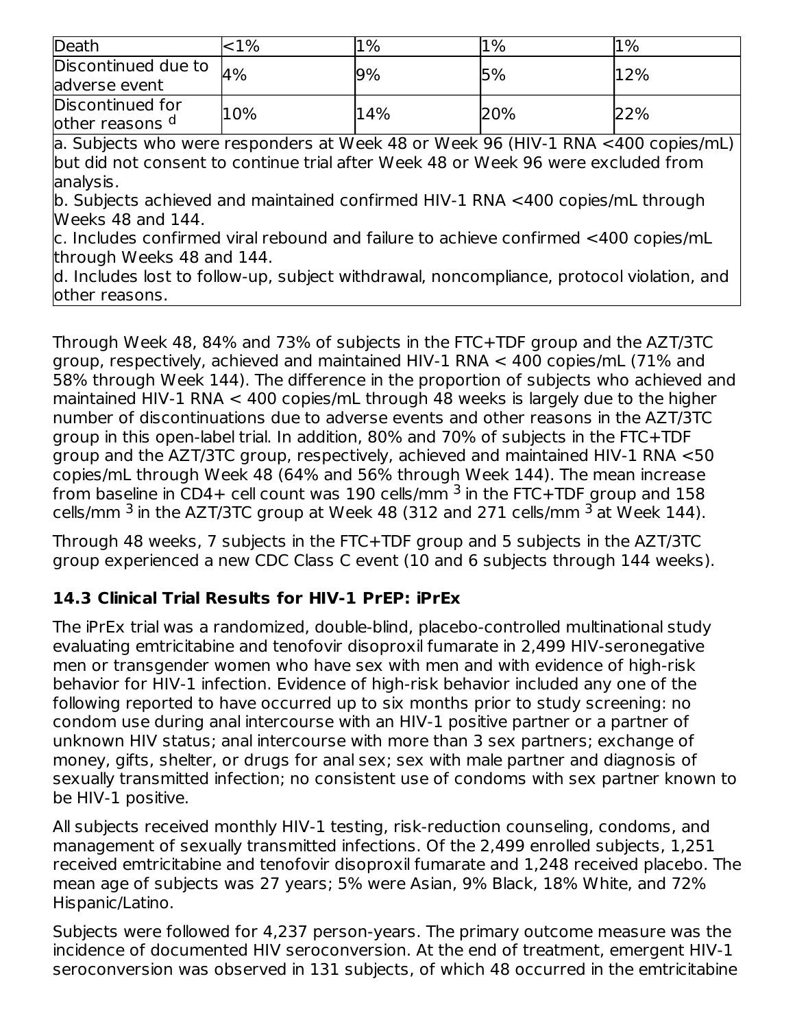| | | | | |
|---|---|---|---|---|
| Death | <1% | 1% | 1% | 1% |
| Discontinued due to adverse event | 4% | 9% | 5% | 12% |
| Discontinued for other reasons [d] | 10% | 14% | 20% | 22% |

a. Subjects who were responders at Week 48 or Week 96 (HIV-1 RNA <400 copies/mL) but did not consent to continue trial after Week 48 or Week 96 were excluded from analysis.
b. Subjects achieved and maintained confirmed HIV-1 RNA <400 copies/mL through Weeks 48 and 144.
c. Includes confirmed viral rebound and failure to achieve confirmed <400 copies/mL through Weeks 48 and 144.
d. Includes lost to follow-up, subject withdrawal, noncompliance, protocol violation, and other reasons.

Through Week 48, 84% and 73% of subjects in the FTC+TDF group and the AZT/3TC group, respectively, achieved and maintained HIV-1 RNA < 400 copies/mL (71% and 58% through Week 144). The difference in the proportion of subjects who achieved and maintained HIV-1 RNA < 400 copies/mL through 48 weeks is largely due to the higher number of discontinuations due to adverse events and other reasons in the AZT/3TC group in this open-label trial. In addition, 80% and 70% of subjects in the FTC+TDF group and the AZT/3TC group, respectively, achieved and maintained HIV-1 RNA <50 copies/mL through Week 48 (64% and 56% through Week 144). The mean increase from baseline in CD4+ cell count was 190 cells/mm $^3$ in the FTC+TDF group and 158 cells/mm $^3$ in the AZT/3TC group at Week 48 (312 and 271 cells/mm $^3$ at Week 144).

Through 48 weeks, 7 subjects in the FTC+TDF group and 5 subjects in the AZT/3TC group experienced a new CDC Class C event (10 and 6 subjects through 144 weeks).

### 14.3 Clinical Trial Results for HIV-1 PrEP: iPrEx

The iPrEx trial was a randomized, double-blind, placebo-controlled multinational study evaluating emtricitabine and tenofovir disoproxil fumarate in 2,499 HIV-seronegative men or transgender women who have sex with men and with evidence of high-risk behavior for HIV-1 infection. Evidence of high-risk behavior included any one of the following reported to have occurred up to six months prior to study screening: no condom use during anal intercourse with an HIV-1 positive partner or a partner of unknown HIV status; anal intercourse with more than 3 sex partners; exchange of money, gifts, shelter, or drugs for anal sex; sex with male partner and diagnosis of sexually transmitted infection; no consistent use of condoms with sex partner known to be HIV-1 positive.

All subjects received monthly HIV-1 testing, risk-reduction counseling, condoms, and management of sexually transmitted infections. Of the 2,499 enrolled subjects, 1,251 received emtricitabine and tenofovir disoproxil fumarate and 1,248 received placebo. The mean age of subjects was 27 years; 5% were Asian, 9% Black, 18% White, and 72% Hispanic/Latino.

Subjects were followed for 4,237 person-years. The primary outcome measure was the incidence of documented HIV seroconversion. At the end of treatment, emergent HIV-1 seroconversion was observed in 131 subjects, of which 48 occurred in the emtricitabine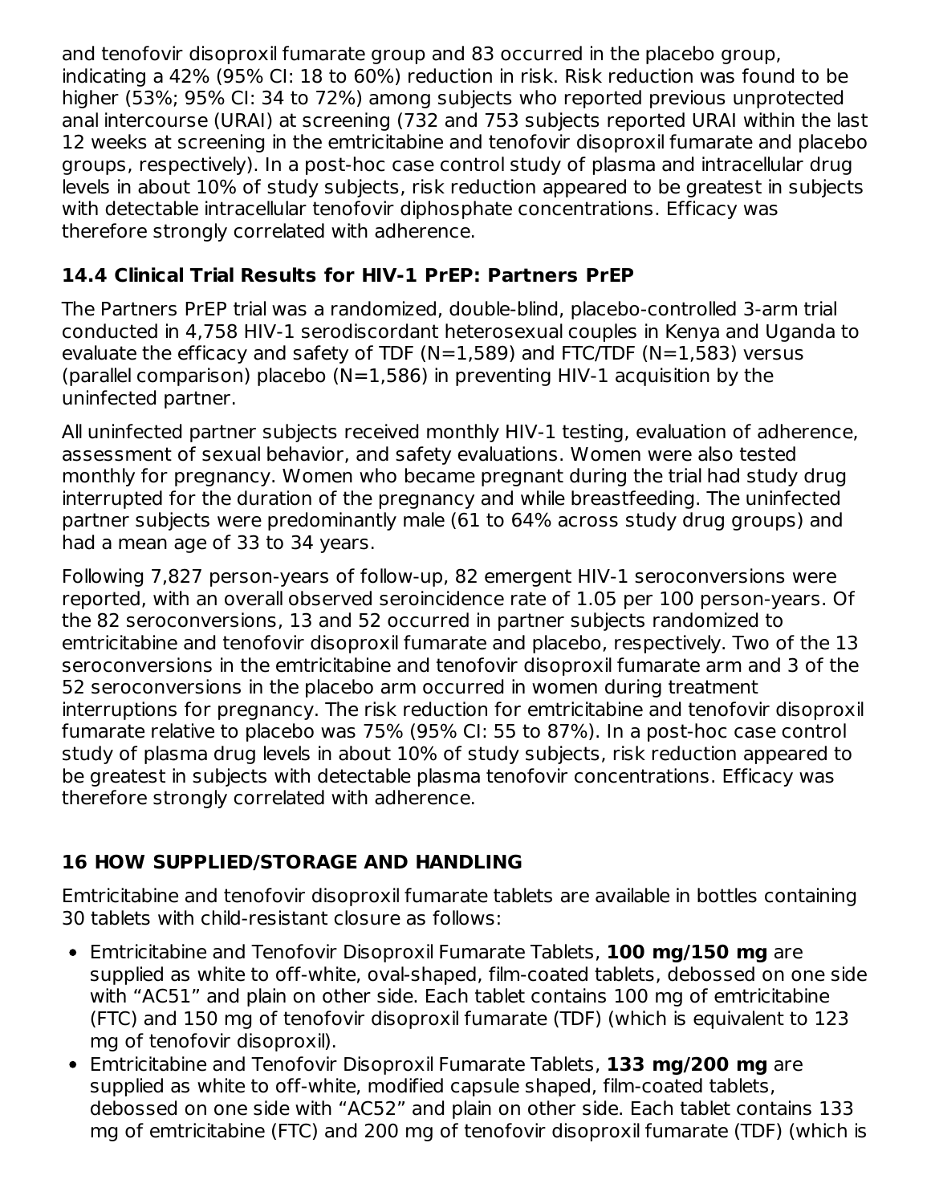and tenofovir disoproxil fumarate group and 83 occurred in the placebo group, indicating a 42% (95% CI: 18 to 60%) reduction in risk. Risk reduction was found to be higher (53%; 95% CI: 34 to 72%) among subjects who reported previous unprotected anal intercourse (URAI) at screening (732 and 753 subjects reported URAI within the last 12 weeks at screening in the emtricitabine and tenofovir disoproxil fumarate and placebo groups, respectively). In a post-hoc case control study of plasma and intracellular drug levels in about 10% of study subjects, risk reduction appeared to be greatest in subjects with detectable intracellular tenofovir diphosphate concentrations. Efficacy was therefore strongly correlated with adherence.

### 14.4 Clinical Trial Results for HIV-1 PrEP: Partners PrEP

The Partners PrEP trial was a randomized, double-blind, placebo-controlled 3-arm trial conducted in 4,758 HIV-1 serodiscordant heterosexual couples in Kenya and Uganda to evaluate the efficacy and safety of TDF (N=1,589) and FTC/TDF (N=1,583) versus (parallel comparison) placebo (N=1,586) in preventing HIV-1 acquisition by the uninfected partner.

All uninfected partner subjects received monthly HIV-1 testing, evaluation of adherence, assessment of sexual behavior, and safety evaluations. Women were also tested monthly for pregnancy. Women who became pregnant during the trial had study drug interrupted for the duration of the pregnancy and while breastfeeding. The uninfected partner subjects were predominantly male (61 to 64% across study drug groups) and had a mean age of 33 to 34 years.

Following 7,827 person-years of follow-up, 82 emergent HIV-1 seroconversions were reported, with an overall observed seroincidence rate of 1.05 per 100 person-years. Of the 82 seroconversions, 13 and 52 occurred in partner subjects randomized to emtricitabine and tenofovir disoproxil fumarate and placebo, respectively. Two of the 13 seroconversions in the emtricitabine and tenofovir disoproxil fumarate arm and 3 of the 52 seroconversions in the placebo arm occurred in women during treatment interruptions for pregnancy. The risk reduction for emtricitabine and tenofovir disoproxil fumarate relative to placebo was 75% (95% CI: 55 to 87%). In a post-hoc case control study of plasma drug levels in about 10% of study subjects, risk reduction appeared to be greatest in subjects with detectable plasma tenofovir concentrations. Efficacy was therefore strongly correlated with adherence.

## 16 HOW SUPPLIED/STORAGE AND HANDLING

Emtricitabine and tenofovir disoproxil fumarate tablets are available in bottles containing 30 tablets with child-resistant closure as follows:

- Emtricitabine and Tenofovir Disoproxil Fumarate Tablets, **100 mg/150 mg** are supplied as white to off-white, oval-shaped, film-coated tablets, debossed on one side with “AC51” and plain on other side. Each tablet contains 100 mg of emtricitabine (FTC) and 150 mg of tenofovir disoproxil fumarate (TDF) (which is equivalent to 123 mg of tenofovir disoproxil).
- Emtricitabine and Tenofovir Disoproxil Fumarate Tablets, **133 mg/200 mg** are supplied as white to off-white, modified capsule shaped, film-coated tablets, debossed on one side with “AC52” and plain on other side. Each tablet contains 133 mg of emtricitabine (FTC) and 200 mg of tenofovir disoproxil fumarate (TDF) (which is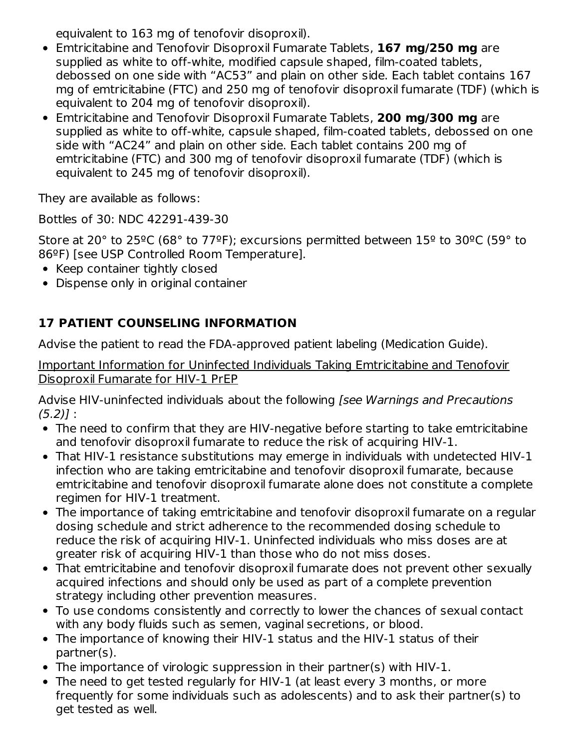equivalent to 163 mg of tenofovir disoproxil).

- Emtricitabine and Tenofovir Disoproxil Fumarate Tablets, **167 mg/250 mg** are supplied as white to off-white, modified capsule shaped, film-coated tablets, debossed on one side with "AC53" and plain on other side. Each tablet contains 167 mg of emtricitabine (FTC) and 250 mg of tenofovir disoproxil fumarate (TDF) (which is equivalent to 204 mg of tenofovir disoproxil).
- Emtricitabine and Tenofovir Disoproxil Fumarate Tablets, **200 mg/300 mg** are supplied as white to off-white, capsule shaped, film-coated tablets, debossed on one side with "AC24" and plain on other side. Each tablet contains 200 mg of emtricitabine (FTC) and 300 mg of tenofovir disoproxil fumarate (TDF) (which is equivalent to 245 mg of tenofovir disoproxil).

They are available as follows:

Bottles of 30: NDC 42291-439-30

Store at 20° to 25ºC (68° to 77ºF); excursions permitted between 15º to 30ºC (59° to 86ºF) [see USP Controlled Room Temperature].

- Keep container tightly closed
- Dispense only in original container

## 17 PATIENT COUNSELING INFORMATION

Advise the patient to read the FDA-approved patient labeling (Medication Guide).

Important Information for Uninfected Individuals Taking Emtricitabine and Tenofovir Disoproxil Fumarate for HIV-1 PrEP

Advise HIV-uninfected individuals about the following *[see Warnings and Precautions (5.2)]* :

- The need to confirm that they are HIV-negative before starting to take emtricitabine and tenofovir disoproxil fumarate to reduce the risk of acquiring HIV-1.
- That HIV-1 resistance substitutions may emerge in individuals with undetected HIV-1 infection who are taking emtricitabine and tenofovir disoproxil fumarate, because emtricitabine and tenofovir disoproxil fumarate alone does not constitute a complete regimen for HIV-1 treatment.
- The importance of taking emtricitabine and tenofovir disoproxil fumarate on a regular dosing schedule and strict adherence to the recommended dosing schedule to reduce the risk of acquiring HIV-1. Uninfected individuals who miss doses are at greater risk of acquiring HIV-1 than those who do not miss doses.
- That emtricitabine and tenofovir disoproxil fumarate does not prevent other sexually acquired infections and should only be used as part of a complete prevention strategy including other prevention measures.
- To use condoms consistently and correctly to lower the chances of sexual contact with any body fluids such as semen, vaginal secretions, or blood.
- The importance of knowing their HIV-1 status and the HIV-1 status of their partner(s).
- The importance of virologic suppression in their partner(s) with HIV-1.
- The need to get tested regularly for HIV-1 (at least every 3 months, or more frequently for some individuals such as adolescents) and to ask their partner(s) to get tested as well.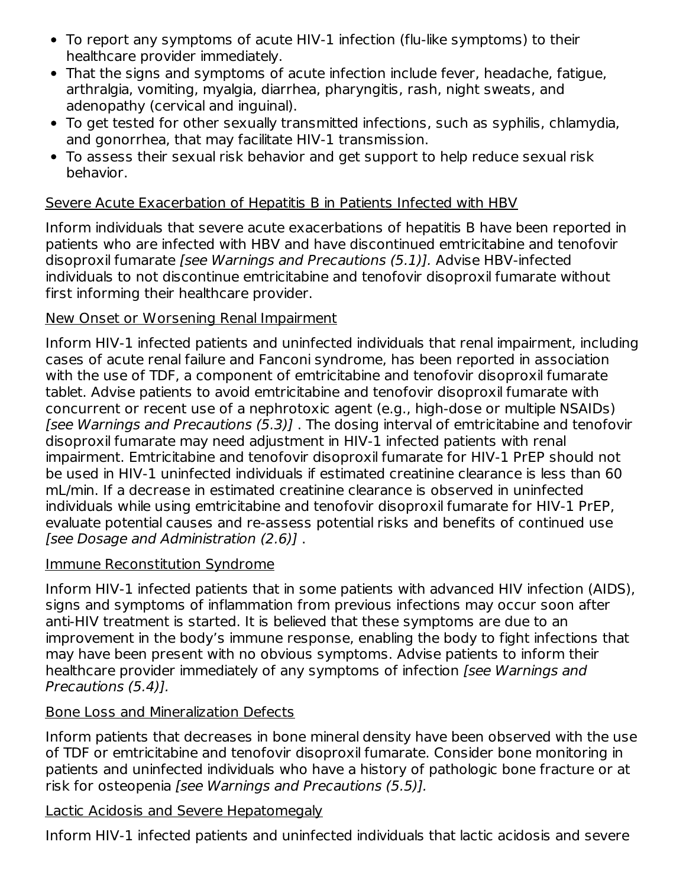- To report any symptoms of acute HIV-1 infection (flu-like symptoms) to their healthcare provider immediately.
- That the signs and symptoms of acute infection include fever, headache, fatigue, arthralgia, vomiting, myalgia, diarrhea, pharyngitis, rash, night sweats, and adenopathy (cervical and inguinal).
- To get tested for other sexually transmitted infections, such as syphilis, chlamydia, and gonorrhea, that may facilitate HIV-1 transmission.
- To assess their sexual risk behavior and get support to help reduce sexual risk behavior.

<u>Severe Acute Exacerbation of Hepatitis B in Patients Infected with HBV</u>

Inform individuals that severe acute exacerbations of hepatitis B have been reported in patients who are infected with HBV and have discontinued emtricitabine and tenofovir disoproxil fumarate *[see Warnings and Precautions (5.1)].* Advise HBV-infected individuals to not discontinue emtricitabine and tenofovir disoproxil fumarate without first informing their healthcare provider.

<u>New Onset or Worsening Renal Impairment</u>

Inform HIV-1 infected patients and uninfected individuals that renal impairment, including cases of acute renal failure and Fanconi syndrome, has been reported in association with the use of TDF, a component of emtricitabine and tenofovir disoproxil fumarate tablet. Advise patients to avoid emtricitabine and tenofovir disoproxil fumarate with concurrent or recent use of a nephrotoxic agent (e.g., high-dose or multiple NSAIDs) *[see Warnings and Precautions (5.3)]* . The dosing interval of emtricitabine and tenofovir disoproxil fumarate may need adjustment in HIV-1 infected patients with renal impairment. Emtricitabine and tenofovir disoproxil fumarate for HIV-1 PrEP should not be used in HIV-1 uninfected individuals if estimated creatinine clearance is less than 60 mL/min. If a decrease in estimated creatinine clearance is observed in uninfected individuals while using emtricitabine and tenofovir disoproxil fumarate for HIV-1 PrEP, evaluate potential causes and re-assess potential risks and benefits of continued use *[see Dosage and Administration (2.6)]* .

<u>Immune Reconstitution Syndrome</u>

Inform HIV-1 infected patients that in some patients with advanced HIV infection (AIDS), signs and symptoms of inflammation from previous infections may occur soon after anti-HIV treatment is started. It is believed that these symptoms are due to an improvement in the body's immune response, enabling the body to fight infections that may have been present with no obvious symptoms. Advise patients to inform their healthcare provider immediately of any symptoms of infection *[see Warnings and Precautions (5.4)].*

<u>Bone Loss and Mineralization Defects</u>

Inform patients that decreases in bone mineral density have been observed with the use of TDF or emtricitabine and tenofovir disoproxil fumarate. Consider bone monitoring in patients and uninfected individuals who have a history of pathologic bone fracture or at risk for osteopenia *[see Warnings and Precautions (5.5)].*

<u>Lactic Acidosis and Severe Hepatomegaly</u>

Inform HIV-1 infected patients and uninfected individuals that lactic acidosis and severe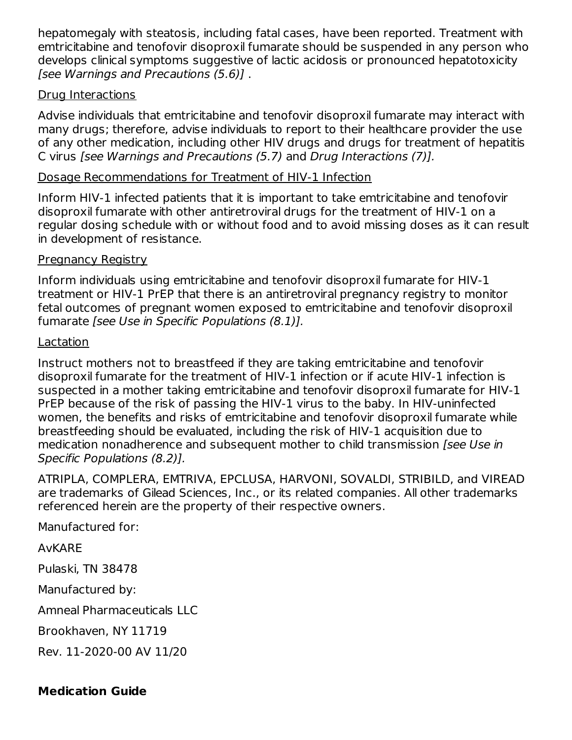hepatomegaly with steatosis, including fatal cases, have been reported. Treatment with emtricitabine and tenofovir disoproxil fumarate should be suspended in any person who develops clinical symptoms suggestive of lactic acidosis or pronounced hepatotoxicity *[see Warnings and Precautions (5.6)]* .

Drug Interactions

Advise individuals that emtricitabine and tenofovir disoproxil fumarate may interact with many drugs; therefore, advise individuals to report to their healthcare provider the use of any other medication, including other HIV drugs and drugs for treatment of hepatitis C virus *[see Warnings and Precautions (5.7)* and *Drug Interactions (7)].*

Dosage Recommendations for Treatment of HIV-1 Infection

Inform HIV-1 infected patients that it is important to take emtricitabine and tenofovir disoproxil fumarate with other antiretroviral drugs for the treatment of HIV-1 on a regular dosing schedule with or without food and to avoid missing doses as it can result in development of resistance.

Pregnancy Registry

Inform individuals using emtricitabine and tenofovir disoproxil fumarate for HIV-1 treatment or HIV-1 PrEP that there is an antiretroviral pregnancy registry to monitor fetal outcomes of pregnant women exposed to emtricitabine and tenofovir disoproxil fumarate *[see Use in Specific Populations (8.1)].*

Lactation

Instruct mothers not to breastfeed if they are taking emtricitabine and tenofovir disoproxil fumarate for the treatment of HIV-1 infection or if acute HIV-1 infection is suspected in a mother taking emtricitabine and tenofovir disoproxil fumarate for HIV-1 PrEP because of the risk of passing the HIV-1 virus to the baby. In HIV-uninfected women, the benefits and risks of emtricitabine and tenofovir disoproxil fumarate while breastfeeding should be evaluated, including the risk of HIV-1 acquisition due to medication nonadherence and subsequent mother to child transmission *[see Use in Specific Populations (8.2)].*

ATRIPLA, COMPLERA, EMTRIVA, EPCLUSA, HARVONI, SOVALDI, STRIBILD, and VIREAD are trademarks of Gilead Sciences, Inc., or its related companies. All other trademarks referenced herein are the property of their respective owners.

Manufactured for:

AvKARE

Pulaski, TN 38478

Manufactured by:

Amneal Pharmaceuticals LLC

Brookhaven, NY 11719

Rev. 11-2020-00 AV 11/20

**Medication Guide**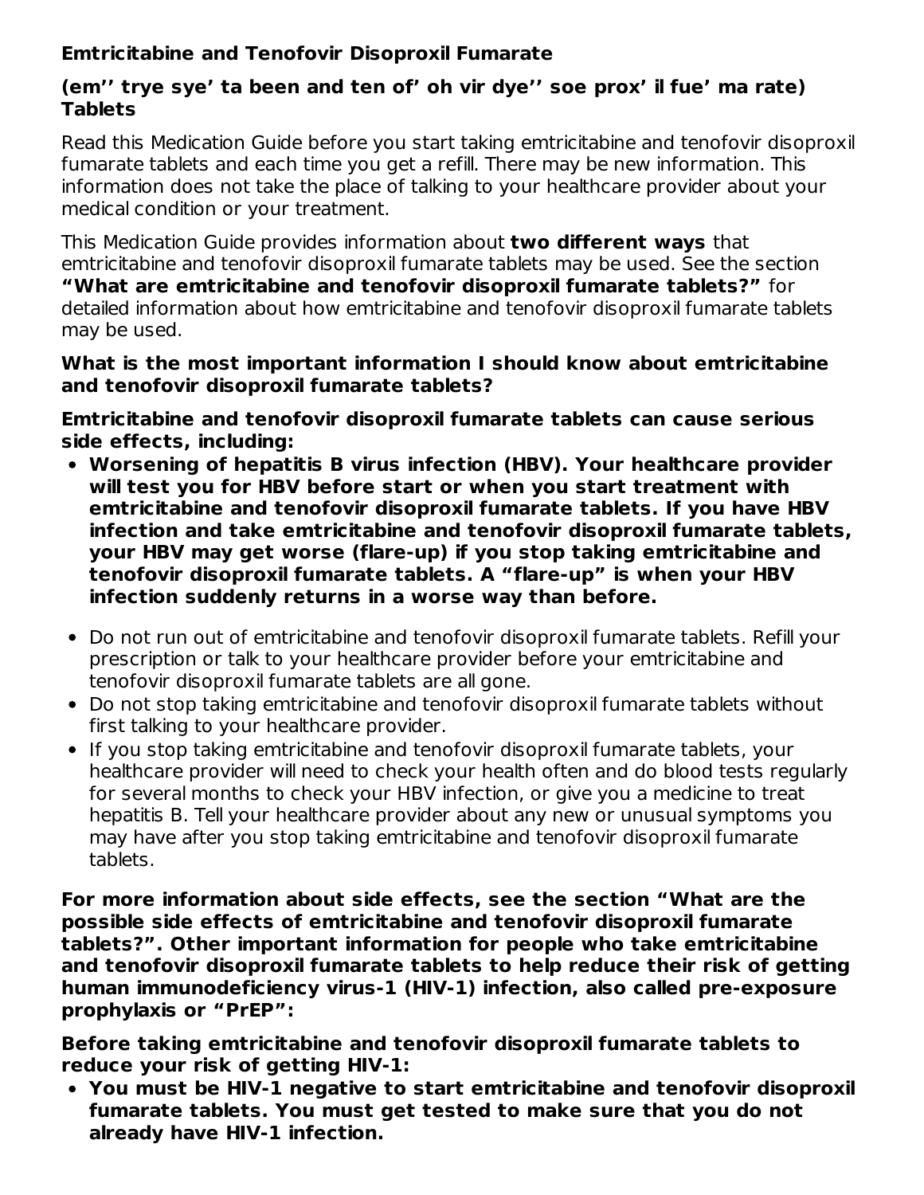**Emtricitabine and Tenofovir Disoproxil Fumarate**

**(em'' trye sye' ta been and ten of' oh vir dye'' soe prox' il fue' ma rate) Tablets**

Read this Medication Guide before you start taking emtricitabine and tenofovir disoproxil fumarate tablets and each time you get a refill. There may be new information. This information does not take the place of talking to your healthcare provider about your medical condition or your treatment.

This Medication Guide provides information about **two different ways** that emtricitabine and tenofovir disoproxil fumarate tablets may be used. See the section **"What are emtricitabine and tenofovir disoproxil fumarate tablets?"** for detailed information about how emtricitabine and tenofovir disoproxil fumarate tablets may be used.

**What is the most important information I should know about emtricitabine and tenofovir disoproxil fumarate tablets?**

**Emtricitabine and tenofovir disoproxil fumarate tablets can cause serious side effects, including:**

- **Worsening of hepatitis B virus infection (HBV). Your healthcare provider will test you for HBV before start or when you start treatment with emtricitabine and tenofovir disoproxil fumarate tablets. If you have HBV infection and take emtricitabine and tenofovir disoproxil fumarate tablets, your HBV may get worse (flare-up) if you stop taking emtricitabine and tenofovir disoproxil fumarate tablets. A "flare-up" is when your HBV infection suddenly returns in a worse way than before.**

- Do not run out of emtricitabine and tenofovir disoproxil fumarate tablets. Refill your prescription or talk to your healthcare provider before your emtricitabine and tenofovir disoproxil fumarate tablets are all gone.
- Do not stop taking emtricitabine and tenofovir disoproxil fumarate tablets without first talking to your healthcare provider.
- If you stop taking emtricitabine and tenofovir disoproxil fumarate tablets, your healthcare provider will need to check your health often and do blood tests regularly for several months to check your HBV infection, or give you a medicine to treat hepatitis B. Tell your healthcare provider about any new or unusual symptoms you may have after you stop taking emtricitabine and tenofovir disoproxil fumarate tablets.

**For more information about side effects, see the section "What are the possible side effects of emtricitabine and tenofovir disoproxil fumarate tablets?". Other important information for people who take emtricitabine and tenofovir disoproxil fumarate tablets to help reduce their risk of getting human immunodeficiency virus-1 (HIV-1) infection, also called pre-exposure prophylaxis or "PrEP":**

**Before taking emtricitabine and tenofovir disoproxil fumarate tablets to reduce your risk of getting HIV-1:**

- **You must be HIV-1 negative to start emtricitabine and tenofovir disoproxil fumarate tablets. You must get tested to make sure that you do not already have HIV-1 infection.**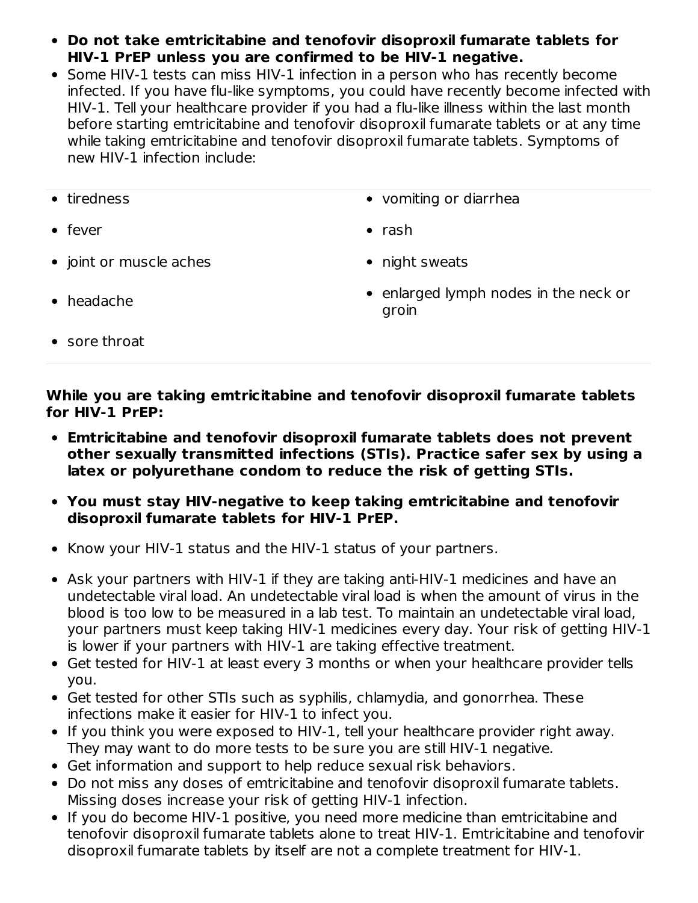- **Do not take emtricitabine and tenofovir disoproxil fumarate tablets for HIV-1 PrEP unless you are confirmed to be HIV-1 negative.**
- Some HIV-1 tests can miss HIV-1 infection in a person who has recently become infected. If you have flu-like symptoms, you could have recently become infected with HIV-1. Tell your healthcare provider if you had a flu-like illness within the last month before starting emtricitabine and tenofovir disoproxil fumarate tablets or at any time while taking emtricitabine and tenofovir disoproxil fumarate tablets. Symptoms of new HIV-1 infection include:

| | |
|---|---|
| • tiredness | • vomiting or diarrhea |
| • fever | • rash |
| • joint or muscle aches | • night sweats |
| • headache | • enlarged lymph nodes in the neck or groin |
| • sore throat | |

**While you are taking emtricitabine and tenofovir disoproxil fumarate tablets for HIV-1 PrEP:**

- **Emtricitabine and tenofovir disoproxil fumarate tablets does not prevent other sexually transmitted infections (STIs). Practice safer sex by using a latex or polyurethane condom to reduce the risk of getting STIs.**
- **You must stay HIV-negative to keep taking emtricitabine and tenofovir disoproxil fumarate tablets for HIV-1 PrEP.**
- Know your HIV-1 status and the HIV-1 status of your partners.
- Ask your partners with HIV-1 if they are taking anti-HIV-1 medicines and have an undetectable viral load. An undetectable viral load is when the amount of virus in the blood is too low to be measured in a lab test. To maintain an undetectable viral load, your partners must keep taking HIV-1 medicines every day. Your risk of getting HIV-1 is lower if your partners with HIV-1 are taking effective treatment.
- Get tested for HIV-1 at least every 3 months or when your healthcare provider tells you.
- Get tested for other STIs such as syphilis, chlamydia, and gonorrhea. These infections make it easier for HIV-1 to infect you.
- If you think you were exposed to HIV-1, tell your healthcare provider right away. They may want to do more tests to be sure you are still HIV-1 negative.
- Get information and support to help reduce sexual risk behaviors.
- Do not miss any doses of emtricitabine and tenofovir disoproxil fumarate tablets. Missing doses increase your risk of getting HIV-1 infection.
- If you do become HIV-1 positive, you need more medicine than emtricitabine and tenofovir disoproxil fumarate tablets alone to treat HIV-1. Emtricitabine and tenofovir disoproxil fumarate tablets by itself are not a complete treatment for HIV-1.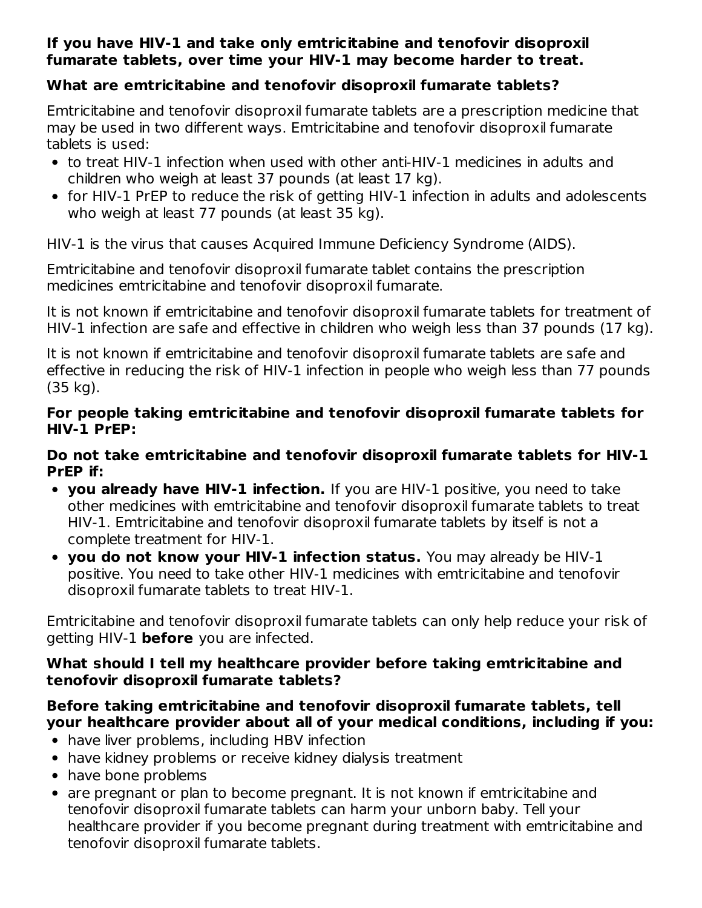**If you have HIV-1 and take only emtricitabine and tenofovir disoproxil fumarate tablets, over time your HIV-1 may become harder to treat.**

**What are emtricitabine and tenofovir disoproxil fumarate tablets?**

Emtricitabine and tenofovir disoproxil fumarate tablets are a prescription medicine that may be used in two different ways. Emtricitabine and tenofovir disoproxil fumarate tablets is used:

- to treat HIV-1 infection when used with other anti-HIV-1 medicines in adults and children who weigh at least 37 pounds (at least 17 kg).
- for HIV-1 PrEP to reduce the risk of getting HIV-1 infection in adults and adolescents who weigh at least 77 pounds (at least 35 kg).

HIV-1 is the virus that causes Acquired Immune Deficiency Syndrome (AIDS).

Emtricitabine and tenofovir disoproxil fumarate tablet contains the prescription medicines emtricitabine and tenofovir disoproxil fumarate.

It is not known if emtricitabine and tenofovir disoproxil fumarate tablets for treatment of HIV-1 infection are safe and effective in children who weigh less than 37 pounds (17 kg).

It is not known if emtricitabine and tenofovir disoproxil fumarate tablets are safe and effective in reducing the risk of HIV-1 infection in people who weigh less than 77 pounds (35 kg).

**For people taking emtricitabine and tenofovir disoproxil fumarate tablets for HIV-1 PrEP:**

**Do not take emtricitabine and tenofovir disoproxil fumarate tablets for HIV-1 PrEP if:**

- **you already have HIV-1 infection.** If you are HIV-1 positive, you need to take other medicines with emtricitabine and tenofovir disoproxil fumarate tablets to treat HIV-1. Emtricitabine and tenofovir disoproxil fumarate tablets by itself is not a complete treatment for HIV-1.
- **you do not know your HIV-1 infection status.** You may already be HIV-1 positive. You need to take other HIV-1 medicines with emtricitabine and tenofovir disoproxil fumarate tablets to treat HIV-1.

Emtricitabine and tenofovir disoproxil fumarate tablets can only help reduce your risk of getting HIV-1 **before** you are infected.

**What should I tell my healthcare provider before taking emtricitabine and tenofovir disoproxil fumarate tablets?**

**Before taking emtricitabine and tenofovir disoproxil fumarate tablets, tell your healthcare provider about all of your medical conditions, including if you:**

- have liver problems, including HBV infection
- have kidney problems or receive kidney dialysis treatment
- have bone problems
- are pregnant or plan to become pregnant. It is not known if emtricitabine and tenofovir disoproxil fumarate tablets can harm your unborn baby. Tell your healthcare provider if you become pregnant during treatment with emtricitabine and tenofovir disoproxil fumarate tablets.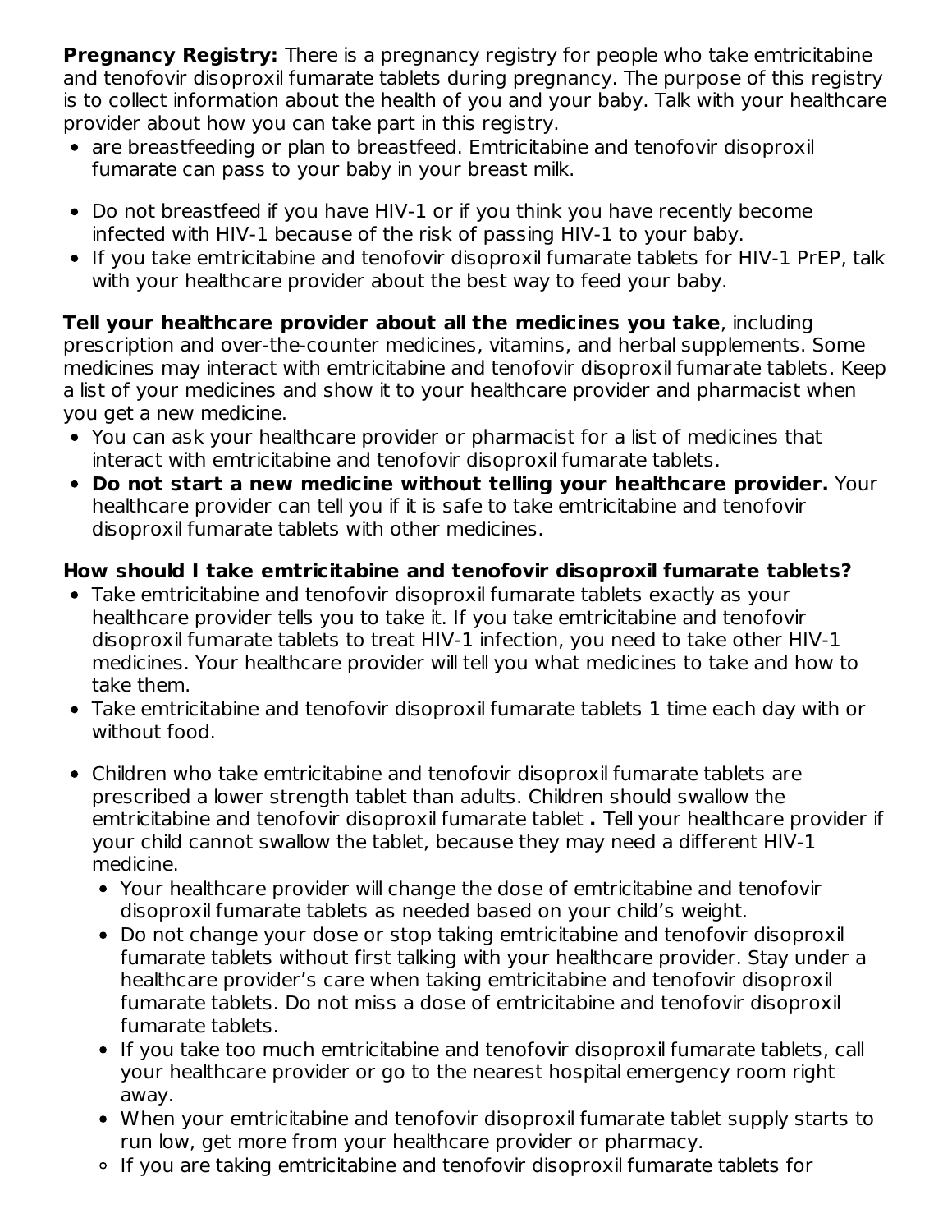**Pregnancy Registry:** There is a pregnancy registry for people who take emtricitabine and tenofovir disoproxil fumarate tablets during pregnancy. The purpose of this registry is to collect information about the health of you and your baby. Talk with your healthcare provider about how you can take part in this registry.

- are breastfeeding or plan to breastfeed. Emtricitabine and tenofovir disoproxil fumarate can pass to your baby in your breast milk.
- Do not breastfeed if you have HIV-1 or if you think you have recently become infected with HIV-1 because of the risk of passing HIV-1 to your baby.
- If you take emtricitabine and tenofovir disoproxil fumarate tablets for HIV-1 PrEP, talk with your healthcare provider about the best way to feed your baby.

**Tell your healthcare provider about all the medicines you take**, including prescription and over-the-counter medicines, vitamins, and herbal supplements. Some medicines may interact with emtricitabine and tenofovir disoproxil fumarate tablets. Keep a list of your medicines and show it to your healthcare provider and pharmacist when you get a new medicine.

- You can ask your healthcare provider or pharmacist for a list of medicines that interact with emtricitabine and tenofovir disoproxil fumarate tablets.
- **Do not start a new medicine without telling your healthcare provider.** Your healthcare provider can tell you if it is safe to take emtricitabine and tenofovir disoproxil fumarate tablets with other medicines.

**How should I take emtricitabine and tenofovir disoproxil fumarate tablets?**

- Take emtricitabine and tenofovir disoproxil fumarate tablets exactly as your healthcare provider tells you to take it. If you take emtricitabine and tenofovir disoproxil fumarate tablets to treat HIV-1 infection, you need to take other HIV-1 medicines. Your healthcare provider will tell you what medicines to take and how to take them.
- Take emtricitabine and tenofovir disoproxil fumarate tablets 1 time each day with or without food.
- Children who take emtricitabine and tenofovir disoproxil fumarate tablets are prescribed a lower strength tablet than adults. Children should swallow the emtricitabine and tenofovir disoproxil fumarate tablet **.** Tell your healthcare provider if your child cannot swallow the tablet, because they may need a different HIV-1 medicine.
  - Your healthcare provider will change the dose of emtricitabine and tenofovir disoproxil fumarate tablets as needed based on your child's weight.
  - Do not change your dose or stop taking emtricitabine and tenofovir disoproxil fumarate tablets without first talking with your healthcare provider. Stay under a healthcare provider's care when taking emtricitabine and tenofovir disoproxil fumarate tablets. Do not miss a dose of emtricitabine and tenofovir disoproxil fumarate tablets.
  - If you take too much emtricitabine and tenofovir disoproxil fumarate tablets, call your healthcare provider or go to the nearest hospital emergency room right away.
  - When your emtricitabine and tenofovir disoproxil fumarate tablet supply starts to run low, get more from your healthcare provider or pharmacy.
  - If you are taking emtricitabine and tenofovir disoproxil fumarate tablets for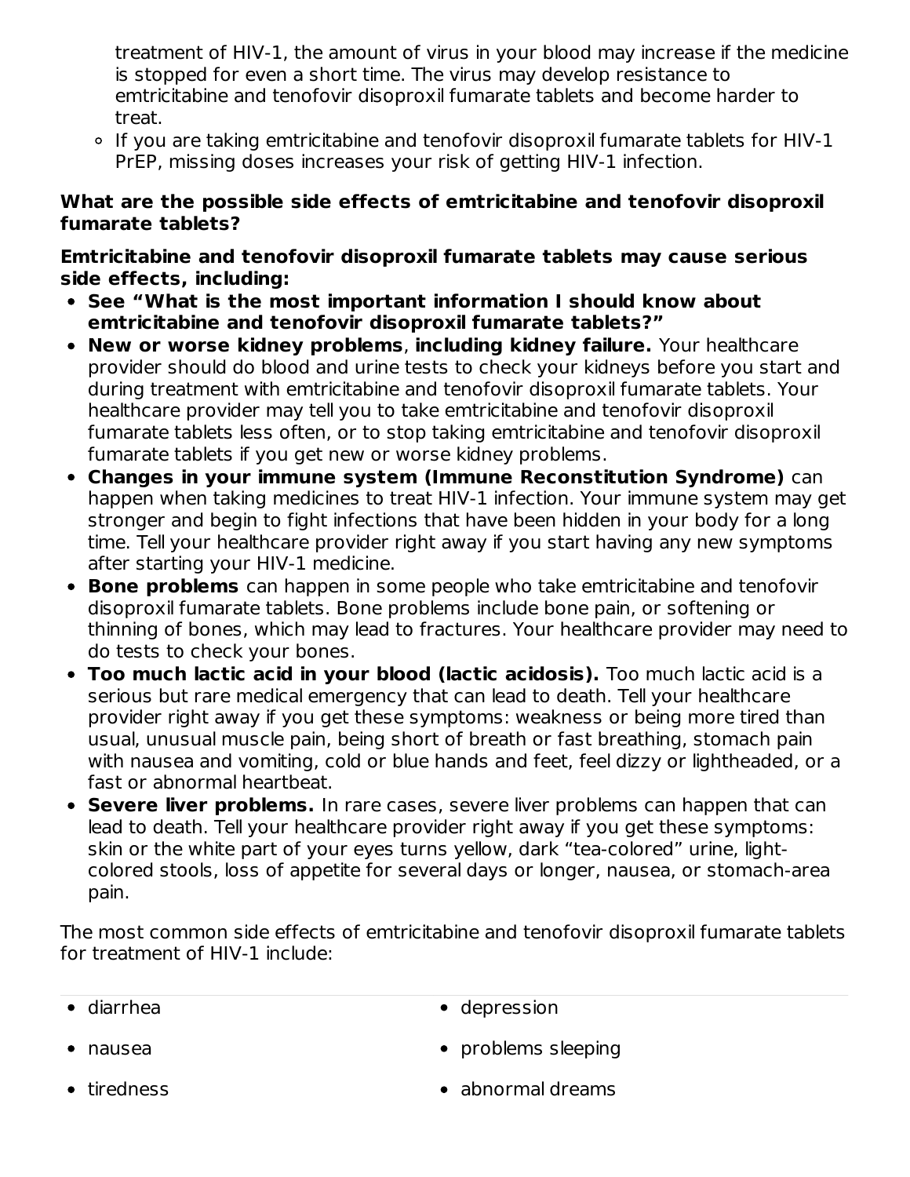treatment of HIV-1, the amount of virus in your blood may increase if the medicine is stopped for even a short time. The virus may develop resistance to emtricitabine and tenofovir disoproxil fumarate tablets and become harder to treat.
    - If you are taking emtricitabine and tenofovir disoproxil fumarate tablets for HIV-1 PrEP, missing doses increases your risk of getting HIV-1 infection.

**What are the possible side effects of emtricitabine and tenofovir disoproxil fumarate tablets?**

**Emtricitabine and tenofovir disoproxil fumarate tablets may cause serious side effects, including:**

- **See "What is the most important information I should know about emtricitabine and tenofovir disoproxil fumarate tablets?"**
- **New or worse kidney problems**, **including kidney failure.** Your healthcare provider should do blood and urine tests to check your kidneys before you start and during treatment with emtricitabine and tenofovir disoproxil fumarate tablets. Your healthcare provider may tell you to take emtricitabine and tenofovir disoproxil fumarate tablets less often, or to stop taking emtricitabine and tenofovir disoproxil fumarate tablets if you get new or worse kidney problems.
- **Changes in your immune system (Immune Reconstitution Syndrome)** can happen when taking medicines to treat HIV-1 infection. Your immune system may get stronger and begin to fight infections that have been hidden in your body for a long time. Tell your healthcare provider right away if you start having any new symptoms after starting your HIV-1 medicine.
- **Bone problems** can happen in some people who take emtricitabine and tenofovir disoproxil fumarate tablets. Bone problems include bone pain, or softening or thinning of bones, which may lead to fractures. Your healthcare provider may need to do tests to check your bones.
- **Too much lactic acid in your blood (lactic acidosis).** Too much lactic acid is a serious but rare medical emergency that can lead to death. Tell your healthcare provider right away if you get these symptoms: weakness or being more tired than usual, unusual muscle pain, being short of breath or fast breathing, stomach pain with nausea and vomiting, cold or blue hands and feet, feel dizzy or lightheaded, or a fast or abnormal heartbeat.
- **Severe liver problems.** In rare cases, severe liver problems can happen that can lead to death. Tell your healthcare provider right away if you get these symptoms: skin or the white part of your eyes turns yellow, dark "tea-colored" urine, light-colored stools, loss of appetite for several days or longer, nausea, or stomach-area pain.

The most common side effects of emtricitabine and tenofovir disoproxil fumarate tablets for treatment of HIV-1 include:

- diarrhea
- nausea
- tiredness
- depression
- problems sleeping
- abnormal dreams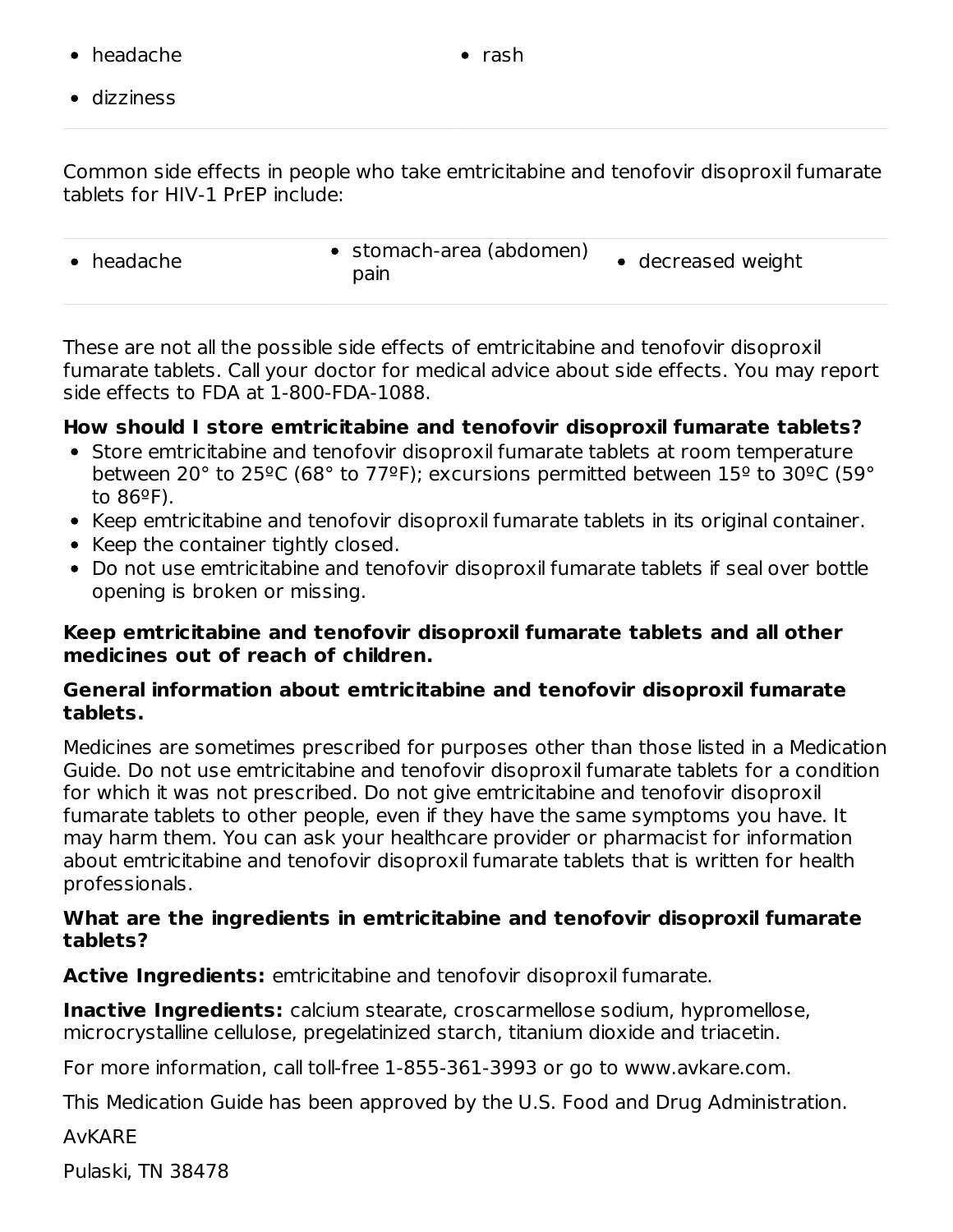- headache
- rash
- dizziness

Common side effects in people who take emtricitabine and tenofovir disoproxil fumarate tablets for HIV-1 PrEP include:

- headache
- stomach-area (abdomen) pain
- decreased weight

These are not all the possible side effects of emtricitabine and tenofovir disoproxil fumarate tablets. Call your doctor for medical advice about side effects. You may report side effects to FDA at 1-800-FDA-1088.

**How should I store emtricitabine and tenofovir disoproxil fumarate tablets?**

- Store emtricitabine and tenofovir disoproxil fumarate tablets at room temperature between 20° to 25ºC (68° to 77ºF); excursions permitted between 15º to 30ºC (59° to 86ºF).
- Keep emtricitabine and tenofovir disoproxil fumarate tablets in its original container.
- Keep the container tightly closed.
- Do not use emtricitabine and tenofovir disoproxil fumarate tablets if seal over bottle opening is broken or missing.

**Keep emtricitabine and tenofovir disoproxil fumarate tablets and all other medicines out of reach of children.**

**General information about emtricitabine and tenofovir disoproxil fumarate tablets.**

Medicines are sometimes prescribed for purposes other than those listed in a Medication Guide. Do not use emtricitabine and tenofovir disoproxil fumarate tablets for a condition for which it was not prescribed. Do not give emtricitabine and tenofovir disoproxil fumarate tablets to other people, even if they have the same symptoms you have. It may harm them. You can ask your healthcare provider or pharmacist for information about emtricitabine and tenofovir disoproxil fumarate tablets that is written for health professionals.

**What are the ingredients in emtricitabine and tenofovir disoproxil fumarate tablets?**

**Active Ingredients:** emtricitabine and tenofovir disoproxil fumarate.

**Inactive Ingredients:** calcium stearate, croscarmellose sodium, hypromellose, microcrystalline cellulose, pregelatinized starch, titanium dioxide and triacetin.

For more information, call toll-free 1-855-361-3993 or go to www.avkare.com.

This Medication Guide has been approved by the U.S. Food and Drug Administration.

AvKARE

Pulaski, TN 38478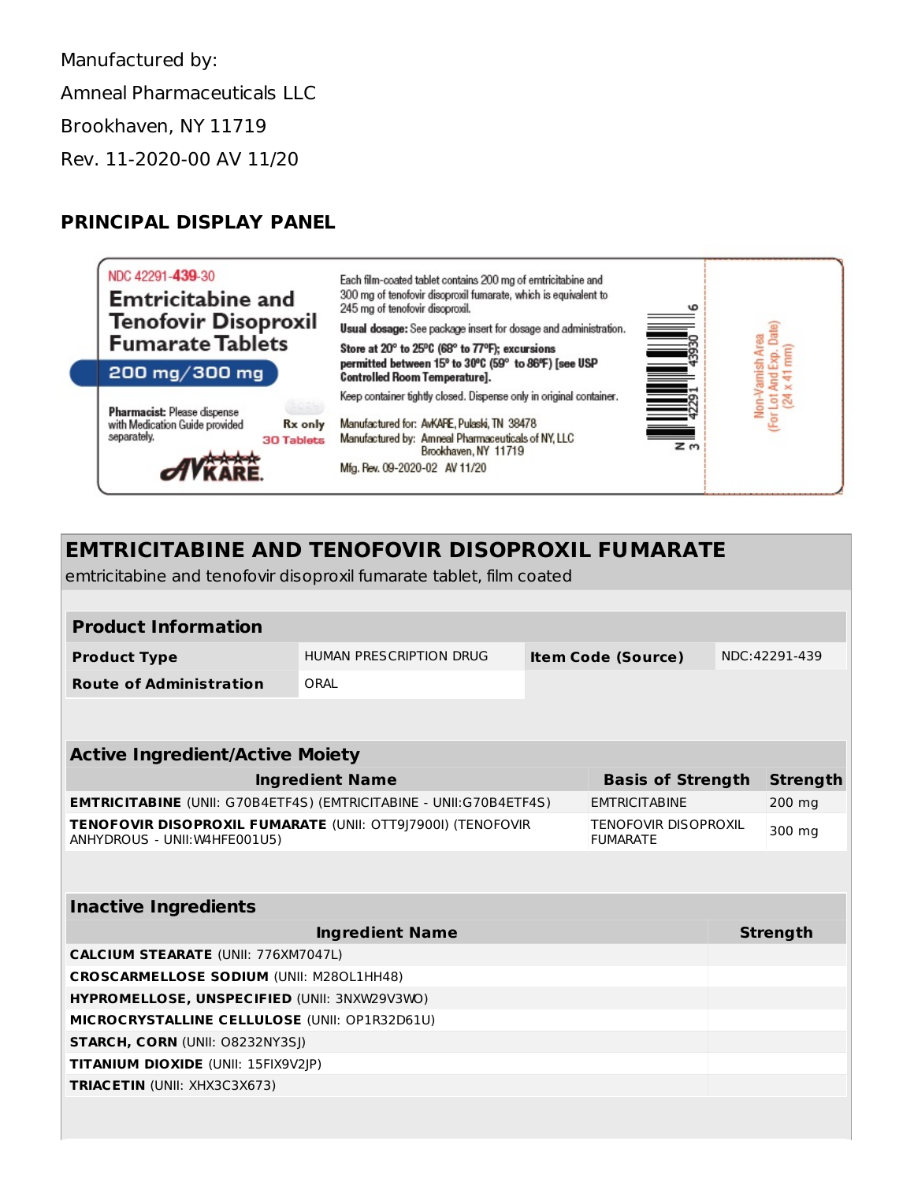Manufactured by:

Amneal Pharmaceuticals LLC

Brookhaven, NY 11719

Rev. 11-2020-00 AV 11/20

## PRINCIPAL DISPLAY PANEL

NDC 42291-439-30

**Emtricitabine and Tenofovir Disoproxil Fumarate Tablets**

**200 mg/300 mg**

**Pharmacist:** Please dispense with Medication Guide provided separately.

**Rx only**

30 Tablets

AVKARE

Each film-coated tablet contains 200 mg of emtricitabine and 300 mg of tenofovir disoproxil fumarate, which is equivalent to 245 mg of tenofovir disoproxil.

**Usual dosage:** See package insert for dosage and administration.

**Store at 20° to 25°C (68° to 77°F); excursions permitted between 15° to 30°C (59° to 86°F) [see USP Controlled Room Temperature].**

Keep container tightly closed. Dispense only in original container.

Manufactured for: AvKARE, Pulaski, TN 38478

Manufactured by: Amneal Pharmaceuticals of NY, LLC Brookhaven, NY 11719

Mfg. Rev. 09-2020-02 AV 11/20

N 3 42291 43930 6

Non-Varnish Area (For Lot And Exp. Date) (24 x 41 mm)

## EMTRICITABINE AND TENOFOVIR DISOPROXIL FUMARATE

emtricitabine and tenofovir disoproxil fumarate tablet, film coated

| Product Information | | | |
|---|---|---|---|
| **Product Type** | HUMAN PRESCRIPTION DRUG | **Item Code (Source)** | NDC:42291-439 |
| **Route of Administration** | ORAL | | |

| Active Ingredient/Active Moiety | | |
|---|---|---|
| **Ingredient Name** | **Basis of Strength** | **Strength** |
| **EMTRICITABINE** (UNII: G70B4ETF4S) (EMTRICITABINE - UNII:G70B4ETF4S) | EMTRICITABINE | 200 mg |
| **TENOFOVIR DISOPROXIL FUMARATE** (UNII: OTT9J7900I) (TENOFOVIR ANHYDROUS - UNII:W4HFE001U5) | TENOFOVIR DISOPROXIL FUMARATE | 300 mg |

| Inactive Ingredients | |
|---|---|
| **Ingredient Name** | **Strength** |
| **CALCIUM STEARATE** (UNII: 776XM7047L) | |
| **CROSCARMELLOSE SODIUM** (UNII: M28OL1HH48) | |
| **HYPROMELLOSE, UNSPECIFIED** (UNII: 3NXW29V3WO) | |
| **MICROCRYSTALLINE CELLULOSE** (UNII: OP1R32D61U) | |
| **STARCH, CORN** (UNII: O8232NY3SJ) | |
| **TITANIUM DIOXIDE** (UNII: 15FIX9V2JP) | |
| **TRIACETIN** (UNII: XHX3C3X673) | |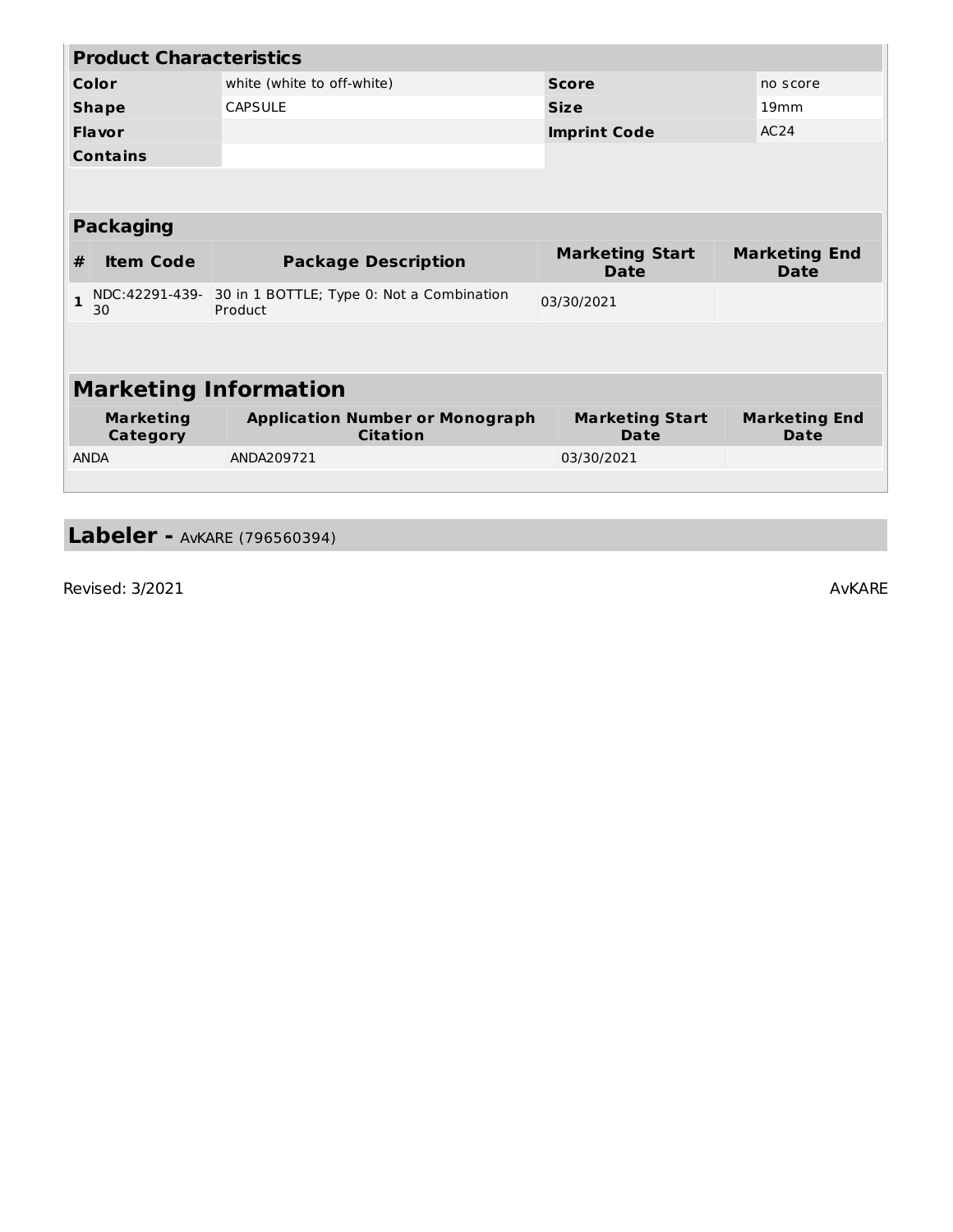## Product Characteristics

| | | | |
|---|---|---|---|
| **Color** | white (white to off-white) | **Score** | no score |
| **Shape** | CAPSULE | **Size** | 19mm |
| **Flavor** | | **Imprint Code** | AC24 |
| **Contains** | | | |

## Packaging

| # | Item Code | Package Description | Marketing Start Date | Marketing End Date |
|---|---|---|---|---|
| 1 | NDC:42291-439-30 | 30 in 1 BOTTLE; Type 0: Not a Combination Product | 03/30/2021 | |

## Marketing Information

| Marketing Category | Application Number or Monograph Citation | Marketing Start Date | Marketing End Date |
|---|---|---|---|
| ANDA | ANDA209721 | 03/30/2021 | |

## Labeler - AvKARE (796560394)

Revised: 3/2021

AvKARE